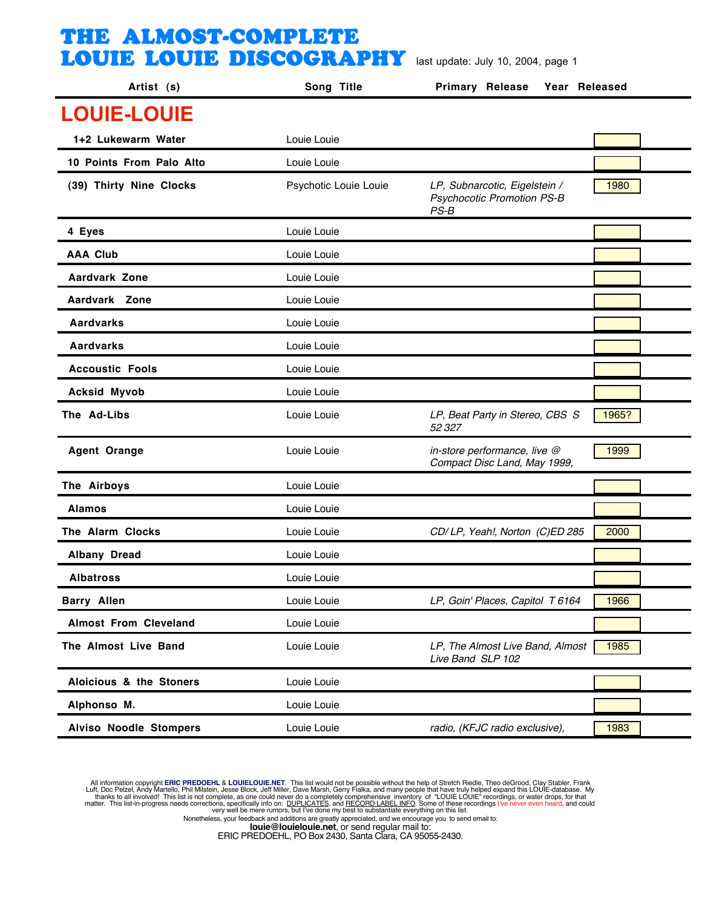# THE ALMOST-COMPLETE LOUIE LOUIE DISCOGRAPHY

last update: July 10, 2004, page 1

## LOUIE-LOUIE

| Artist (s) | Song Title | Primary Release | Year Released |
|---|---|---|---|
| 1+2 Lukewarm Water | Louie Louie | | |
| 10 Points From Palo Alto | Louie Louie | | |
| (39) Thirty Nine Clocks | Psychotic Louie Louie | *LP, Subnarcotic, Eigelstein / Psychocotic Promotion PS-B PS-B* | 1980 |
| 4 Eyes | Louie Louie | | |
| AAA Club | Louie Louie | | |
| Aardvark Zone | Louie Louie | | |
| Aardvark Zone | Louie Louie | | |
| Aardvarks | Louie Louie | | |
| Aardvarks | Louie Louie | | |
| Accoustic Fools | Louie Louie | | |
| Acksid Myvob | Louie Louie | | |
| The Ad-Libs | Louie Louie | *LP, Beat Party in Stereo, CBS S 52 327* | 1965? |
| Agent Orange | Louie Louie | *in-store performance, live @ Compact Disc Land, May 1999,* | 1999 |
| The Airboys | Louie Louie | | |
| Alamos | Louie Louie | | |
| The Alarm Clocks | Louie Louie | *CD/ LP, Yeah!, Norton (C)ED 285* | 2000 |
| Albany Dread | Louie Louie | | |
| Albatross | Louie Louie | | |
| Barry Allen | Louie Louie | *LP, Goin' Places, Capitol T 6164* | 1966 |
| Almost From Cleveland | Louie Louie | | |
| The Almost Live Band | Louie Louie | *LP, The Almost Live Band, Almost Live Band SLP 102* | 1985 |
| Aloicious & the Stoners | Louie Louie | | |
| Alphonso M. | Louie Louie | | |
| Alviso Noodle Stompers | Louie Louie | *radio, (KFJC radio exclusive),* | 1983 |

All information copyright **ERIC PREDOEHL** & **LOUIELOUIE.NET**. This list would not be possible without the help of Stretch Riedle, Theo deGrood, Clay Stabler, Frank Luft, Doc Pelzel, Andy Martello, Phil Milstein, Jesse Block, Jeff Miller, Dave Marsh, Gerry Fialka, and many people that have truly helped expand this LOUIE-database. My thanks to all involved! This list is not complete, as one could never do a completely comprehensive inventory of "LOUIE LOUIE" recordings, or water drops, for that matter. This list-in-progress needs corrections, specifically info on: DUPLICATES, and RECORD LABEL INFO. Some of these recordings I've never even heard, and could very well be mere rumors, but I've done my best to substantiate everything on this list.

Nonetheless, your feedback and additions are greatly appreciated, and we encourage you to send email to:

**louie@louielouie.net**, or send regular mail to:

ERIC PREDOEHL, PO Box 2430, Santa Clara, CA 95055-2430.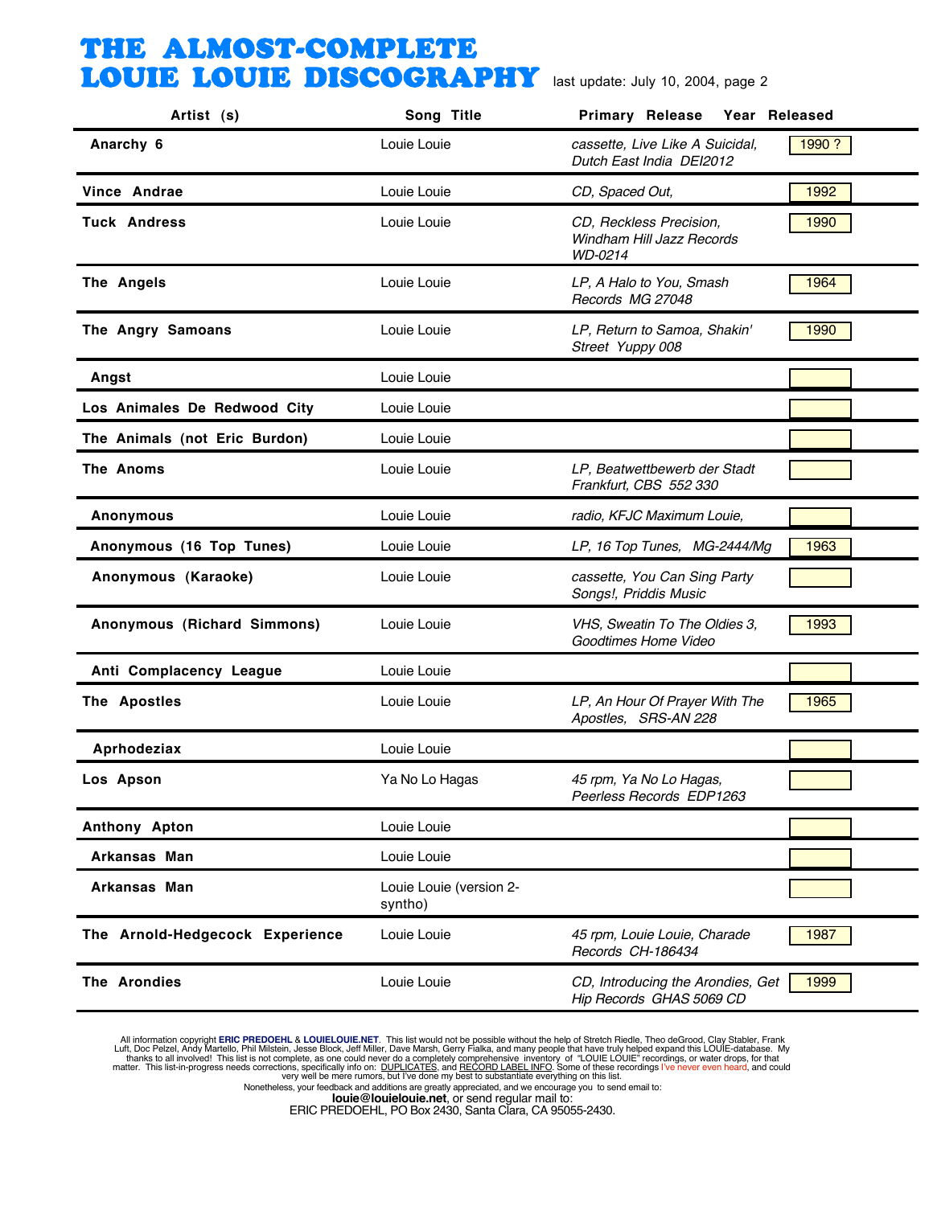# THE ALMOST-COMPLETE LOUIE LOUIE DISCOGRAPHY

last update: July 10, 2004, page 2

| Artist (s) | Song Title | Primary Release | Year Released |
|---|---|---|---|
| Anarchy 6 | Louie Louie | *cassette, Live Like A Suicidal, Dutch East India DEI2012* | 1990 ? |
| Vince Andrae | Louie Louie | *CD, Spaced Out,* | 1992 |
| Tuck Andress | Louie Louie | *CD, Reckless Precision, Windham Hill Jazz Records WD-0214* | 1990 |
| The Angels | Louie Louie | *LP, A Halo to You, Smash Records MG 27048* | 1964 |
| The Angry Samoans | Louie Louie | *LP, Return to Samoa, Shakin' Street Yuppy 008* | 1990 |
| Angst | Louie Louie | | |
| Los Animales De Redwood City | Louie Louie | | |
| The Animals (not Eric Burdon) | Louie Louie | | |
| The Anoms | Louie Louie | *LP, Beatwettbewerb der Stadt Frankfurt, CBS 552 330* | |
| Anonymous | Louie Louie | *radio, KFJC Maximum Louie,* | |
| Anonymous (16 Top Tunes) | Louie Louie | *LP, 16 Top Tunes, MG-2444/Mg* | 1963 |
| Anonymous (Karaoke) | Louie Louie | *cassette, You Can Sing Party Songs!, Priddis Music* | |
| Anonymous (Richard Simmons) | Louie Louie | *VHS, Sweatin To The Oldies 3, Goodtimes Home Video* | 1993 |
| Anti Complacency League | Louie Louie | | |
| The Apostles | Louie Louie | *LP, An Hour Of Prayer With The Apostles, SRS-AN 228* | 1965 |
| Aprhodeziax | Louie Louie | | |
| Los Apson | Ya No Lo Hagas | *45 rpm, Ya No Lo Hagas, Peerless Records EDP1263* | |
| Anthony Apton | Louie Louie | | |
| Arkansas Man | Louie Louie | | |
| Arkansas Man | Louie Louie (version 2-syntho) | | |
| The Arnold-Hedgecock Experience | Louie Louie | *45 rpm, Louie Louie, Charade Records CH-186434* | 1987 |
| The Arondies | Louie Louie | *CD, Introducing the Arondies, Get Hip Records GHAS 5069 CD* | 1999 |

All information copyright **ERIC PREDOEHL** & **LOUIELOUIE.NET**. This list would not be possible without the help of Stretch Riedle, Theo deGrood, Clay Stabler, Frank Luft, Doc Pelzel, Andy Martello, Phil Milstein, Jesse Block, Jeff Miller, Dave Marsh, Gerry Fialka, and many people that have truly helped expand this LOUIE-database. My thanks to all involved! This list is not complete, as one could never do a completely comprehensive inventory of "LOUIE LOUIE" recordings, or water drops, for that matter. This list-in-progress needs corrections, specifically info on: DUPLICATES, and RECORD LABEL INFO. Some of these recordings I've never even heard, and could very well be mere rumors, but I've done my best to substantiate everything on this list.
Nonetheless, your feedback and additions are greatly appreciated, and we encourage you to send email to:
**louie@louielouie.net**, or send regular mail to:
ERIC PREDOEHL, PO Box 2430, Santa Clara, CA 95055-2430.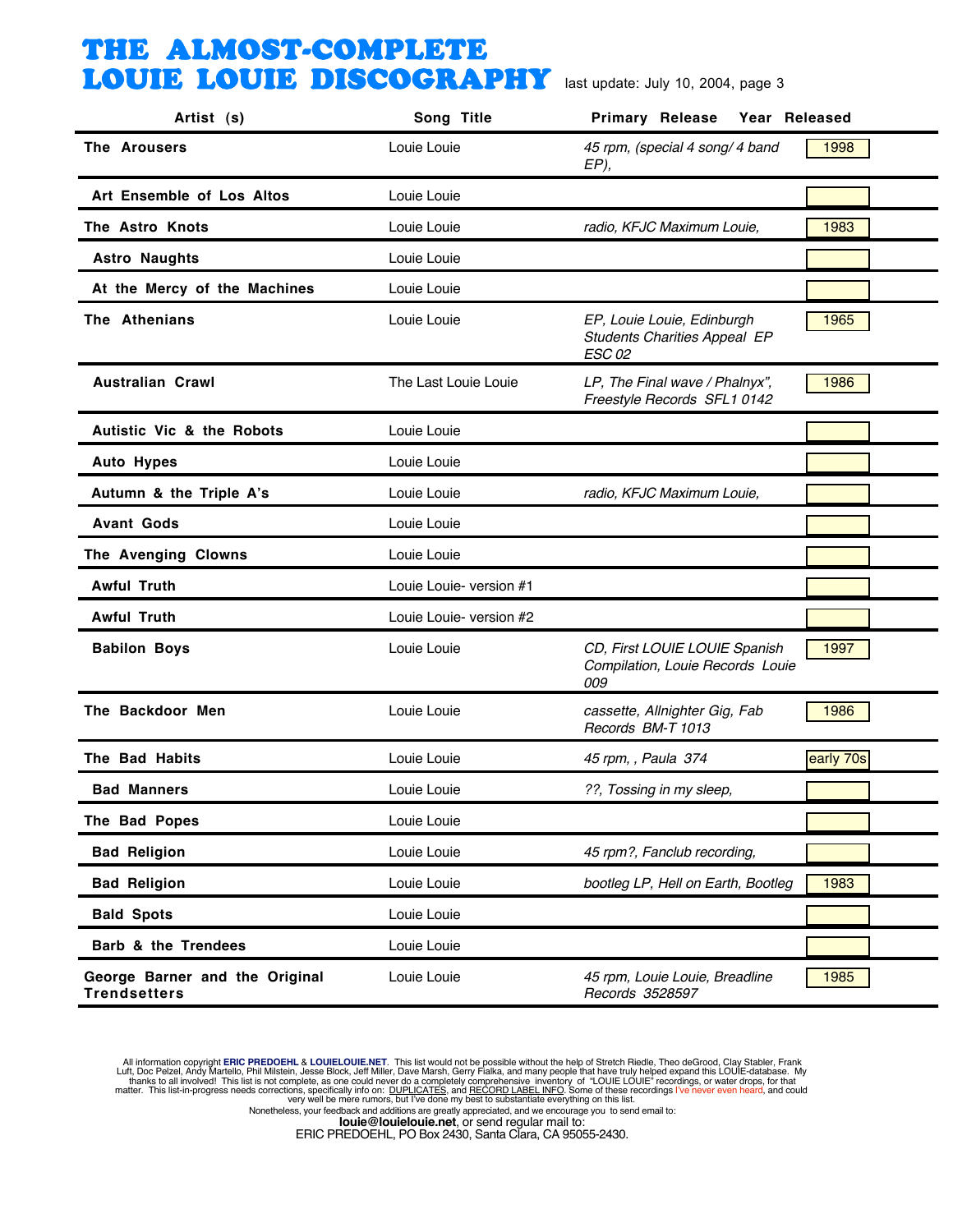# THE ALMOST-COMPLETE LOUIE LOUIE DISCOGRAPHY

last update: July 10, 2004, page 3

| Artist (s) | Song Title | Primary Release | Year Released |
|---|---|---|---|
| **The Arousers** | Louie Louie | *45 rpm, (special 4 song/ 4 band EP),* | 1998 |
| **Art Ensemble of Los Altos** | Louie Louie | | |
| **The Astro Knots** | Louie Louie | *radio, KFJC Maximum Louie,* | 1983 |
| **Astro Naughts** | Louie Louie | | |
| **At the Mercy of the Machines** | Louie Louie | | |
| **The Athenians** | Louie Louie | *EP, Louie Louie, Edinburgh Students Charities Appeal EP ESC 02* | 1965 |
| **Australian Crawl** | The Last Louie Louie | *LP, The Final wave / Phalnyx", Freestyle Records SFL1 0142* | 1986 |
| **Autistic Vic & the Robots** | Louie Louie | | |
| **Auto Hypes** | Louie Louie | | |
| **Autumn & the Triple A's** | Louie Louie | *radio, KFJC Maximum Louie,* | |
| **Avant Gods** | Louie Louie | | |
| **The Avenging Clowns** | Louie Louie | | |
| **Awful Truth** | Louie Louie- version #1 | | |
| **Awful Truth** | Louie Louie- version #2 | | |
| **Babilon Boys** | Louie Louie | *CD, First LOUIE LOUIE Spanish Compilation, Louie Records Louie 009* | 1997 |
| **The Backdoor Men** | Louie Louie | *cassette, Allnighter Gig, Fab Records BM-T 1013* | 1986 |
| **The Bad Habits** | Louie Louie | *45 rpm, , Paula 374* | early 70s |
| **Bad Manners** | Louie Louie | *??, Tossing in my sleep,* | |
| **The Bad Popes** | Louie Louie | | |
| **Bad Religion** | Louie Louie | *45 rpm?, Fanclub recording,* | |
| **Bad Religion** | Louie Louie | *bootleg LP, Hell on Earth, Bootleg* | 1983 |
| **Bald Spots** | Louie Louie | | |
| **Barb & the Trendees** | Louie Louie | | |
| **George Barner and the Original Trendsetters** | Louie Louie | *45 rpm, Louie Louie, Breadline Records 3528597* | 1985 |

All information copyright **ERIC PREDOEHL** & **LOUIELOUIE.NET**. This list would not be possible without the help of Stretch Riedle, Theo deGrood, Clay Stabler, Frank Luft, Doc Pelzel, Andy Martello, Phil Milstein, Jesse Block, Jeff Miller, Dave Marsh, Gerry Fialka, and many people that have truly helped expand this LOUIE-database. My thanks to all involved! This list is not complete, as one could never do a completely comprehensive inventory of "LOUIE LOUIE" recordings, or water drops, for that matter. This list-in-progress needs corrections, specifically info on: DUPLICATES, and RECORD LABEL INFO. Some of these recordings I've never even heard, and could very well be mere rumors, but I've done my best to substantiate everything on this list.
Nonetheless, your feedback and additions are greatly appreciated, and we encourage you to send email to:
**louie@louielouie.net**, or send regular mail to:
ERIC PREDOEHL, PO Box 2430, Santa Clara, CA 95055-2430.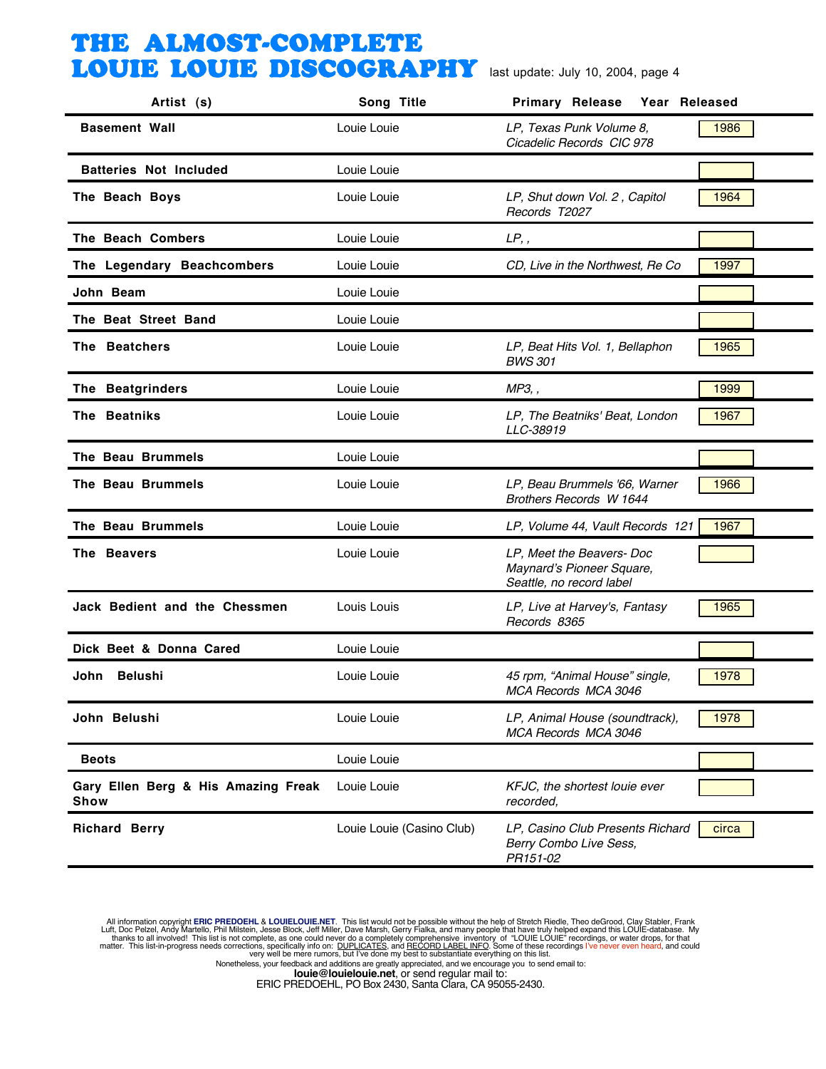# THE ALMOST-COMPLETE LOUIE LOUIE DISCOGRAPHY

last update: July 10, 2004, page 4

| Artist (s) | Song Title | Primary Release | Year Released |
|---|---|---|---|
| Basement Wall | Louie Louie | *LP, Texas Punk Volume 8, Cicadelic Records CIC 978* | 1986 |
| Batteries Not Included | Louie Louie | | |
| The Beach Boys | Louie Louie | *LP, Shut down Vol. 2 , Capitol Records T2027* | 1964 |
| The Beach Combers | Louie Louie | *LP, ,* | |
| The Legendary Beachcombers | Louie Louie | *CD, Live in the Northwest, Re Co* | 1997 |
| John Beam | Louie Louie | | |
| The Beat Street Band | Louie Louie | | |
| The Beatchers | Louie Louie | *LP, Beat Hits Vol. 1, Bellaphon BWS 301* | 1965 |
| The Beatgrinders | Louie Louie | *MP3, ,* | 1999 |
| The Beatniks | Louie Louie | *LP, The Beatniks' Beat, London LLC-38919* | 1967 |
| The Beau Brummels | Louie Louie | | |
| The Beau Brummels | Louie Louie | *LP, Beau Brummels '66, Warner Brothers Records W 1644* | 1966 |
| The Beau Brummels | Louie Louie | *LP, Volume 44, Vault Records 121* | 1967 |
| The Beavers | Louie Louie | *LP, Meet the Beavers- Doc Maynard's Pioneer Square, Seattle, no record label* | |
| Jack Bedient and the Chessmen | Louis Louis | *LP, Live at Harvey's, Fantasy Records 8365* | 1965 |
| Dick Beet & Donna Cared | Louie Louie | | |
| John Belushi | Louie Louie | *45 rpm, "Animal House" single, MCA Records MCA 3046* | 1978 |
| John Belushi | Louie Louie | *LP, Animal House (soundtrack), MCA Records MCA 3046* | 1978 |
| Beots | Louie Louie | | |
| Gary Ellen Berg & His Amazing Freak Show | Louie Louie | *KFJC, the shortest louie ever recorded,* | |
| Richard Berry | Louie Louie (Casino Club) | *LP, Casino Club Presents Richard Berry Combo Live Sess, PR151-02* | circa |

All information copyright **ERIC PREDOEHL** & **LOUIELOUIE.NET**. This list would not be possible without the help of Stretch Riedle, Theo deGrood, Clay Stabler, Frank Luft, Doc Pelzel, Andy Martello, Phil Milstein, Jesse Block, Jeff Miller, Dave Marsh, Gerry Fialka, and many people that have truly helped expand this LOUIE-database. My thanks to all involved! This list is not complete, as one could never do a completely comprehensive inventory of "LOUIE LOUIE" recordings, or water drops, for that matter. This list-in-progress needs corrections, specifically info on: DUPLICATES, and RECORD LABEL INFO. Some of these recordings I've never even heard, and could very well be mere rumors, but I've done my best to substantiate everything on this list.
Nonetheless, your feedback and additions are greatly appreciated, and we encourage you to send email to:
**louie@louielouie.net**, or send regular mail to:
ERIC PREDOEHL, PO Box 2430, Santa Clara, CA 95055-2430.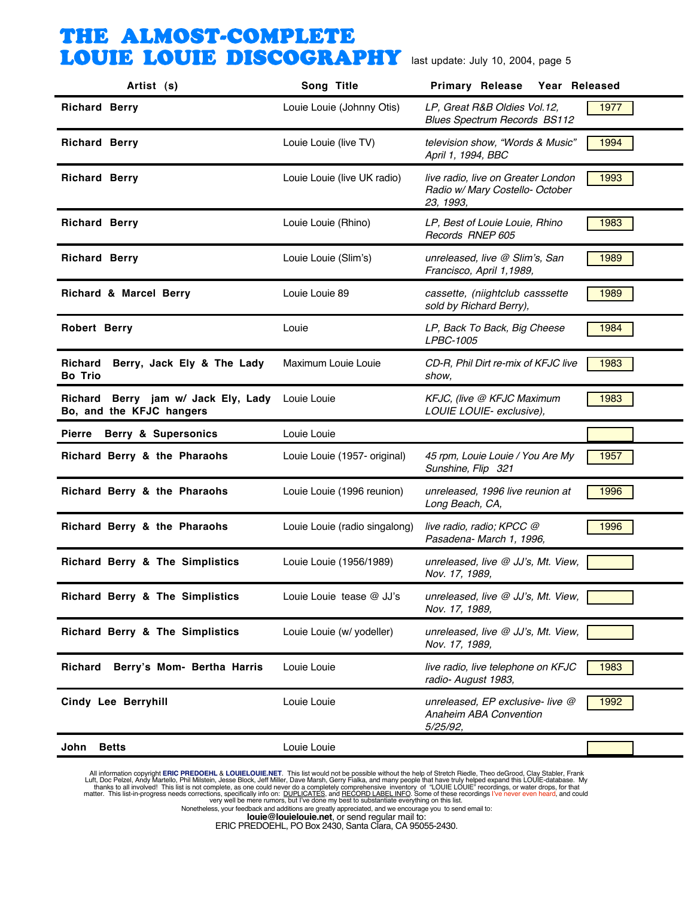# THE ALMOST-COMPLETE LOUIE LOUIE DISCOGRAPHY

last update: July 10, 2004, page 5

| Artist (s) | Song Title | Primary Release | Year Released |
|---|---|---|---|
| **Richard Berry** | Louie Louie (Johnny Otis) | *LP, Great R&B Oldies Vol.12, Blues Spectrum Records BS112* | 1977 |
| **Richard Berry** | Louie Louie (live TV) | *television show, "Words & Music" April 1, 1994, BBC* | 1994 |
| **Richard Berry** | Louie Louie (live UK radio) | *live radio, live on Greater London Radio w/ Mary Costello- October 23, 1993,* | 1993 |
| **Richard Berry** | Louie Louie (Rhino) | *LP, Best of Louie Louie, Rhino Records RNEP 605* | 1983 |
| **Richard Berry** | Louie Louie (Slim's) | *unreleased, live @ Slim's, San Francisco, April 1,1989,* | 1989 |
| **Richard & Marcel Berry** | Louie Louie 89 | *cassette, (niightclub casssette sold by Richard Berry),* | 1989 |
| **Robert Berry** | Louie | *LP, Back To Back, Big Cheese LPBC-1005* | 1984 |
| **Richard Berry, Jack Ely & The Lady Bo Trio** | Maximum Louie Louie | *CD-R, Phil Dirt re-mix of KFJC live show,* | 1983 |
| **Richard Berry jam w/ Jack Ely, Lady Bo, and the KFJC hangers** | Louie Louie | *KFJC, (live @ KFJC Maximum LOUIE LOUIE- exclusive),* | 1983 |
| **Pierre Berry & Supersonics** | Louie Louie | | |
| **Richard Berry & the Pharaohs** | Louie Louie (1957- original) | *45 rpm, Louie Louie / You Are My Sunshine, Flip 321* | 1957 |
| **Richard Berry & the Pharaohs** | Louie Louie (1996 reunion) | *unreleased, 1996 live reunion at Long Beach, CA,* | 1996 |
| **Richard Berry & the Pharaohs** | Louie Louie (radio singalong) | *live radio, radio; KPCC @ Pasadena- March 1, 1996,* | 1996 |
| **Richard Berry & The Simplistics** | Louie Louie (1956/1989) | *unreleased, live @ JJ's, Mt. View, Nov. 17, 1989,* | |
| **Richard Berry & The Simplistics** | Louie Louie tease @ JJ's | *unreleased, live @ JJ's, Mt. View, Nov. 17, 1989,* | |
| **Richard Berry & The Simplistics** | Louie Louie (w/ yodeller) | *unreleased, live @ JJ's, Mt. View, Nov. 17, 1989,* | |
| **Richard Berry's Mom- Bertha Harris** | Louie Louie | *live radio, live telephone on KFJC radio- August 1983,* | 1983 |
| **Cindy Lee Berryhill** | Louie Louie | *unreleased, EP exclusive- live @ Anaheim ABA Convention 5/25/92,* | 1992 |
| **John Betts** | Louie Louie | | |

All information copyright **ERIC PREDOEHL** & **LOUIELOUIE.NET**. This list would not be possible without the help of Stretch Riedle, Theo deGrood, Clay Stabler, Frank Luft, Doc Pelzel, Andy Martello, Phil Milstein, Jesse Block, Jeff Miller, Dave Marsh, Gerry Fialka, and many people that have truly helped expand this LOUIE-database. My thanks to all involved! This list is not complete, as one could never do a completely comprehensive inventory of "LOUIE LOUIE" recordings, or water drops, for that matter. This list-in-progress needs corrections, specifically info on: DUPLICATES, and RECORD LABEL INFO. Some of these recordings I've never even heard, and could very well be mere rumors, but I've done my best to substantiate everything on this list.
Nonetheless, your feedback and additions are greatly appreciated, and we encourage you to send email to:
**louie@louielouie.net**, or send regular mail to:
ERIC PREDOEHL, PO Box 2430, Santa Clara, CA 95055-2430.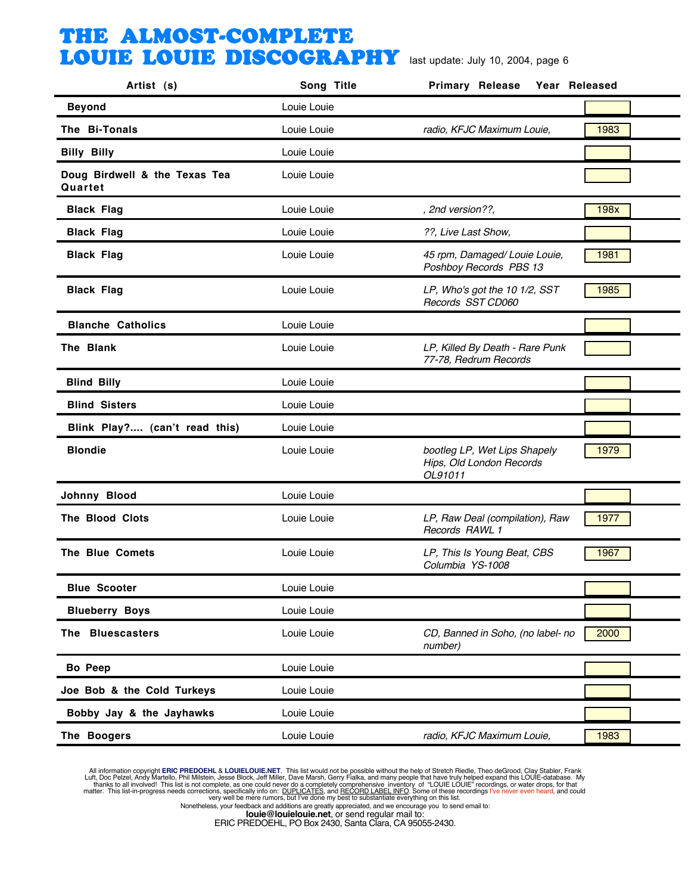# THE ALMOST-COMPLETE LOUIE LOUIE DISCOGRAPHY

last update: July 10, 2004, page 6

| Artist (s) | Song Title | Primary Release | Year Released |
|---|---|---|---|
| **Beyond** | Louie Louie | | |
| **The Bi-Tonals** | Louie Louie | *radio, KFJC Maximum Louie,* | 1983 |
| **Billy Billy** | Louie Louie | | |
| **Doug Birdwell & the Texas Tea Quartet** | Louie Louie | | |
| **Black Flag** | Louie Louie | *, 2nd version??,* | 198x |
| **Black Flag** | Louie Louie | *??, Live Last Show,* | |
| **Black Flag** | Louie Louie | *45 rpm, Damaged/ Louie Louie, Poshboy Records PBS 13* | 1981 |
| **Black Flag** | Louie Louie | *LP, Who's got the 10 1/2, SST Records SST CD060* | 1985 |
| **Blanche Catholics** | Louie Louie | | |
| **The Blank** | Louie Louie | *LP, Killed By Death - Rare Punk 77-78, Redrum Records* | |
| **Blind Billy** | Louie Louie | | |
| **Blind Sisters** | Louie Louie | | |
| **Blink Play?.... (can't read this)** | Louie Louie | | |
| **Blondie** | Louie Louie | *bootleg LP, Wet Lips Shapely Hips, Old London Records OL91011* | 1979 |
| **Johnny Blood** | Louie Louie | | |
| **The Blood Clots** | Louie Louie | *LP, Raw Deal (compilation), Raw Records RAWL 1* | 1977 |
| **The Blue Comets** | Louie Louie | *LP, This Is Young Beat, CBS Columbia YS-1008* | 1967 |
| **Blue Scooter** | Louie Louie | | |
| **Blueberry Boys** | Louie Louie | | |
| **The Bluescasters** | Louie Louie | *CD, Banned in Soho, (no label- no number)* | 2000 |
| **Bo Peep** | Louie Louie | | |
| **Joe Bob & the Cold Turkeys** | Louie Louie | | |
| **Bobby Jay & the Jayhawks** | Louie Louie | | |
| **The Boogers** | Louie Louie | *radio, KFJC Maximum Louie,* | 1983 |

All information copyright **ERIC PREDOEHL** & **LOUIELOUIE.NET**. This list would not be possible without the help of Stretch Riedle, Theo deGrood, Clay Stabler, Frank Luft, Doc Pelzel, Andy Martello, Phil Milstein, Jesse Block, Jeff Miller, Dave Marsh, Gerry Fialka, and many people that have truly helped expand this LOUIE-database. My thanks to all involved! This list is not complete, as one could never do a completely comprehensive inventory of "LOUIE LOUIE" recordings, or water drops, for that matter. This list-in-progress needs corrections, specifically info on: DUPLICATES, and RECORD LABEL INFO. Some of these recordings I've never even heard, and could very well be mere rumors, but I've done my best to substantiate everything on this list.

Nonetheless, your feedback and additions are greatly appreciated, and we encourage you to send email to:
**louie@louielouie.net**, or send regular mail to:
ERIC PREDOEHL, PO Box 2430, Santa Clara, CA 95055-2430.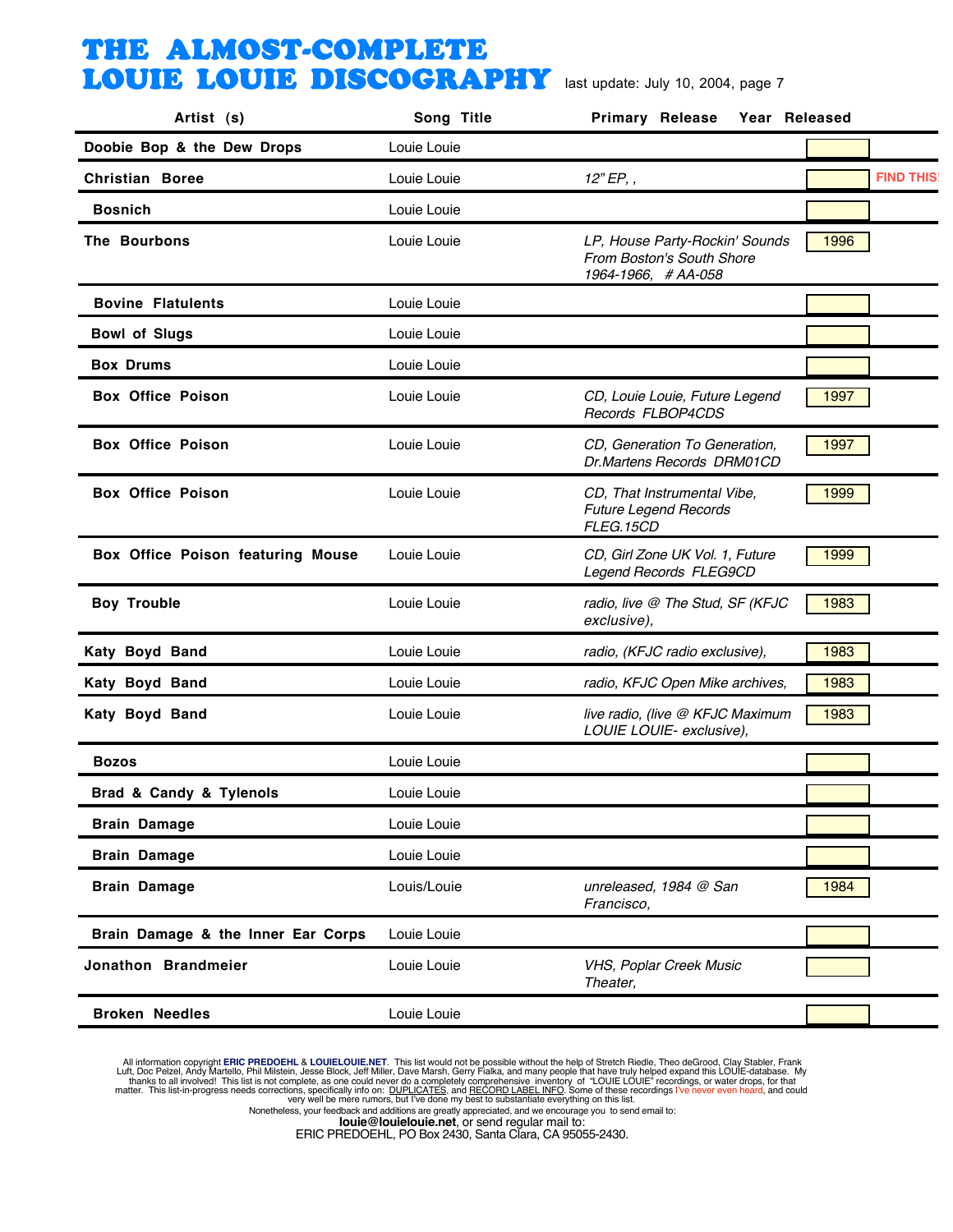# THE ALMOST-COMPLETE LOUIE LOUIE DISCOGRAPHY

last update: July 10, 2004, page 7

| Artist (s) | Song Title | Primary Release | Year Released | |
|---|---|---|---|---|
| **Doobie Bop & the Dew Drops** | Louie Louie | | | |
| **Christian Boree** | Louie Louie | *12" EP, ,* | | FIND THIS! |
| **Bosnich** | Louie Louie | | | |
| **The Bourbons** | Louie Louie | *LP, House Party-Rockin' Sounds From Boston's South Shore 1964-1966, # AA-058* | 1996 | |
| **Bovine Flatulents** | Louie Louie | | | |
| **Bowl of Slugs** | Louie Louie | | | |
| **Box Drums** | Louie Louie | | | |
| **Box Office Poison** | Louie Louie | *CD, Louie Louie, Future Legend Records FLBOP4CDS* | 1997 | |
| **Box Office Poison** | Louie Louie | *CD, Generation To Generation, Dr.Martens Records DRM01CD* | 1997 | |
| **Box Office Poison** | Louie Louie | *CD, That Instrumental Vibe, Future Legend Records FLEG.15CD* | 1999 | |
| **Box Office Poison featuring Mouse** | Louie Louie | *CD, Girl Zone UK Vol. 1, Future Legend Records FLEG9CD* | 1999 | |
| **Boy Trouble** | Louie Louie | *radio, live @ The Stud, SF (KFJC exclusive),* | 1983 | |
| **Katy Boyd Band** | Louie Louie | *radio, (KFJC radio exclusive),* | 1983 | |
| **Katy Boyd Band** | Louie Louie | *radio, KFJC Open Mike archives,* | 1983 | |
| **Katy Boyd Band** | Louie Louie | *live radio, (live @ KFJC Maximum LOUIE LOUIE- exclusive),* | 1983 | |
| **Bozos** | Louie Louie | | | |
| **Brad & Candy & Tylenols** | Louie Louie | | | |
| **Brain Damage** | Louie Louie | | | |
| **Brain Damage** | Louie Louie | | | |
| **Brain Damage** | Louis/Louie | *unreleased, 1984 @ San Francisco,* | 1984 | |
| **Brain Damage & the Inner Ear Corps** | Louie Louie | | | |
| **Jonathon Brandmeier** | Louie Louie | *VHS, Poplar Creek Music Theater,* | | |
| **Broken Needles** | Louie Louie | | | |

All information copyright **ERIC PREDOEHL** & **LOUIELOUIE.NET**. This list would not be possible without the help of Stretch Riedle, Theo deGrood, Clay Stabler, Frank Luft, Doc Pelzel, Andy Martello, Phil Milstein, Jesse Block, Jeff Miller, Dave Marsh, Gerry Fialka, and many people that have truly helped expand this LOUIE-database. My thanks to all involved! This list is not complete, as one could never do a completely comprehensive inventory of "LOUIE LOUIE" recordings, or water drops, for that matter. This list-in-progress needs corrections, specifically info on: DUPLICATES, and RECORD LABEL INFO. Some of these recordings I've never even heard, and could very well be mere rumors, but I've done my best to substantiate everything on this list.
Nonetheless, your feedback and additions are greatly appreciated, and we encourage you to send email to:
**louie@louielouie.net**, or send regular mail to:
ERIC PREDOEHL, PO Box 2430, Santa Clara, CA 95055-2430.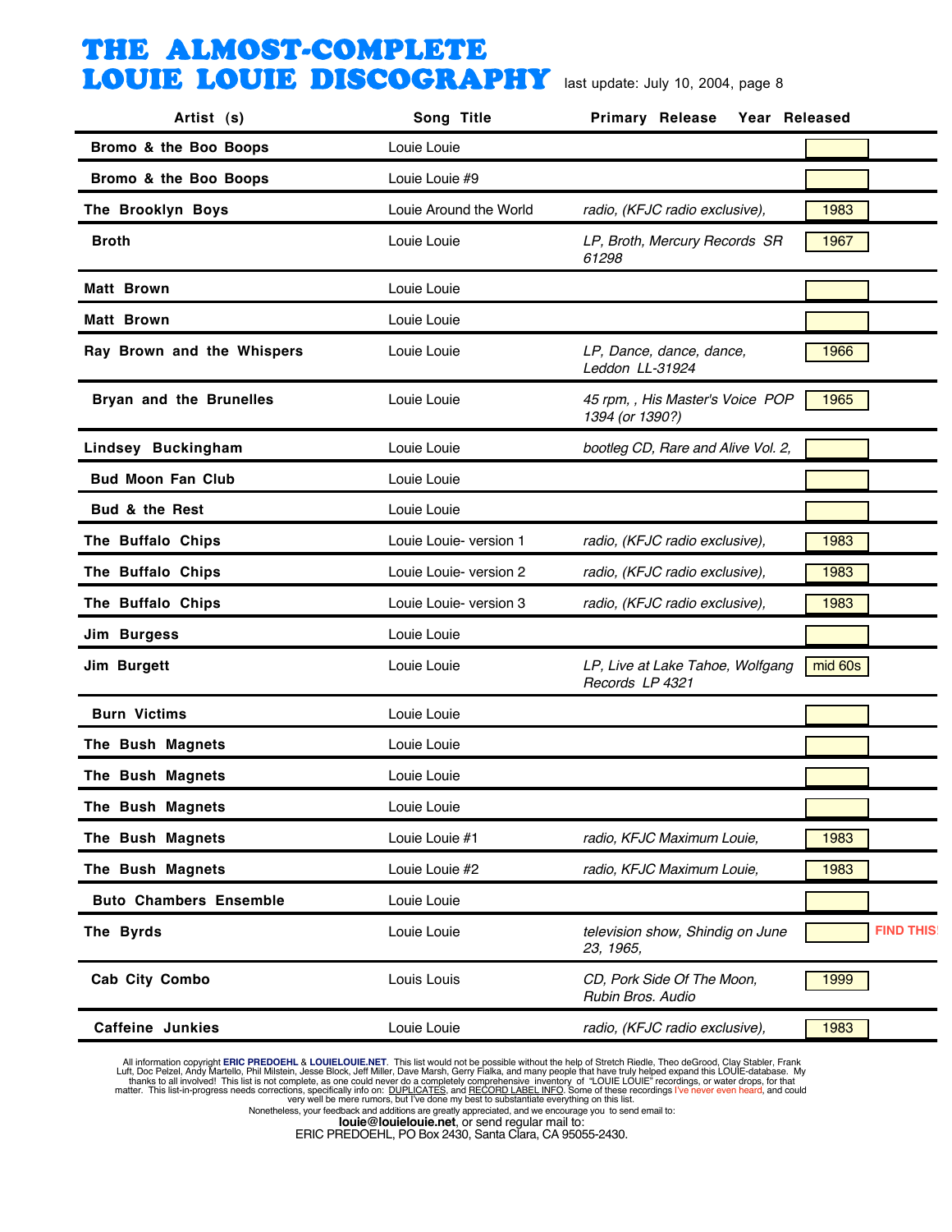# THE ALMOST-COMPLETE LOUIE LOUIE DISCOGRAPHY

last update: July 10, 2004, page 8

| Artist (s) | Song Title | Primary Release | Year Released | |
|---|---|---|---|---|
| **Bromo & the Boo Boops** | Louie Louie | | | |
| **Bromo & the Boo Boops** | Louie Louie #9 | | | |
| **The Brooklyn Boys** | Louie Around the World | *radio, (KFJC radio exclusive),* | 1983 | |
| **Broth** | Louie Louie | *LP, Broth, Mercury Records SR 61298* | 1967 | |
| **Matt Brown** | Louie Louie | | | |
| **Matt Brown** | Louie Louie | | | |
| **Ray Brown and the Whispers** | Louie Louie | *LP, Dance, dance, dance, Leddon LL-31924* | 1966 | |
| **Bryan and the Brunelles** | Louie Louie | *45 rpm, , His Master's Voice POP 1394 (or 1390?)* | 1965 | |
| **Lindsey Buckingham** | Louie Louie | *bootleg CD, Rare and Alive Vol. 2,* | | |
| **Bud Moon Fan Club** | Louie Louie | | | |
| **Bud & the Rest** | Louie Louie | | | |
| **The Buffalo Chips** | Louie Louie- version 1 | *radio, (KFJC radio exclusive),* | 1983 | |
| **The Buffalo Chips** | Louie Louie- version 2 | *radio, (KFJC radio exclusive),* | 1983 | |
| **The Buffalo Chips** | Louie Louie- version 3 | *radio, (KFJC radio exclusive),* | 1983 | |
| **Jim Burgess** | Louie Louie | | | |
| **Jim Burgett** | Louie Louie | *LP, Live at Lake Tahoe, Wolfgang Records LP 4321* | mid 60s | |
| **Burn Victims** | Louie Louie | | | |
| **The Bush Magnets** | Louie Louie | | | |
| **The Bush Magnets** | Louie Louie | | | |
| **The Bush Magnets** | Louie Louie | | | |
| **The Bush Magnets** | Louie Louie #1 | *radio, KFJC Maximum Louie,* | 1983 | |
| **The Bush Magnets** | Louie Louie #2 | *radio, KFJC Maximum Louie,* | 1983 | |
| **Buto Chambers Ensemble** | Louie Louie | | | |
| **The Byrds** | Louie Louie | *television show, Shindig on June 23, 1965,* | | FIND THIS! |
| **Cab City Combo** | Louis Louis | *CD, Pork Side Of The Moon, Rubin Bros. Audio* | 1999 | |
| **Caffeine Junkies** | Louie Louie | *radio, (KFJC radio exclusive),* | 1983 | |

All information copyright **ERIC PREDOEHL** & **LOUIELOUIE.NET**. This list would not be possible without the help of Stretch Riedle, Theo deGrood, Clay Stabler, Frank Luft, Doc Pelzel, Andy Martello, Phil Milstein, Jesse Block, Jeff Miller, Dave Marsh, Gerry Fialka, and many people that have truly helped expand this LOUIE-database. My thanks to all involved! This list is not complete, as one could never do a completely comprehensive inventory of "LOUIE LOUIE" recordings, or water drops, for that matter. This list-in-progress needs corrections, specifically info on: DUPLICATES, and RECORD LABEL INFO. Some of these recordings I've never even heard, and could very well be mere rumors, but I've done my best to substantiate everything on this list.

Nonetheless, your feedback and additions are greatly appreciated, and we encourage you to send email to:
**louie@louielouie.net**, or send regular mail to:
ERIC PREDOEHL, PO Box 2430, Santa Clara, CA 95055-2430.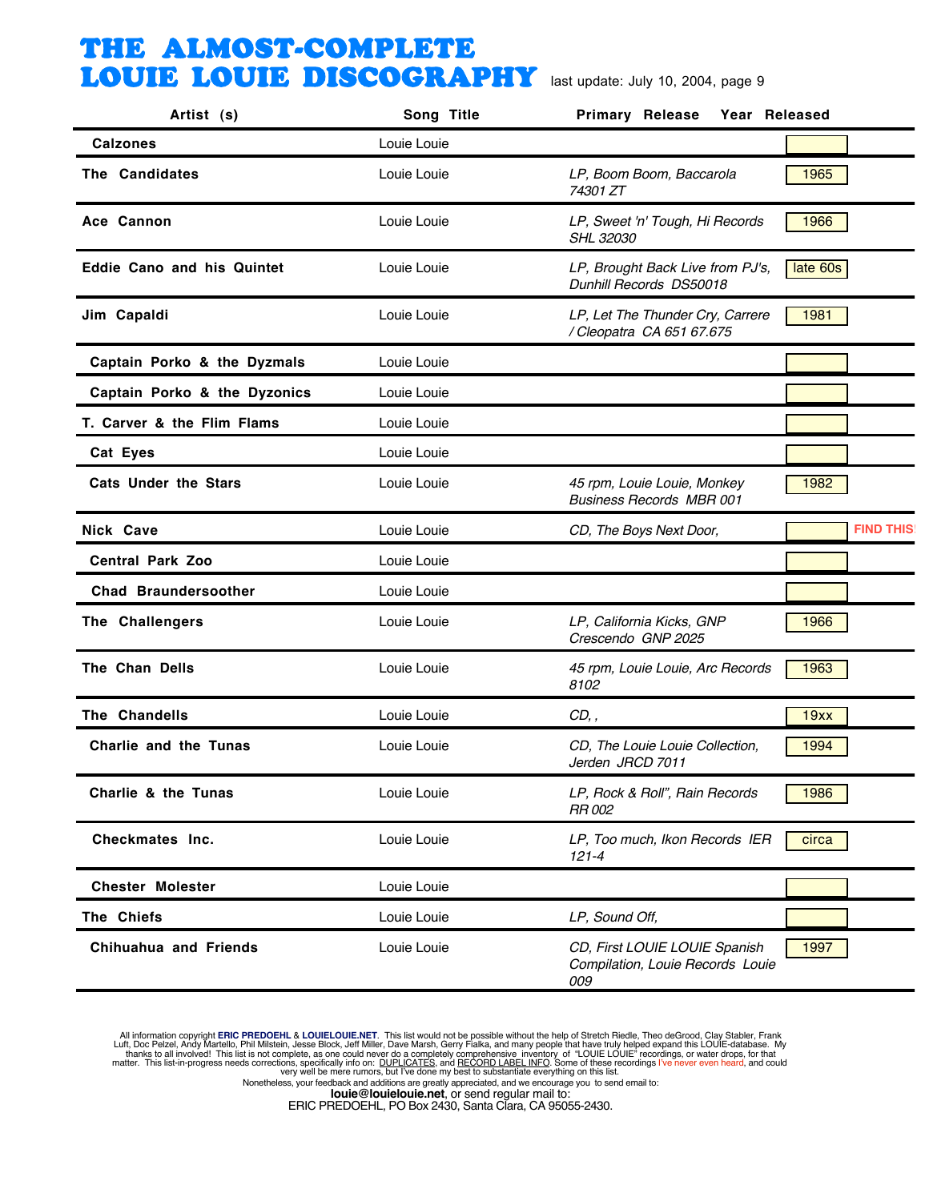# THE ALMOST-COMPLETE LOUIE LOUIE DISCOGRAPHY

last update: July 10, 2004, page 9

| Artist (s) | Song Title | Primary Release | Year Released |
|---|---|---|---|
| **Calzones** | Louie Louie | | |
| **The Candidates** | Louie Louie | *LP, Boom Boom, Baccarola 74301 ZT* | 1965 |
| **Ace Cannon** | Louie Louie | *LP, Sweet 'n' Tough, Hi Records SHL 32030* | 1966 |
| **Eddie Cano and his Quintet** | Louie Louie | *LP, Brought Back Live from PJ's, Dunhill Records DS50018* | late 60s |
| **Jim Capaldi** | Louie Louie | *LP, Let The Thunder Cry, Carrere / Cleopatra CA 651 67.675* | 1981 |
| **Captain Porko & the Dyzmals** | Louie Louie | | |
| **Captain Porko & the Dyzonics** | Louie Louie | | |
| **T. Carver & the Flim Flams** | Louie Louie | | |
| **Cat Eyes** | Louie Louie | | |
| **Cats Under the Stars** | Louie Louie | *45 rpm, Louie Louie, Monkey Business Records MBR 001* | 1982 |
| **Nick Cave** | Louie Louie | *CD, The Boys Next Door,* | FIND THIS! |
| **Central Park Zoo** | Louie Louie | | |
| **Chad Braundersoother** | Louie Louie | | |
| **The Challengers** | Louie Louie | *LP, California Kicks, GNP Crescendo GNP 2025* | 1966 |
| **The Chan Dells** | Louie Louie | *45 rpm, Louie Louie, Arc Records 8102* | 1963 |
| **The Chandells** | Louie Louie | *CD, ,* | 19xx |
| **Charlie and the Tunas** | Louie Louie | *CD, The Louie Louie Collection, Jerden JRCD 7011* | 1994 |
| **Charlie & the Tunas** | Louie Louie | *LP, Rock & Roll", Rain Records RR 002* | 1986 |
| **Checkmates Inc.** | Louie Louie | *LP, Too much, Ikon Records IER 121-4* | circa |
| **Chester Molester** | Louie Louie | | |
| **The Chiefs** | Louie Louie | *LP, Sound Off,* | |
| **Chihuahua and Friends** | Louie Louie | *CD, First LOUIE LOUIE Spanish Compilation, Louie Records Louie 009* | 1997 |

All information copyright **ERIC PREDOEHL** & **LOUIELOUIE.NET**. This list would not be possible without the help of Stretch Riedle, Theo deGrood, Clay Stabler, Frank Luft, Doc Pelzel, Andy Martello, Phil Milstein, Jesse Block, Jeff Miller, Dave Marsh, Gerry Fialka, and many people that have truly helped expand this LOUIE-database. My thanks to all involved! This list is not complete, as one could never do a completely comprehensive inventory of "LOUIE LOUIE" recordings, or water drops, for that matter. This list-in-progress needs corrections, specifically info on: DUPLICATES, and RECORD LABEL INFO. Some of these recordings I've never even heard, and could very well be mere rumors, but I've done my best to substantiate everything on this list.
Nonetheless, your feedback and additions are greatly appreciated, and we encourage you to send email to:
**louie@louielouie.net**, or send regular mail to:
ERIC PREDOEHL, PO Box 2430, Santa Clara, CA 95055-2430.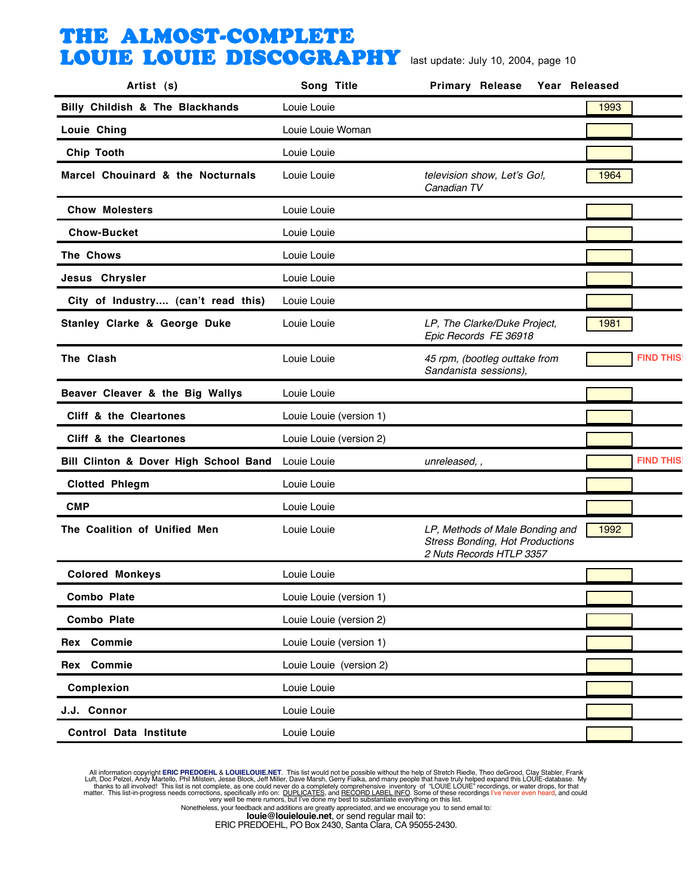# THE ALMOST-COMPLETE LOUIE LOUIE DISCOGRAPHY

last update: July 10, 2004, page 10

| Artist (s) | Song Title | Primary Release | Year Released | |
|---|---|---|---|---|
| **Billy Childish & The Blackhands** | Louie Louie | | 1993 | |
| **Louie Ching** | Louie Louie Woman | | | |
| **Chip Tooth** | Louie Louie | | | |
| **Marcel Chouinard & the Nocturnals** | Louie Louie | *television show, Let's Go!, Canadian TV* | 1964 | |
| **Chow Molesters** | Louie Louie | | | |
| **Chow-Bucket** | Louie Louie | | | |
| **The Chows** | Louie Louie | | | |
| **Jesus Chrysler** | Louie Louie | | | |
| **City of Industry.... (can't read this)** | Louie Louie | | | |
| **Stanley Clarke & George Duke** | Louie Louie | *LP, The Clarke/Duke Project, Epic Records FE 36918* | 1981 | |
| **The Clash** | Louie Louie | *45 rpm, (bootleg outtake from Sandanista sessions),* | | FIND THIS! |
| **Beaver Cleaver & the Big Wallys** | Louie Louie | | | |
| **Cliff & the Cleartones** | Louie Louie (version 1) | | | |
| **Cliff & the Cleartones** | Louie Louie (version 2) | | | |
| **Bill Clinton & Dover High School Band** | Louie Louie | *unreleased, ,* | | FIND THIS! |
| **Clotted Phlegm** | Louie Louie | | | |
| **CMP** | Louie Louie | | | |
| **The Coalition of Unified Men** | Louie Louie | *LP, Methods of Male Bonding and Stress Bonding, Hot Productions 2 Nuts Records HTLP 3357* | 1992 | |
| **Colored Monkeys** | Louie Louie | | | |
| **Combo Plate** | Louie Louie (version 1) | | | |
| **Combo Plate** | Louie Louie (version 2) | | | |
| **Rex Commie** | Louie Louie (version 1) | | | |
| **Rex Commie** | Louie Louie (version 2) | | | |
| **Complexion** | Louie Louie | | | |
| **J.J. Connor** | Louie Louie | | | |
| **Control Data Institute** | Louie Louie | | | |

All information copyright **ERIC PREDOEHL** & **LOUIELOUIE.NET**. This list would not be possible without the help of Stretch Riedle, Theo deGrood, Clay Stabler, Frank Luft, Doc Pelzel, Andy Martello, Phil Milstein, Jesse Block, Jeff Miller, Dave Marsh, Gerry Fialka, and many people that have truly helped expand this LOUIE-database. My thanks to all involved! This list is not complete, as one could never do a completely comprehensive inventory of "LOUIE LOUIE" recordings, or water drops, for that matter. This list-in-progress needs corrections, specifically info on: DUPLICATES, and RECORD LABEL INFO. Some of these recordings I've never even heard, and could very well be mere rumors, but I've done my best to substantiate everything on this list.
Nonetheless, your feedback and additions are greatly appreciated, and we encourage you to send email to:
**louie@louielouie.net**, or send regular mail to:
ERIC PREDOEHL, PO Box 2430, Santa Clara, CA 95055-2430.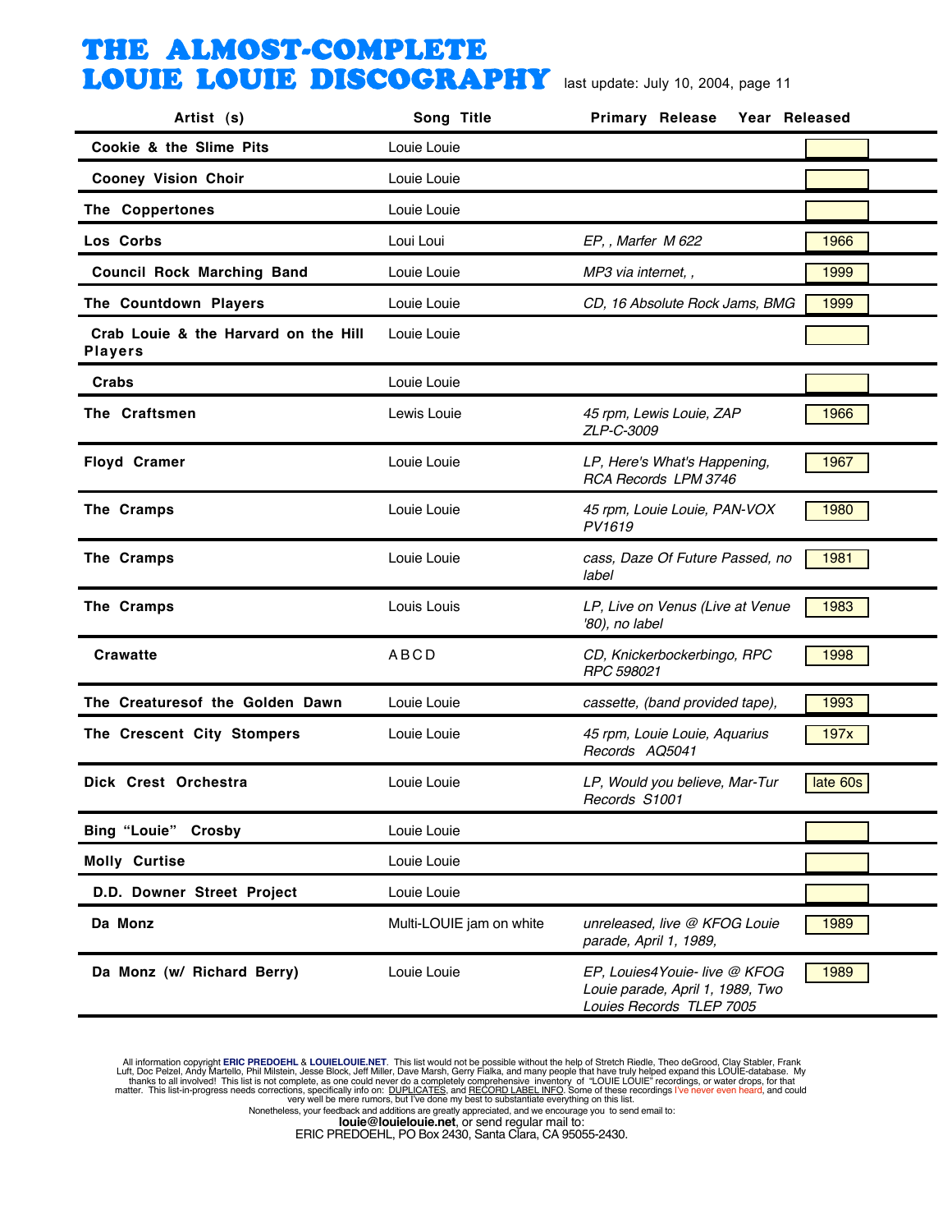# THE ALMOST-COMPLETE LOUIE LOUIE DISCOGRAPHY

last update: July 10, 2004, page 11

| Artist (s) | Song Title | Primary Release | Year Released |
|---|---|---|---|
| Cookie & the Slime Pits | Louie Louie | | |
| Cooney Vision Choir | Louie Louie | | |
| The Coppertones | Louie Louie | | |
| Los Corbs | Loui Loui | *EP, , Marfer M 622* | 1966 |
| Council Rock Marching Band | Louie Louie | *MP3 via internet, ,* | 1999 |
| The Countdown Players | Louie Louie | *CD, 16 Absolute Rock Jams, BMG* | 1999 |
| Crab Louie & the Harvard on the Hill Players | Louie Louie | | |
| Crabs | Louie Louie | | |
| The Craftsmen | Lewis Louie | *45 rpm, Lewis Louie, ZAP ZLP-C-3009* | 1966 |
| Floyd Cramer | Louie Louie | *LP, Here's What's Happening, RCA Records LPM 3746* | 1967 |
| The Cramps | Louie Louie | *45 rpm, Louie Louie, PAN-VOX PV1619* | 1980 |
| The Cramps | Louie Louie | *cass, Daze Of Future Passed, no label* | 1981 |
| The Cramps | Louis Louis | *LP, Live on Venus (Live at Venue '80), no label* | 1983 |
| Crawatte | A B C D | *CD, Knickerbockerbingo, RPC RPC 598021* | 1998 |
| The Creaturesof the Golden Dawn | Louie Louie | *cassette, (band provided tape),* | 1993 |
| The Crescent City Stompers | Louie Louie | *45 rpm, Louie Louie, Aquarius Records AQ5041* | 197x |
| Dick Crest Orchestra | Louie Louie | *LP, Would you believe, Mar-Tur Records S1001* | late 60s |
| Bing "Louie" Crosby | Louie Louie | | |
| Molly Curtise | Louie Louie | | |
| D.D. Downer Street Project | Louie Louie | | |
| Da Monz | Multi-LOUIE jam on white | *unreleased, live @ KFOG Louie parade, April 1, 1989,* | 1989 |
| Da Monz (w/ Richard Berry) | Louie Louie | *EP, Louies4Youie- live @ KFOG Louie parade, April 1, 1989, Two Louies Records TLEP 7005* | 1989 |

All information copyright **ERIC PREDOEHL** & **LOUIELOUIE.NET**. This list would not be possible without the help of Stretch Riedle, Theo deGrood, Clay Stabler, Frank Luft, Doc Pelzel, Andy Martello, Phil Milstein, Jesse Block, Jeff Miller, Dave Marsh, Gerry Fialka, and many people that have truly helped expand this LOUIE-database. My thanks to all involved! This list is not complete, as one could never do a completely comprehensive inventory of "LOUIE LOUIE" recordings, or water drops, for that matter. This list-in-progress needs corrections, specifically info on: DUPLICATES, and RECORD LABEL INFO. Some of these recordings I've never even heard, and could very well be mere rumors, but I've done my best to substantiate everything on this list.
Nonetheless, your feedback and additions are greatly appreciated, and we encourage you to send email to:
**louie@louielouie.net**, or send regular mail to:
ERIC PREDOEHL, PO Box 2430, Santa Clara, CA 95055-2430.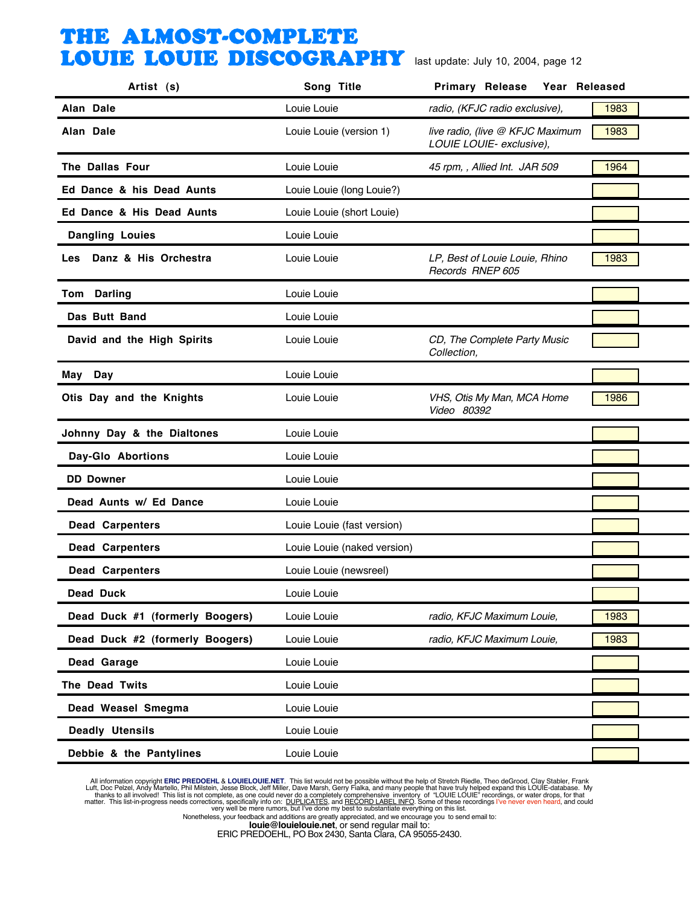# THE ALMOST-COMPLETE LOUIE LOUIE DISCOGRAPHY

last update: July 10, 2004, page 12

| Artist (s) | Song Title | Primary Release | Year Released |
|---|---|---|---|
| **Alan Dale** | Louie Louie | *radio, (KFJC radio exclusive),* | 1983 |
| **Alan Dale** | Louie Louie (version 1) | *live radio, (live @ KFJC Maximum LOUIE LOUIE- exclusive),* | 1983 |
| **The Dallas Four** | Louie Louie | *45 rpm, , Allied Int. JAR 509* | 1964 |
| **Ed Dance & his Dead Aunts** | Louie Louie (long Louie?) | | |
| **Ed Dance & His Dead Aunts** | Louie Louie (short Louie) | | |
| **Dangling Louies** | Louie Louie | | |
| **Les Danz & His Orchestra** | Louie Louie | *LP, Best of Louie Louie, Rhino Records RNEP 605* | 1983 |
| **Tom Darling** | Louie Louie | | |
| **Das Butt Band** | Louie Louie | | |
| **David and the High Spirits** | Louie Louie | *CD, The Complete Party Music Collection,* | |
| **May Day** | Louie Louie | | |
| **Otis Day and the Knights** | Louie Louie | *VHS, Otis My Man, MCA Home Video 80392* | 1986 |
| **Johnny Day & the Dialtones** | Louie Louie | | |
| **Day-Glo Abortions** | Louie Louie | | |
| **DD Downer** | Louie Louie | | |
| **Dead Aunts w/ Ed Dance** | Louie Louie | | |
| **Dead Carpenters** | Louie Louie (fast version) | | |
| **Dead Carpenters** | Louie Louie (naked version) | | |
| **Dead Carpenters** | Louie Louie (newsreel) | | |
| **Dead Duck** | Louie Louie | | |
| **Dead Duck #1 (formerly Boogers)** | Louie Louie | *radio, KFJC Maximum Louie,* | 1983 |
| **Dead Duck #2 (formerly Boogers)** | Louie Louie | *radio, KFJC Maximum Louie,* | 1983 |
| **Dead Garage** | Louie Louie | | |
| **The Dead Twits** | Louie Louie | | |
| **Dead Weasel Smegma** | Louie Louie | | |
| **Deadly Utensils** | Louie Louie | | |
| **Debbie & the Pantylines** | Louie Louie | | |

All information copyright **ERIC PREDOEHL** & **LOUIELOUIE.NET**. This list would not be possible without the help of Stretch Riedle, Theo deGrood, Clay Stabler, Frank Luft, Doc Pelzel, Andy Martello, Phil Milstein, Jesse Block, Jeff Miller, Dave Marsh, Gerry Fialka, and many people that have truly helped expand this LOUIE-database. My thanks to all involved! This list is not complete, as one could never do a completely comprehensive inventory of "LOUIE LOUIE" recordings, or water drops, for that matter. This list-in-progress needs corrections, specifically info on: DUPLICATES, and RECORD LABEL INFO. Some of these recordings I've never even heard, and could very well be mere rumors, but I've done my best to substantiate everything on this list.
Nonetheless, your feedback and additions are greatly appreciated, and we encourage you to send email to:
**louie@louielouie.net**, or send regular mail to:
ERIC PREDOEHL, PO Box 2430, Santa Clara, CA 95055-2430.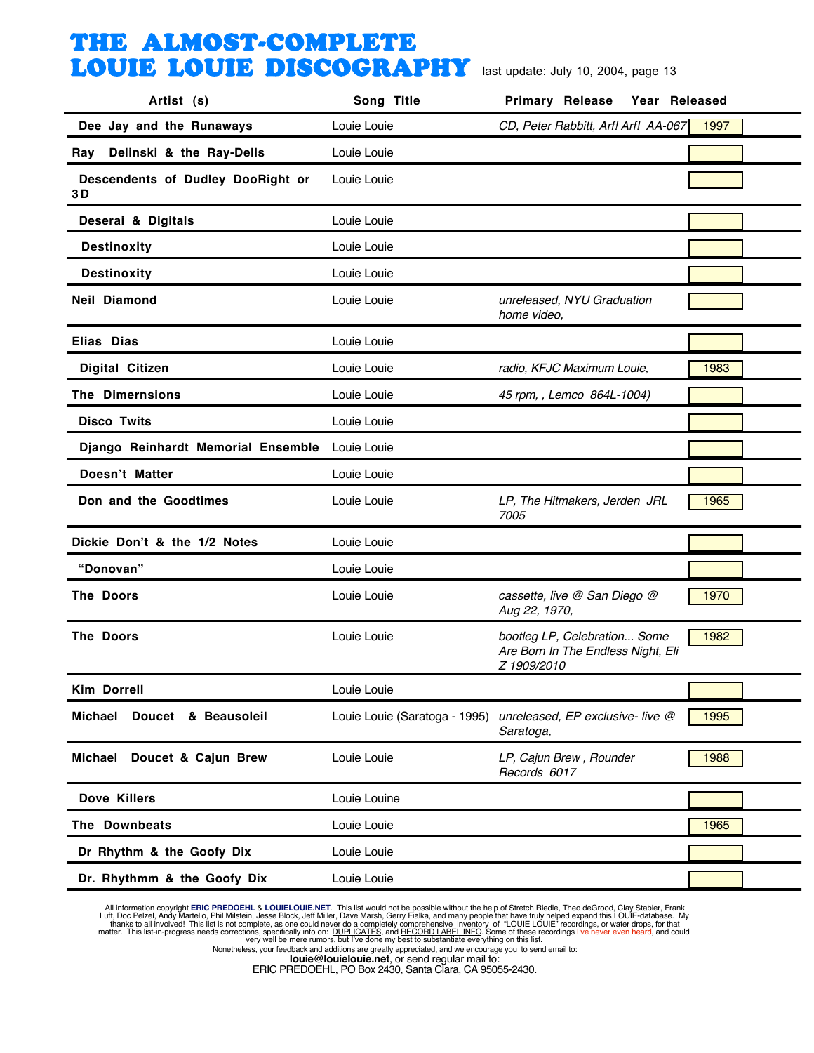# THE ALMOST-COMPLETE LOUIE LOUIE DISCOGRAPHY

last update: July 10, 2004, page 13

| Artist (s) | Song Title | Primary Release | Year Released |
|---|---|---|---|
| Dee Jay and the Runaways | Louie Louie | *CD, Peter Rabbitt, Arf! Arf! AA-067* | 1997 |
| Ray Delinski & the Ray-Dells | Louie Louie | | |
| Descendents of Dudley DooRight or 3D | Louie Louie | | |
| Deserai & Digitals | Louie Louie | | |
| Destinoxity | Louie Louie | | |
| Destinoxity | Louie Louie | | |
| Neil Diamond | Louie Louie | *unreleased, NYU Graduation home video,* | |
| Elias Dias | Louie Louie | | |
| Digital Citizen | Louie Louie | *radio, KFJC Maximum Louie,* | 1983 |
| The Dimernsions | Louie Louie | *45 rpm, , Lemco 864L-1004)* | |
| Disco Twits | Louie Louie | | |
| Django Reinhardt Memorial Ensemble | Louie Louie | | |
| Doesn't Matter | Louie Louie | | |
| Don and the Goodtimes | Louie Louie | *LP, The Hitmakers, Jerden JRL 7005* | 1965 |
| Dickie Don't & the 1/2 Notes | Louie Louie | | |
| "Donovan" | Louie Louie | | |
| The Doors | Louie Louie | *cassette, live @ San Diego @ Aug 22, 1970,* | 1970 |
| The Doors | Louie Louie | *bootleg LP, Celebration... Some Are Born In The Endless Night, Eli Z 1909/2010* | 1982 |
| Kim Dorrell | Louie Louie | | |
| Michael Doucet & Beausoleil | Louie Louie (Saratoga - 1995) | *unreleased, EP exclusive- live @ Saratoga,* | 1995 |
| Michael Doucet & Cajun Brew | Louie Louie | *LP, Cajun Brew , Rounder Records 6017* | 1988 |
| Dove Killers | Louie Louine | | |
| The Downbeats | Louie Louie | | 1965 |
| Dr Rhythm & the Goofy Dix | Louie Louie | | |
| Dr. Rhythmm & the Goofy Dix | Louie Louie | | |

All information copyright **ERIC PREDOEHL** & **LOUIELOUIE.NET**. This list would not be possible without the help of Stretch Riedle, Theo deGrood, Clay Stabler, Frank Luft, Doc Pelzel, Andy Martello, Phil Milstein, Jesse Block, Jeff Miller, Dave Marsh, Gerry Fialka, and many people that have truly helped expand this LOUIE-database. My thanks to all involved! This list is not complete, as one could never do a completely comprehensive inventory of "LOUIE LOUIE" recordings, or water drops, for that matter. This list-in-progress needs corrections, specifically info on: DUPLICATES, and RECORD LABEL INFO. Some of these recordings I've never even heard, and could very well be mere rumors, but I've done my best to substantiate everything on this list.
Nonetheless, your feedback and additions are greatly appreciated, and we encourage you to send email to:
**louie@louielouie.net**, or send regular mail to:
ERIC PREDOEHL, PO Box 2430, Santa Clara, CA 95055-2430.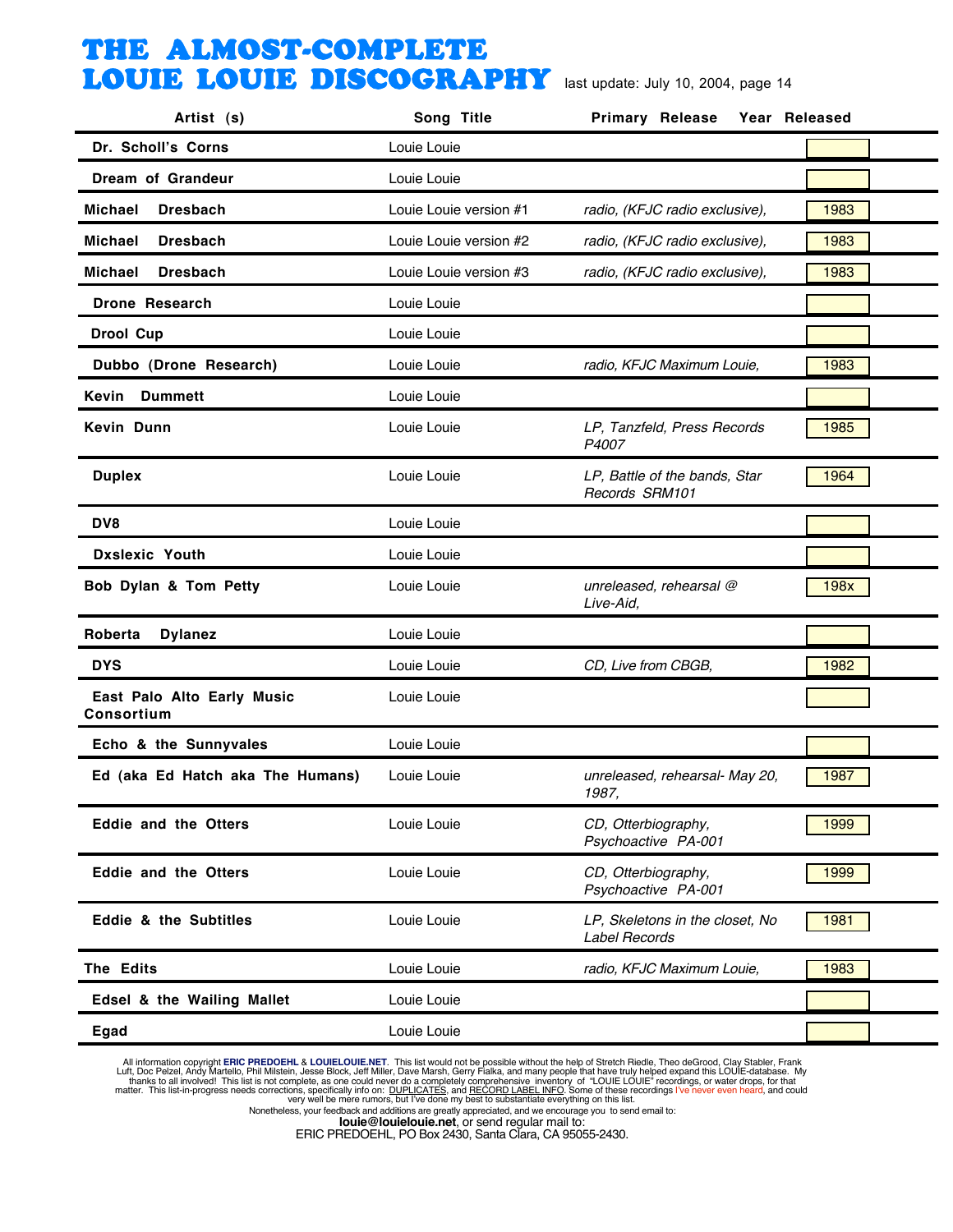# THE ALMOST-COMPLETE LOUIE LOUIE DISCOGRAPHY

last update: July 10, 2004, page 14

| Artist (s) | Song Title | Primary Release | Year Released |
|---|---|---|---|
| Dr. Scholl's Corns | Louie Louie | | |
| Dream of Grandeur | Louie Louie | | |
| Michael Dresbach | Louie Louie version #1 | *radio, (KFJC radio exclusive),* | 1983 |
| Michael Dresbach | Louie Louie version #2 | *radio, (KFJC radio exclusive),* | 1983 |
| Michael Dresbach | Louie Louie version #3 | *radio, (KFJC radio exclusive),* | 1983 |
| Drone Research | Louie Louie | | |
| Drool Cup | Louie Louie | | |
| Dubbo (Drone Research) | Louie Louie | *radio, KFJC Maximum Louie,* | 1983 |
| Kevin Dummett | Louie Louie | | |
| Kevin Dunn | Louie Louie | *LP, Tanzfeld, Press Records P4007* | 1985 |
| Duplex | Louie Louie | *LP, Battle of the bands, Star Records SRM101* | 1964 |
| DV8 | Louie Louie | | |
| Dxslexic Youth | Louie Louie | | |
| Bob Dylan & Tom Petty | Louie Louie | *unreleased, rehearsal @ Live-Aid,* | 198x |
| Roberta Dylanez | Louie Louie | | |
| DYS | Louie Louie | *CD, Live from CBGB,* | 1982 |
| East Palo Alto Early Music Consortium | Louie Louie | | |
| Echo & the Sunnyvales | Louie Louie | | |
| Ed (aka Ed Hatch aka The Humans) | Louie Louie | *unreleased, rehearsal- May 20, 1987,* | 1987 |
| Eddie and the Otters | Louie Louie | *CD, Otterbiography, Psychoactive PA-001* | 1999 |
| Eddie and the Otters | Louie Louie | *CD, Otterbiography, Psychoactive PA-001* | 1999 |
| Eddie & the Subtitles | Louie Louie | *LP, Skeletons in the closet, No Label Records* | 1981 |
| The Edits | Louie Louie | *radio, KFJC Maximum Louie,* | 1983 |
| Edsel & the Wailing Mallet | Louie Louie | | |
| Egad | Louie Louie | | |

All information copyright **ERIC PREDOEHL** & **LOUIELOUIE.NET**. This list would not be possible without the help of Stretch Riedle, Theo deGrood, Clay Stabler, Frank Luft, Doc Pelzel, Andy Martello, Phil Milstein, Jesse Block, Jeff Miller, Dave Marsh, Gerry Fialka, and many people that have truly helped expand this LOUIE-database. My thanks to all involved! This list is not complete, as one could never do a completely comprehensive inventory of "LOUIE LOUIE" recordings, or water drops, for that matter. This list-in-progress needs corrections, specifically info on: DUPLICATES, and RECORD LABEL INFO. Some of these recordings I've never even heard, and could very well be mere rumors, but I've done my best to substantiate everything on this list.

Nonetheless, your feedback and additions are greatly appreciated, and we encourage you to send email to:

**louie@louielouie.net**, or send regular mail to:

ERIC PREDOEHL, PO Box 2430, Santa Clara, CA 95055-2430.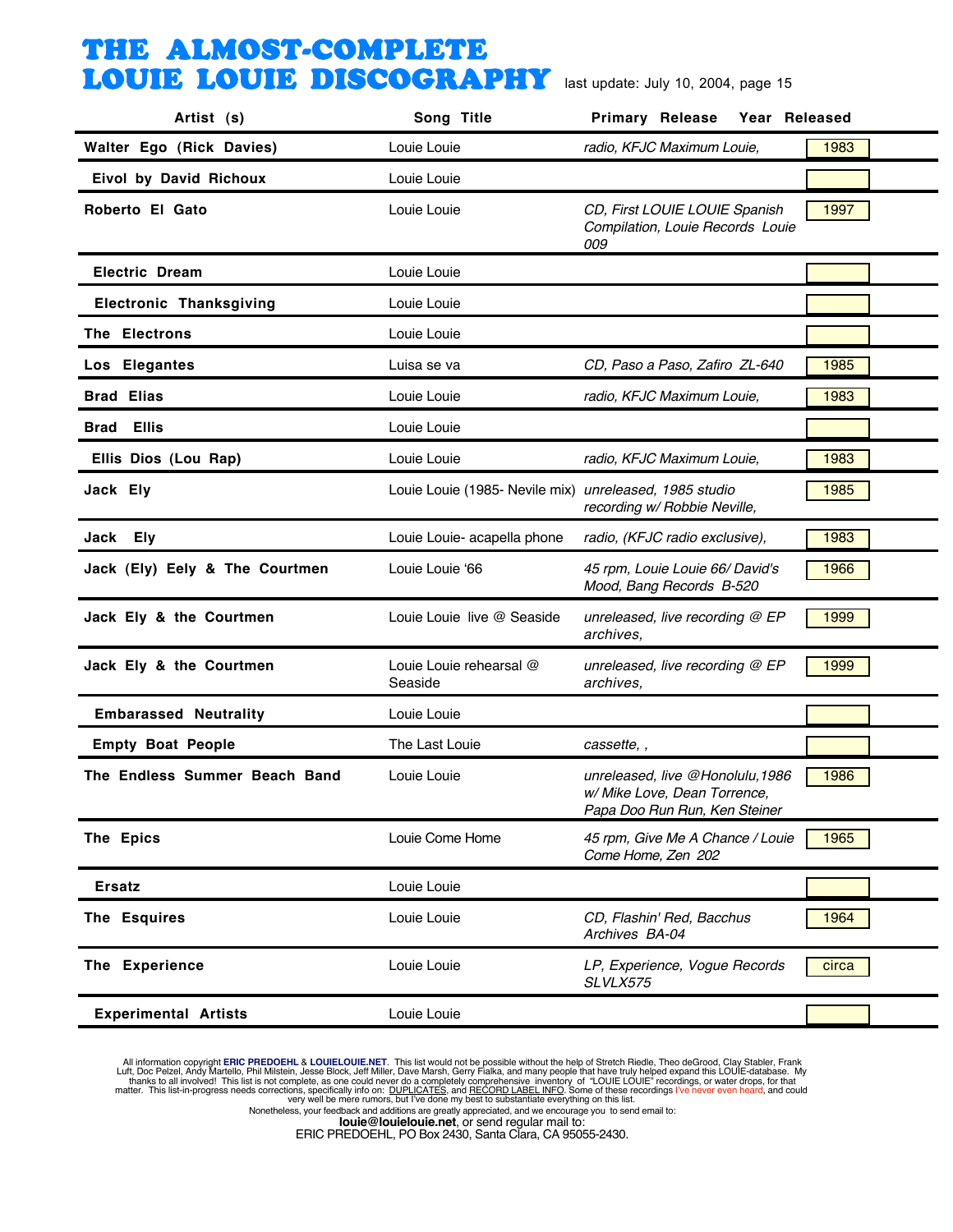# THE ALMOST-COMPLETE LOUIE LOUIE DISCOGRAPHY

last update: July 10, 2004, page 15

| Artist (s) | Song Title | Primary Release | Year Released |
|---|---|---|---|
| Walter Ego (Rick Davies) | Louie Louie | *radio, KFJC Maximum Louie,* | 1983 |
| Eivol by David Richoux | Louie Louie | | |
| Roberto El Gato | Louie Louie | *CD, First LOUIE LOUIE Spanish Compilation, Louie Records Louie 009* | 1997 |
| Electric Dream | Louie Louie | | |
| Electronic Thanksgiving | Louie Louie | | |
| The Electrons | Louie Louie | | |
| Los Elegantes | Luisa se va | *CD, Paso a Paso, Zafiro ZL-640* | 1985 |
| Brad Elias | Louie Louie | *radio, KFJC Maximum Louie,* | 1983 |
| Brad Ellis | Louie Louie | | |
| Ellis Dios (Lou Rap) | Louie Louie | *radio, KFJC Maximum Louie,* | 1983 |
| Jack Ely | Louie Louie (1985- Nevile mix) | *unreleased, 1985 studio recording w/ Robbie Neville,* | 1985 |
| Jack Ely | Louie Louie- acapella phone | *radio, (KFJC radio exclusive),* | 1983 |
| Jack (Ely) Eely & The Courtmen | Louie Louie '66 | *45 rpm, Louie Louie 66/ David's Mood, Bang Records B-520* | 1966 |
| Jack Ely & the Courtmen | Louie Louie live @ Seaside | *unreleased, live recording @ EP archives,* | 1999 |
| Jack Ely & the Courtmen | Louie Louie rehearsal @ Seaside | *unreleased, live recording @ EP archives,* | 1999 |
| Embarassed Neutrality | Louie Louie | | |
| Empty Boat People | The Last Louie | *cassette, ,* | |
| The Endless Summer Beach Band | Louie Louie | *unreleased, live @Honolulu,1986 w/ Mike Love, Dean Torrence, Papa Doo Run Run, Ken Steiner* | 1986 |
| The Epics | Louie Come Home | *45 rpm, Give Me A Chance / Louie Come Home, Zen 202* | 1965 |
| Ersatz | Louie Louie | | |
| The Esquires | Louie Louie | *CD, Flashin' Red, Bacchus Archives BA-04* | 1964 |
| The Experience | Louie Louie | *LP, Experience, Vogue Records SLVLX575* | circa |
| Experimental Artists | Louie Louie | | |

All information copyright **ERIC PREDOEHL** & **LOUIELOUIE.NET**. This list would not be possible without the help of Stretch Riedle, Theo deGrood, Clay Stabler, Frank Luft, Doc Pelzel, Andy Martello, Phil Milstein, Jesse Block, Jeff Miller, Dave Marsh, Gerry Fialka, and many people that have truly helped expand this LOUIE-database. My thanks to all involved! This list is not complete, as one could never do a completely comprehensive inventory of "LOUIE LOUIE" recordings, or water drops, for that matter. This list-in-progress needs corrections, specifically info on: DUPLICATES, and RECORD LABEL INFO. Some of these recordings I've never even heard, and could very well be mere rumors, but I've done my best to substantiate everything on this list.
Nonetheless, your feedback and additions are greatly appreciated, and we encourage you to send email to:
**louie@louielouie.net**, or send regular mail to:
ERIC PREDOEHL, PO Box 2430, Santa Clara, CA 95055-2430.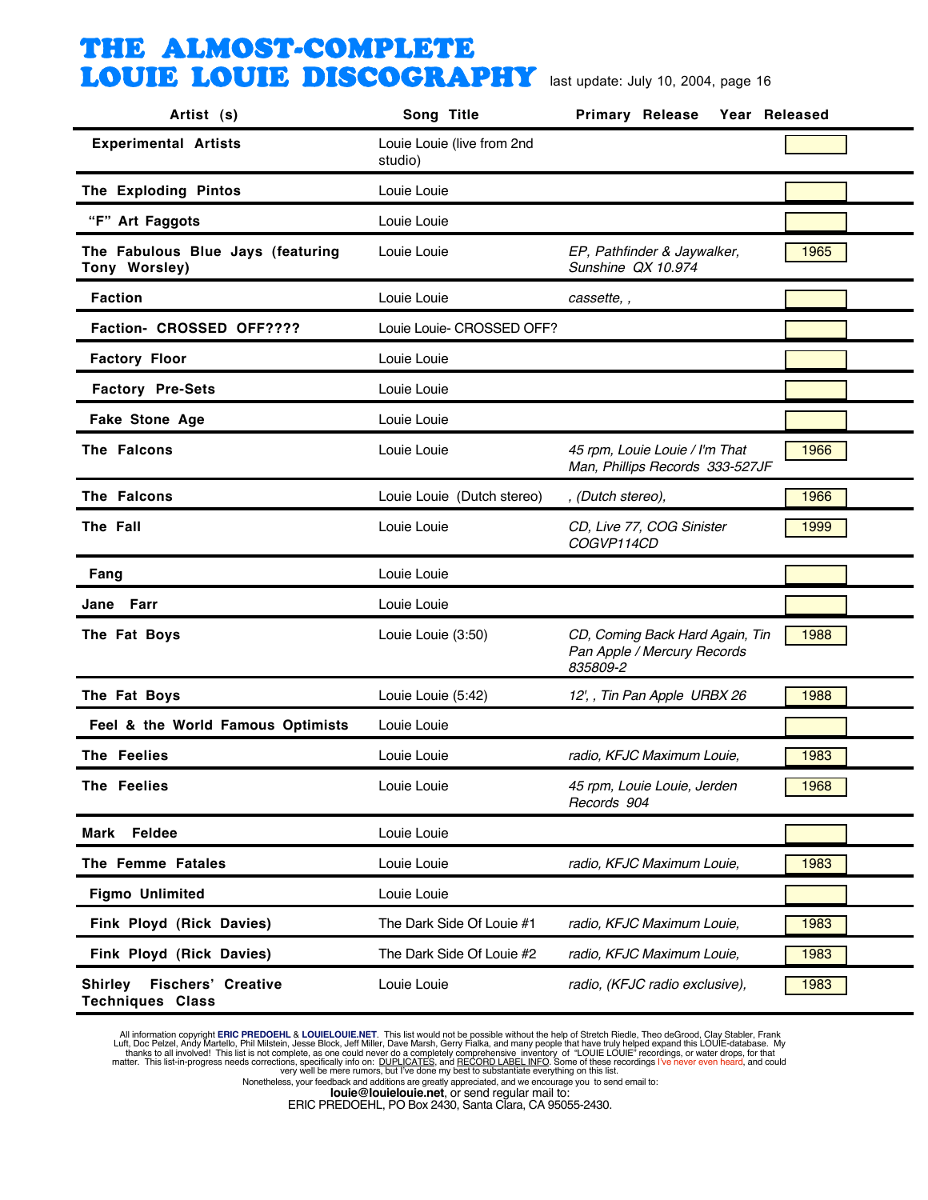# THE ALMOST-COMPLETE LOUIE LOUIE DISCOGRAPHY

last update: July 10, 2004, page 16

| Artist (s) | Song Title | Primary Release | Year Released |
|---|---|---|---|
| **Experimental Artists** | Louie Louie (live from 2nd studio) | | |
| **The Exploding Pintos** | Louie Louie | | |
| **"F" Art Faggots** | Louie Louie | | |
| **The Fabulous Blue Jays (featuring Tony Worsley)** | Louie Louie | *EP, Pathfinder & Jaywalker, Sunshine QX 10.974* | 1965 |
| **Faction** | Louie Louie | *cassette, ,* | |
| **Faction- CROSSED OFF????** | Louie Louie- CROSSED OFF? | | |
| **Factory Floor** | Louie Louie | | |
| **Factory Pre-Sets** | Louie Louie | | |
| **Fake Stone Age** | Louie Louie | | |
| **The Falcons** | Louie Louie | *45 rpm, Louie Louie / I'm That Man, Phillips Records 333-527JF* | 1966 |
| **The Falcons** | Louie Louie (Dutch stereo) | *, (Dutch stereo),* | 1966 |
| **The Fall** | Louie Louie | *CD, Live 77, COG Sinister COGVP114CD* | 1999 |
| **Fang** | Louie Louie | | |
| **Jane Farr** | Louie Louie | | |
| **The Fat Boys** | Louie Louie (3:50) | *CD, Coming Back Hard Again, Tin Pan Apple / Mercury Records 835809-2* | 1988 |
| **The Fat Boys** | Louie Louie (5:42) | *12', , Tin Pan Apple URBX 26* | 1988 |
| **Feel & the World Famous Optimists** | Louie Louie | | |
| **The Feelies** | Louie Louie | *radio, KFJC Maximum Louie,* | 1983 |
| **The Feelies** | Louie Louie | *45 rpm, Louie Louie, Jerden Records 904* | 1968 |
| **Mark Feldee** | Louie Louie | | |
| **The Femme Fatales** | Louie Louie | *radio, KFJC Maximum Louie,* | 1983 |
| **Figmo Unlimited** | Louie Louie | | |
| **Fink Ployd (Rick Davies)** | The Dark Side Of Louie #1 | *radio, KFJC Maximum Louie,* | 1983 |
| **Fink Ployd (Rick Davies)** | The Dark Side Of Louie #2 | *radio, KFJC Maximum Louie,* | 1983 |
| **Shirley Fischers' Creative Techniques Class** | Louie Louie | *radio, (KFJC radio exclusive),* | 1983 |

All information copyright **ERIC PREDOEHL** & **LOUIELOUIE.NET**. This list would not be possible without the help of Stretch Riedle, Theo deGrood, Clay Stabler, Frank Luft, Doc Pelzel, Andy Martello, Phil Milstein, Jesse Block, Jeff Miller, Dave Marsh, Gerry Fialka, and many people that have truly helped expand this LOUIE-database. My thanks to all involved! This list is not complete, as one could never do a completely comprehensive inventory of "LOUIE LOUIE" recordings, or water drops, for that matter. This list-in-progress needs corrections, specifically info on: DUPLICATES, and RECORD LABEL INFO. Some of these recordings I've never even heard, and could very well be mere rumors, but I've done my best to substantiate everything on this list.
Nonetheless, your feedback and additions are greatly appreciated, and we encourage you to send email to:
**louie@louielouie.net**, or send regular mail to:
ERIC PREDOEHL, PO Box 2430, Santa Clara, CA 95055-2430.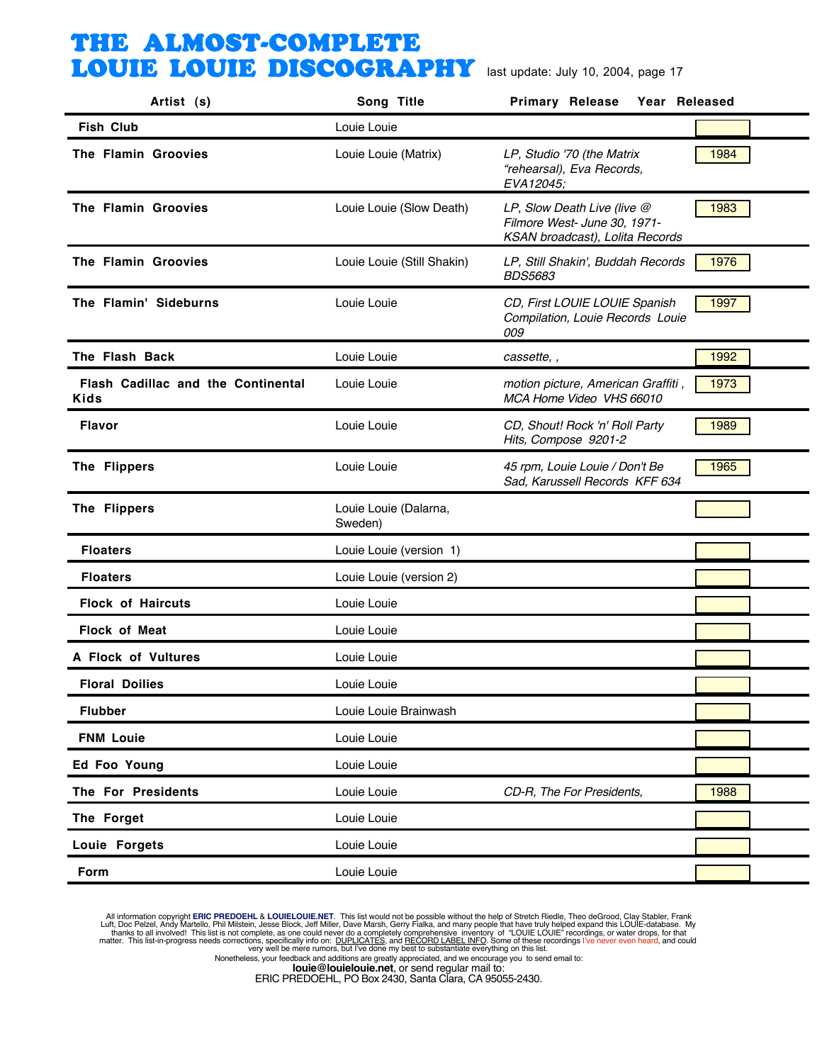# THE ALMOST-COMPLETE LOUIE LOUIE DISCOGRAPHY

last update: July 10, 2004, page 17

| Artist (s) | Song Title | Primary Release | Year Released |
|---|---|---|---|
| **Fish Club** | Louie Louie | | |
| **The Flamin Groovies** | Louie Louie (Matrix) | *LP, Studio '70 (the Matrix "rehearsal), Eva Records, EVA12045;* | 1984 |
| **The Flamin Groovies** | Louie Louie (Slow Death) | *LP, Slow Death Live (live @ Filmore West- June 30, 1971- KSAN broadcast), Lolita Records* | 1983 |
| **The Flamin Groovies** | Louie Louie (Still Shakin) | *LP, Still Shakin', Buddah Records BDS5683* | 1976 |
| **The Flamin' Sideburns** | Louie Louie | *CD, First LOUIE LOUIE Spanish Compilation, Louie Records Louie 009* | 1997 |
| **The Flash Back** | Louie Louie | *cassette, ,* | 1992 |
| **Flash Cadillac and the Continental Kids** | Louie Louie | *motion picture, American Graffiti , MCA Home Video VHS 66010* | 1973 |
| **Flavor** | Louie Louie | *CD, Shout! Rock 'n' Roll Party Hits, Compose 9201-2* | 1989 |
| **The Flippers** | Louie Louie | *45 rpm, Louie Louie / Don't Be Sad, Karussell Records KFF 634* | 1965 |
| **The Flippers** | Louie Louie (Dalarna, Sweden) | | |
| **Floaters** | Louie Louie (version 1) | | |
| **Floaters** | Louie Louie (version 2) | | |
| **Flock of Haircuts** | Louie Louie | | |
| **Flock of Meat** | Louie Louie | | |
| **A Flock of Vultures** | Louie Louie | | |
| **Floral Doilies** | Louie Louie | | |
| **Flubber** | Louie Louie Brainwash | | |
| **FNM Louie** | Louie Louie | | |
| **Ed Foo Young** | Louie Louie | | |
| **The For Presidents** | Louie Louie | *CD-R, The For Presidents,* | 1988 |
| **The Forget** | Louie Louie | | |
| **Louie Forgets** | Louie Louie | | |
| **Form** | Louie Louie | | |

All information copyright **ERIC PREDOEHL** & **LOUIELOUIE.NET**. This list would not be possible without the help of Stretch Riedle, Theo deGrood, Clay Stabler, Frank Luft, Doc Pelzel, Andy Martello, Phil Milstein, Jesse Block, Jeff Miller, Dave Marsh, Gerry Fialka, and many people that have truly helped expand this LOUIE-database. My thanks to all involved! This list is not complete, as one could never do a completely comprehensive inventory of "LOUIE LOUIE" recordings, or water drops, for that matter. This list-in-progress needs corrections, specifically info on: DUPLICATES, and RECORD LABEL INFO. Some of these recordings I've never even heard, and could very well be mere rumors, but I've done my best to substantiate everything on this list.
Nonetheless, your feedback and additions are greatly appreciated, and we encourage you to send email to:
**louie@louielouie.net**, or send regular mail to:
ERIC PREDOEHL, PO Box 2430, Santa Clara, CA 95055-2430.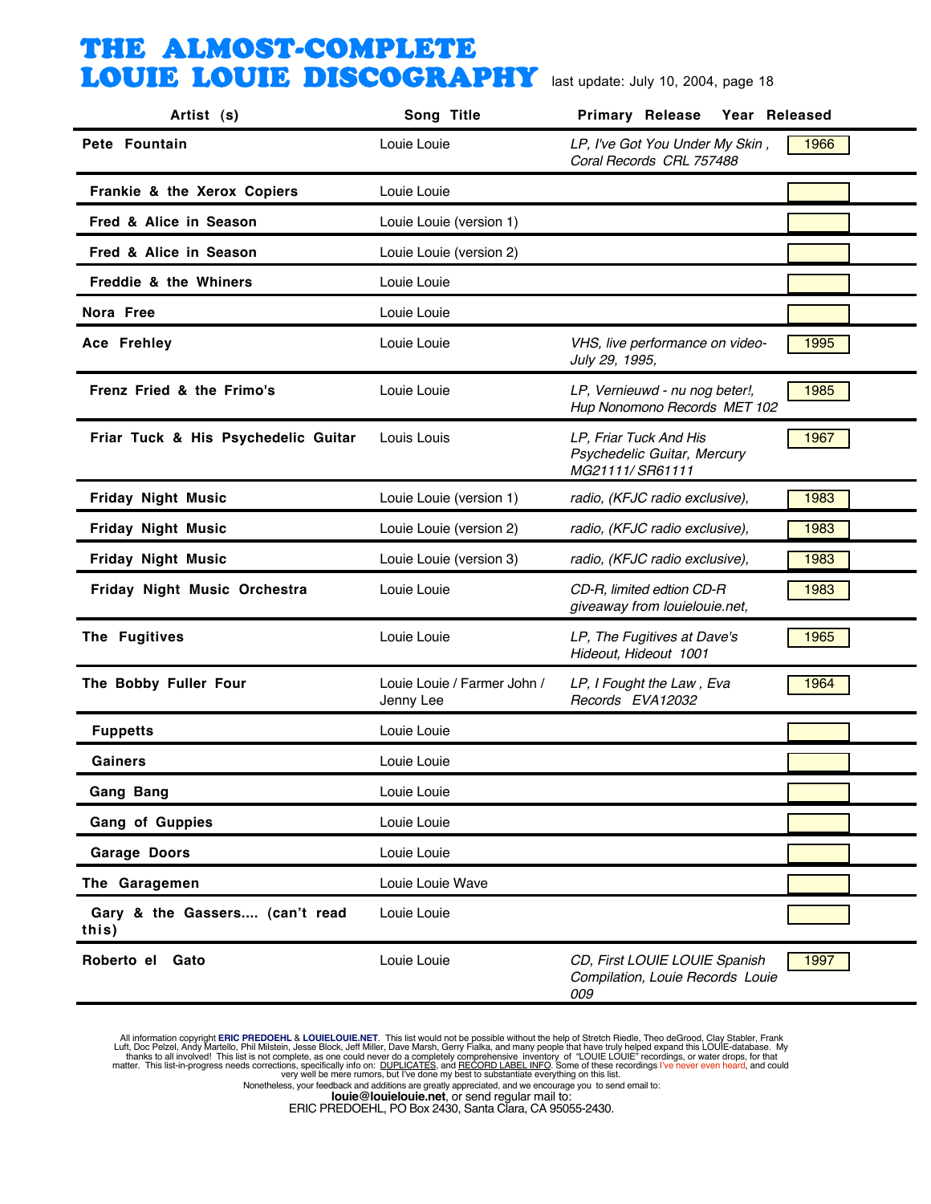# THE ALMOST-COMPLETE LOUIE LOUIE DISCOGRAPHY

last update: July 10, 2004, page 18

| Artist (s) | Song Title | Primary Release | Year Released |
|---|---|---|---|
| **Pete Fountain** | Louie Louie | *LP, I've Got You Under My Skin , Coral Records CRL 757488* | 1966 |
| **Frankie & the Xerox Copiers** | Louie Louie | | |
| **Fred & Alice in Season** | Louie Louie (version 1) | | |
| **Fred & Alice in Season** | Louie Louie (version 2) | | |
| **Freddie & the Whiners** | Louie Louie | | |
| **Nora Free** | Louie Louie | | |
| **Ace Frehley** | Louie Louie | *VHS, live performance on video- July 29, 1995,* | 1995 |
| **Frenz Fried & the Frimo's** | Louie Louie | *LP, Vernieuwd - nu nog beter!, Hup Nonomono Records MET 102* | 1985 |
| **Friar Tuck & His Psychedelic Guitar** | Louis Louis | *LP, Friar Tuck And His Psychedelic Guitar, Mercury MG21111/ SR61111* | 1967 |
| **Friday Night Music** | Louie Louie (version 1) | *radio, (KFJC radio exclusive),* | 1983 |
| **Friday Night Music** | Louie Louie (version 2) | *radio, (KFJC radio exclusive),* | 1983 |
| **Friday Night Music** | Louie Louie (version 3) | *radio, (KFJC radio exclusive),* | 1983 |
| **Friday Night Music Orchestra** | Louie Louie | *CD-R, limited edtion CD-R giveaway from louielouie.net,* | 1983 |
| **The Fugitives** | Louie Louie | *LP, The Fugitives at Dave's Hideout, Hideout 1001* | 1965 |
| **The Bobby Fuller Four** | Louie Louie / Farmer John / Jenny Lee | *LP, I Fought the Law , Eva Records EVA12032* | 1964 |
| **Fuppetts** | Louie Louie | | |
| **Gainers** | Louie Louie | | |
| **Gang Bang** | Louie Louie | | |
| **Gang of Guppies** | Louie Louie | | |
| **Garage Doors** | Louie Louie | | |
| **The Garagemen** | Louie Louie Wave | | |
| **Gary & the Gassers.... (can't read this)** | Louie Louie | | |
| **Roberto el Gato** | Louie Louie | *CD, First LOUIE LOUIE Spanish Compilation, Louie Records Louie 009* | 1997 |

All information copyright **ERIC PREDOEHL** & **LOUIELOUIE.NET**. This list would not be possible without the help of Stretch Riedle, Theo deGrood, Clay Stabler, Frank Luft, Doc Pelzel, Andy Martello, Phil Milstein, Jesse Block, Jeff Miller, Dave Marsh, Gerry Fialka, and many people that have truly helped expand this LOUIE-database. My thanks to all involved! This list is not complete, as one could never do a completely comprehensive inventory of "LOUIE LOUIE" recordings, or water drops, for that matter. This list-in-progress needs corrections, specifically info on: DUPLICATES, and RECORD LABEL INFO. Some of these recordings I've never even heard, and could very well be mere rumors, but I've done my best to substantiate everything on this list.
Nonetheless, your feedback and additions are greatly appreciated, and we encourage you to send email to:
**louie@louielouie.net**, or send regular mail to:
ERIC PREDOEHL, PO Box 2430, Santa Clara, CA 95055-2430.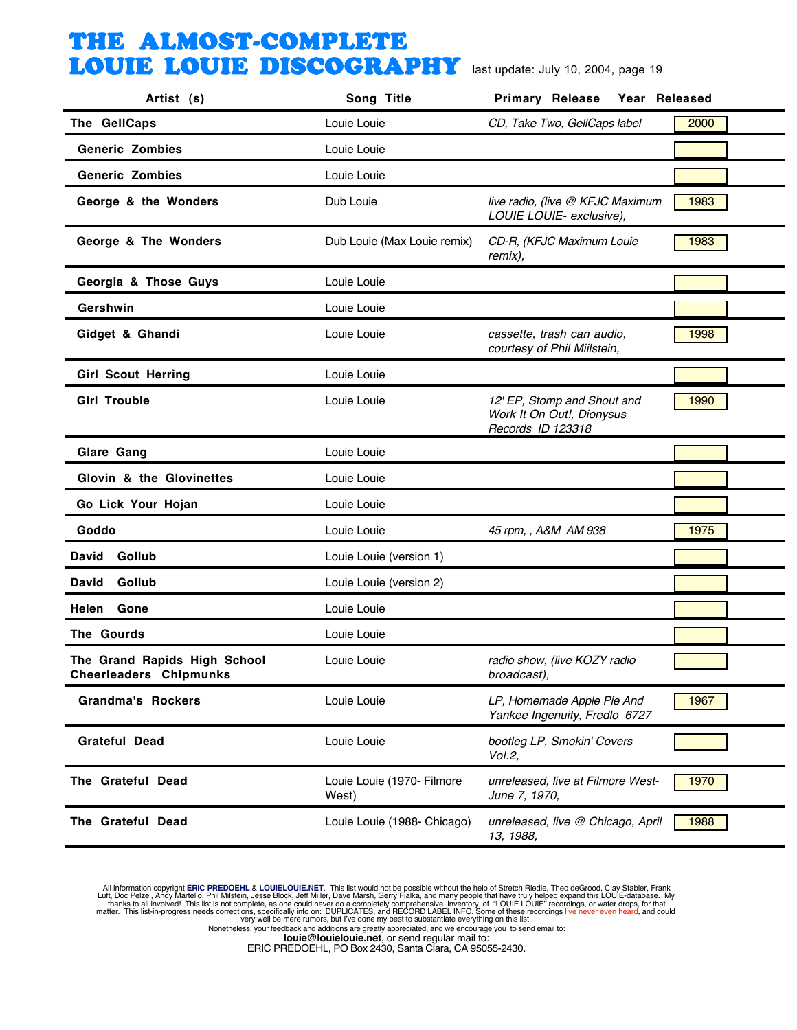# THE ALMOST-COMPLETE LOUIE LOUIE DISCOGRAPHY

last update: July 10, 2004, page 19

| Artist (s) | Song Title | Primary Release | Year Released |
|---|---|---|---|
| The GellCaps | Louie Louie | *CD, Take Two, GellCaps label* | 2000 |
| Generic Zombies | Louie Louie | | |
| Generic Zombies | Louie Louie | | |
| George & the Wonders | Dub Louie | *live radio, (live @ KFJC Maximum LOUIE LOUIE- exclusive),* | 1983 |
| George & The Wonders | Dub Louie (Max Louie remix) | *CD-R, (KFJC Maximum Louie remix),* | 1983 |
| Georgia & Those Guys | Louie Louie | | |
| Gershwin | Louie Louie | | |
| Gidget & Ghandi | Louie Louie | *cassette, trash can audio, courtesy of Phil Miilstein,* | 1998 |
| Girl Scout Herring | Louie Louie | | |
| Girl Trouble | Louie Louie | *12' EP, Stomp and Shout and Work It On Out!, Dionysus Records ID 123318* | 1990 |
| Glare Gang | Louie Louie | | |
| Glovin & the Glovinettes | Louie Louie | | |
| Go Lick Your Hojan | Louie Louie | | |
| Goddo | Louie Louie | *45 rpm, , A&M AM 938* | 1975 |
| David Gollub | Louie Louie (version 1) | | |
| David Gollub | Louie Louie (version 2) | | |
| Helen Gone | Louie Louie | | |
| The Gourds | Louie Louie | | |
| The Grand Rapids High School Cheerleaders Chipmunks | Louie Louie | *radio show, (live KOZY radio broadcast),* | |
| Grandma's Rockers | Louie Louie | *LP, Homemade Apple Pie And Yankee Ingenuity, Fredlo 6727* | 1967 |
| Grateful Dead | Louie Louie | *bootleg LP, Smokin' Covers Vol.2,* | |
| The Grateful Dead | Louie Louie (1970- Filmore West) | *unreleased, live at Filmore West- June 7, 1970,* | 1970 |
| The Grateful Dead | Louie Louie (1988- Chicago) | *unreleased, live @ Chicago, April 13, 1988,* | 1988 |

All information copyright **ERIC PREDOEHL** & **LOUIELOUIE.NET**. This list would not be possible without the help of Stretch Riedle, Theo deGrood, Clay Stabler, Frank Luft, Doc Pelzel, Andy Martello, Phil Milstein, Jesse Block, Jeff Miller, Dave Marsh, Gerry Fialka, and many people that have truly helped expand this LOUIE-database. My thanks to all involved! This list is not complete, as one could never do a completely comprehensive inventory of "LOUIE LOUIE" recordings, or water drops, for that matter. This list-in-progress needs corrections, specifically info on: DUPLICATES, and RECORD LABEL INFO. Some of these recordings I've never even heard, and could very well be mere rumors, but I've done my best to substantiate everything on this list.
Nonetheless, your feedback and additions are greatly appreciated, and we encourage you to send email to:
**louie@louielouie.net**, or send regular mail to:
ERIC PREDOEHL, PO Box 2430, Santa Clara, CA 95055-2430.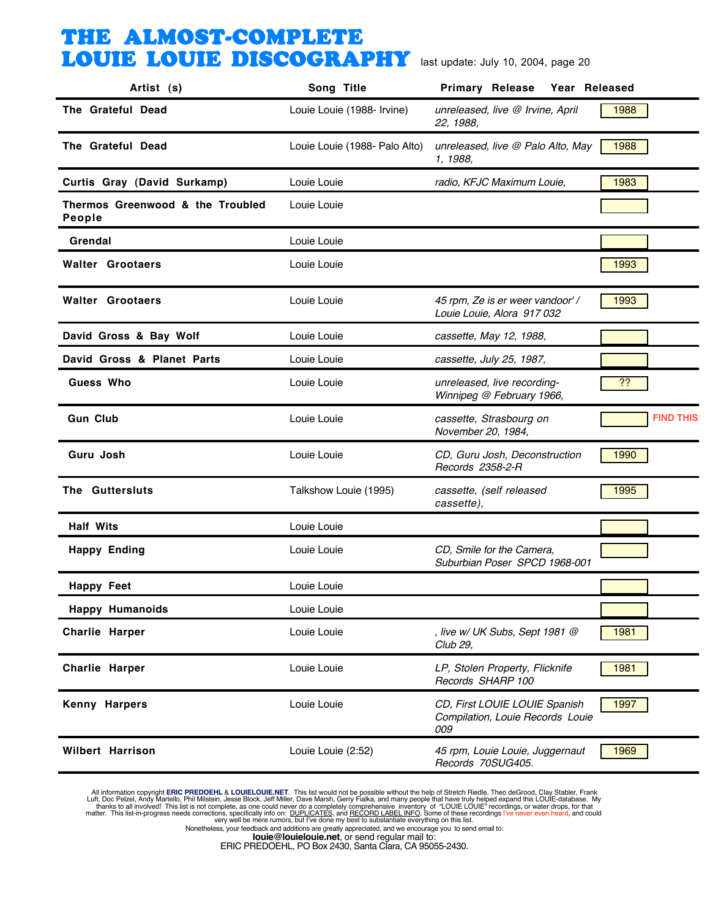# THE ALMOST-COMPLETE LOUIE LOUIE DISCOGRAPHY

last update: July 10, 2004, page 20

| Artist (s) | Song Title | Primary Release | Year Released | |
|---|---|---|---|---|
| **The Grateful Dead** | Louie Louie (1988- Irvine) | *unreleased, live @ Irvine, April 22, 1988,* | 1988 | |
| **The Grateful Dead** | Louie Louie (1988- Palo Alto) | *unreleased, live @ Palo Alto, May 1, 1988,* | 1988 | |
| **Curtis Gray (David Surkamp)** | Louie Louie | *radio, KFJC Maximum Louie,* | 1983 | |
| **Thermos Greenwood & the Troubled People** | Louie Louie | | | |
| **Grendal** | Louie Louie | | | |
| **Walter Grootaers** | Louie Louie | | 1993 | |
| **Walter Grootaers** | Louie Louie | *45 rpm, Ze is er weer vandoor' / Louie Louie, Alora 917 032* | 1993 | |
| **David Gross & Bay Wolf** | Louie Louie | *cassette, May 12, 1988,* | | |
| **David Gross & Planet Parts** | Louie Louie | *cassette, July 25, 1987,* | | |
| **Guess Who** | Louie Louie | *unreleased, live recording- Winnipeg @ February 1966,* | ?? | |
| **Gun Club** | Louie Louie | *cassette, Strasbourg on November 20, 1984,* | | FIND THIS! |
| **Guru Josh** | Louie Louie | *CD, Guru Josh, Deconstruction Records 2358-2-R* | 1990 | |
| **The Guttersluts** | Talkshow Louie (1995) | *cassette, (self released cassette),* | 1995 | |
| **Half Wits** | Louie Louie | | | |
| **Happy Ending** | Louie Louie | *CD, Smile for the Camera, Suburbian Poser SPCD 1968-001* | | |
| **Happy Feet** | Louie Louie | | | |
| **Happy Humanoids** | Louie Louie | | | |
| **Charlie Harper** | Louie Louie | *, live w/ UK Subs, Sept 1981 @ Club 29,* | 1981 | |
| **Charlie Harper** | Louie Louie | *LP, Stolen Property, Flicknife Records SHARP 100* | 1981 | |
| **Kenny Harpers** | Louie Louie | *CD, First LOUIE LOUIE Spanish Compilation, Louie Records Louie 009* | 1997 | |
| **Wilbert Harrison** | Louie Louie (2:52) | *45 rpm, Louie Louie, Juggernaut Records 70SUG405.* | 1969 | |

All information copyright **ERIC PREDOEHL** & **LOUIELOUIE.NET**. This list would not be possible without the help of Stretch Riedle, Theo deGrood, Clay Stabler, Frank Luft, Doc Pelzel, Andy Martello, Phil Milstein, Jesse Block, Jeff Miller, Dave Marsh, Gerry Fialka, and many people that have truly helped expand this LOUIE-database. My thanks to all involved! This list is not complete, as one could never do a completely comprehensive inventory of "LOUIE LOUIE" recordings, or water drops, for that matter. This list-in-progress needs corrections, specifically info on: DUPLICATES, and RECORD LABEL INFO. Some of these recordings I've never even heard, and could very well be mere rumors, but I've done my best to substantiate everything on this list.
Nonetheless, your feedback and additions are greatly appreciated, and we encourage you to send email to:
**louie@louielouie.net**, or send regular mail to:
ERIC PREDOEHL, PO Box 2430, Santa Clara, CA 95055-2430.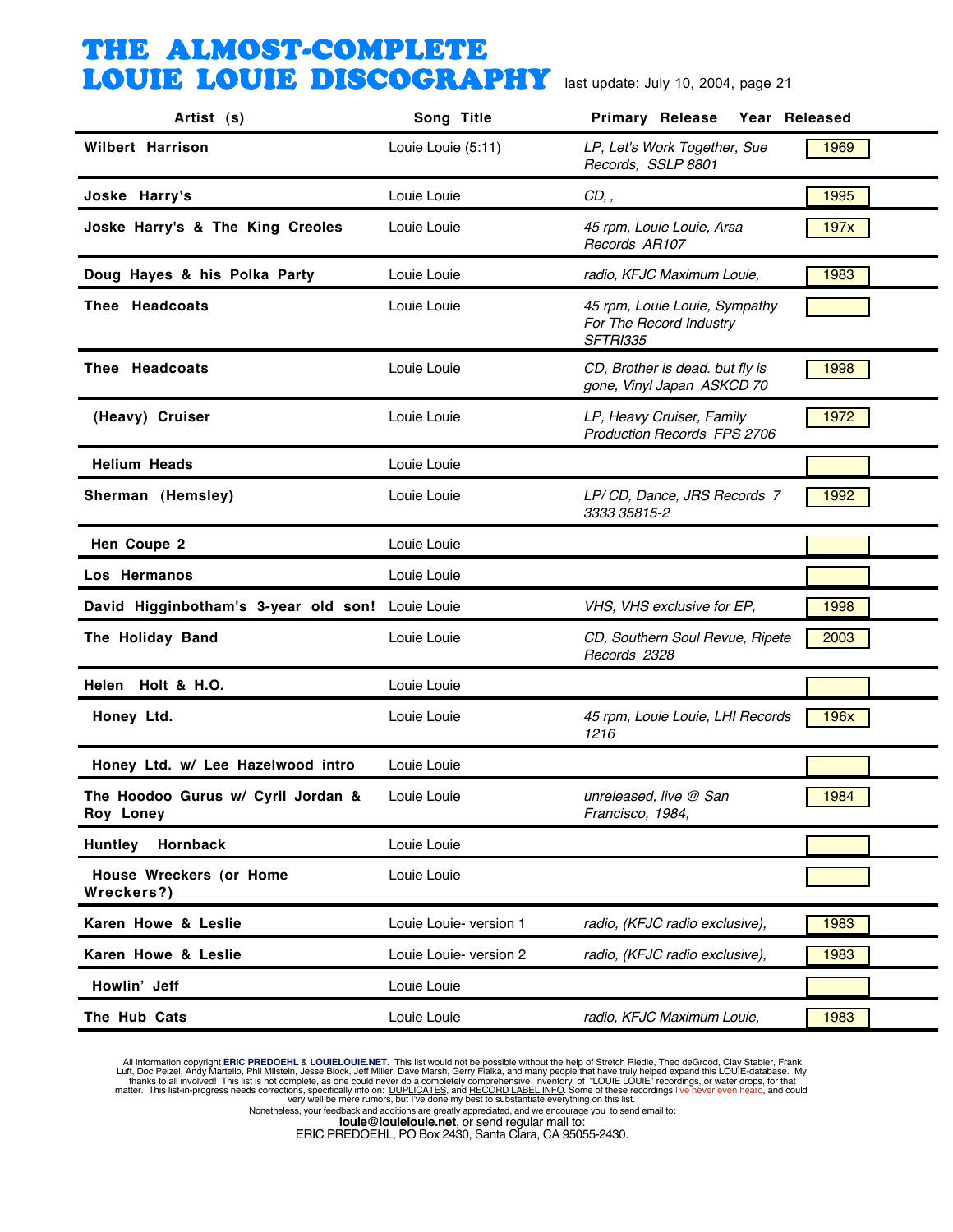# THE ALMOST-COMPLETE LOUIE LOUIE DISCOGRAPHY

last update: July 10, 2004, page 21

| Artist (s) | Song Title | Primary Release | Year Released |
|---|---|---|---|
| Wilbert Harrison | Louie Louie (5:11) | *LP, Let's Work Together, Sue Records, SSLP 8801* | 1969 |
| Joske Harry's | Louie Louie | *CD, ,* | 1995 |
| Joske Harry's & The King Creoles | Louie Louie | *45 rpm, Louie Louie, Arsa Records AR107* | 197x |
| Doug Hayes & his Polka Party | Louie Louie | *radio, KFJC Maximum Louie,* | 1983 |
| Thee Headcoats | Louie Louie | *45 rpm, Louie Louie, Sympathy For The Record Industry SFTRI335* | |
| Thee Headcoats | Louie Louie | *CD, Brother is dead. but fly is gone, Vinyl Japan ASKCD 70* | 1998 |
| (Heavy) Cruiser | Louie Louie | *LP, Heavy Cruiser, Family Production Records FPS 2706* | 1972 |
| Helium Heads | Louie Louie | | |
| Sherman (Hemsley) | Louie Louie | *LP/ CD, Dance, JRS Records 7 3333 35815-2* | 1992 |
| Hen Coupe 2 | Louie Louie | | |
| Los Hermanos | Louie Louie | | |
| David Higginbotham's 3-year old son! | Louie Louie | *VHS, VHS exclusive for EP,* | 1998 |
| The Holiday Band | Louie Louie | *CD, Southern Soul Revue, Ripete Records 2328* | 2003 |
| Helen Holt & H.O. | Louie Louie | | |
| Honey Ltd. | Louie Louie | *45 rpm, Louie Louie, LHI Records 1216* | 196x |
| Honey Ltd. w/ Lee Hazelwood intro | Louie Louie | | |
| The Hoodoo Gurus w/ Cyril Jordan & Roy Loney | Louie Louie | *unreleased, live @ San Francisco, 1984,* | 1984 |
| Huntley Hornback | Louie Louie | | |
| House Wreckers (or Home Wreckers?) | Louie Louie | | |
| Karen Howe & Leslie | Louie Louie- version 1 | *radio, (KFJC radio exclusive),* | 1983 |
| Karen Howe & Leslie | Louie Louie- version 2 | *radio, (KFJC radio exclusive),* | 1983 |
| Howlin' Jeff | Louie Louie | | |
| The Hub Cats | Louie Louie | *radio, KFJC Maximum Louie,* | 1983 |

All information copyright **ERIC PREDOEHL** & **LOUIELOUIE.NET**. This list would not be possible without the help of Stretch Riedle, Theo deGrood, Clay Stabler, Frank Luft, Doc Pelzel, Andy Martello, Phil Milstein, Jesse Block, Jeff Miller, Dave Marsh, Gerry Fialka, and many people that have truly helped expand this LOUIE-database. My thanks to all involved! This list is not complete, as one could never do a completely comprehensive inventory of "LOUIE LOUIE" recordings, or water drops, for that matter. This list-in-progress needs corrections, specifically info on: DUPLICATES, and RECORD LABEL INFO. Some of these recordings I've never even heard, and could very well be mere rumors, but I've done my best to substantiate everything on this list.

Nonetheless, your feedback and additions are greatly appreciated, and we encourage you to send email to:
**louie@louielouie.net**, or send regular mail to:
ERIC PREDOEHL, PO Box 2430, Santa Clara, CA 95055-2430.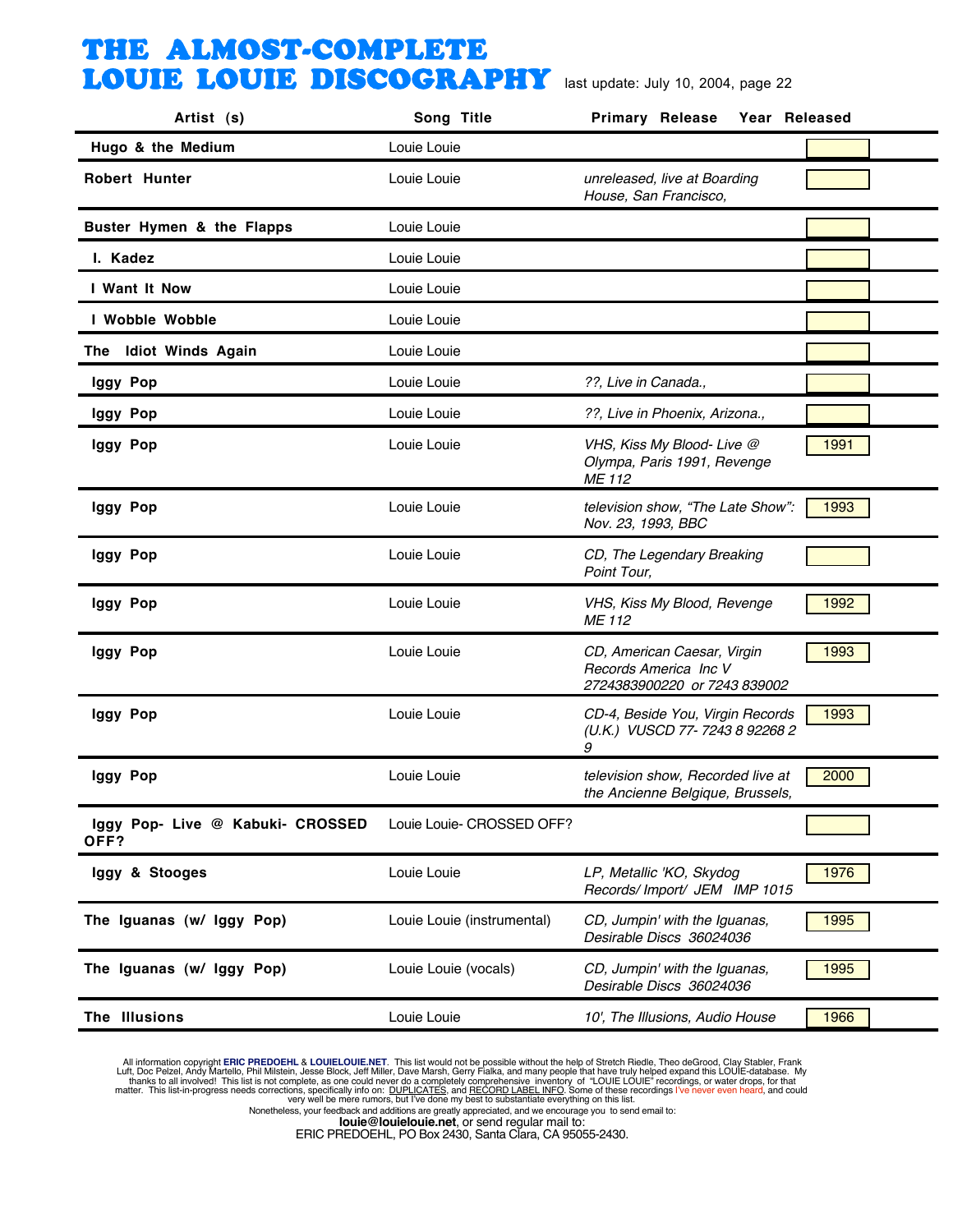# THE ALMOST-COMPLETE LOUIE LOUIE DISCOGRAPHY

last update: July 10, 2004, page 22

| Artist (s) | Song Title | Primary Release | Year Released |
|---|---|---|---|
| **Hugo & the Medium** | Louie Louie | | |
| **Robert Hunter** | Louie Louie | *unreleased, live at Boarding House, San Francisco,* | |
| **Buster Hymen & the Flapps** | Louie Louie | | |
| **I. Kadez** | Louie Louie | | |
| **I Want It Now** | Louie Louie | | |
| **I Wobble Wobble** | Louie Louie | | |
| **The Idiot Winds Again** | Louie Louie | | |
| **Iggy Pop** | Louie Louie | *??, Live in Canada.,* | |
| **Iggy Pop** | Louie Louie | *??, Live in Phoenix, Arizona.,* | |
| **Iggy Pop** | Louie Louie | *VHS, Kiss My Blood- Live @ Olympa, Paris 1991, Revenge ME 112* | 1991 |
| **Iggy Pop** | Louie Louie | *television show, "The Late Show": Nov. 23, 1993, BBC* | 1993 |
| **Iggy Pop** | Louie Louie | *CD, The Legendary Breaking Point Tour,* | |
| **Iggy Pop** | Louie Louie | *VHS, Kiss My Blood, Revenge ME 112* | 1992 |
| **Iggy Pop** | Louie Louie | *CD, American Caesar, Virgin Records America Inc V 2724383900220 or 7243 839002* | 1993 |
| **Iggy Pop** | Louie Louie | *CD-4, Beside You, Virgin Records (U.K.) VUSCD 77- 7243 8 92268 2 9* | 1993 |
| **Iggy Pop** | Louie Louie | *television show, Recorded live at the Ancienne Belgique, Brussels,* | 2000 |
| **Iggy Pop- Live @ Kabuki- CROSSED OFF?** | Louie Louie- CROSSED OFF? | | |
| **Iggy & Stooges** | Louie Louie | *LP, Metallic 'KO, Skydog Records/ Import/ JEM IMP 1015* | 1976 |
| **The Iguanas (w/ Iggy Pop)** | Louie Louie (instrumental) | *CD, Jumpin' with the Iguanas, Desirable Discs 36024036* | 1995 |
| **The Iguanas (w/ Iggy Pop)** | Louie Louie (vocals) | *CD, Jumpin' with the Iguanas, Desirable Discs 36024036* | 1995 |
| **The Illusions** | Louie Louie | *10', The Illusions, Audio House* | 1966 |

All information copyright **ERIC PREDOEHL** & **LOUIELOUIE.NET**. This list would not be possible without the help of Stretch Riedle, Theo deGrood, Clay Stabler, Frank Luft, Doc Pelzel, Andy Martello, Phil Milstein, Jesse Block, Jeff Miller, Dave Marsh, Gerry Fialka, and many people that have truly helped expand this LOUIE-database. My thanks to all involved! This list is not complete, as one could never do a completely comprehensive inventory of "LOUIE LOUIE" recordings, or water drops, for that matter. This list-in-progress needs corrections, specifically info on: DUPLICATES, and RECORD LABEL INFO. Some of these recordings I've never even heard, and could very well be mere rumors, but I've done my best to substantiate everything on this list.
Nonetheless, your feedback and additions are greatly appreciated, and we encourage you to send email to:
**louie@louielouie.net**, or send regular mail to:
ERIC PREDOEHL, PO Box 2430, Santa Clara, CA 95055-2430.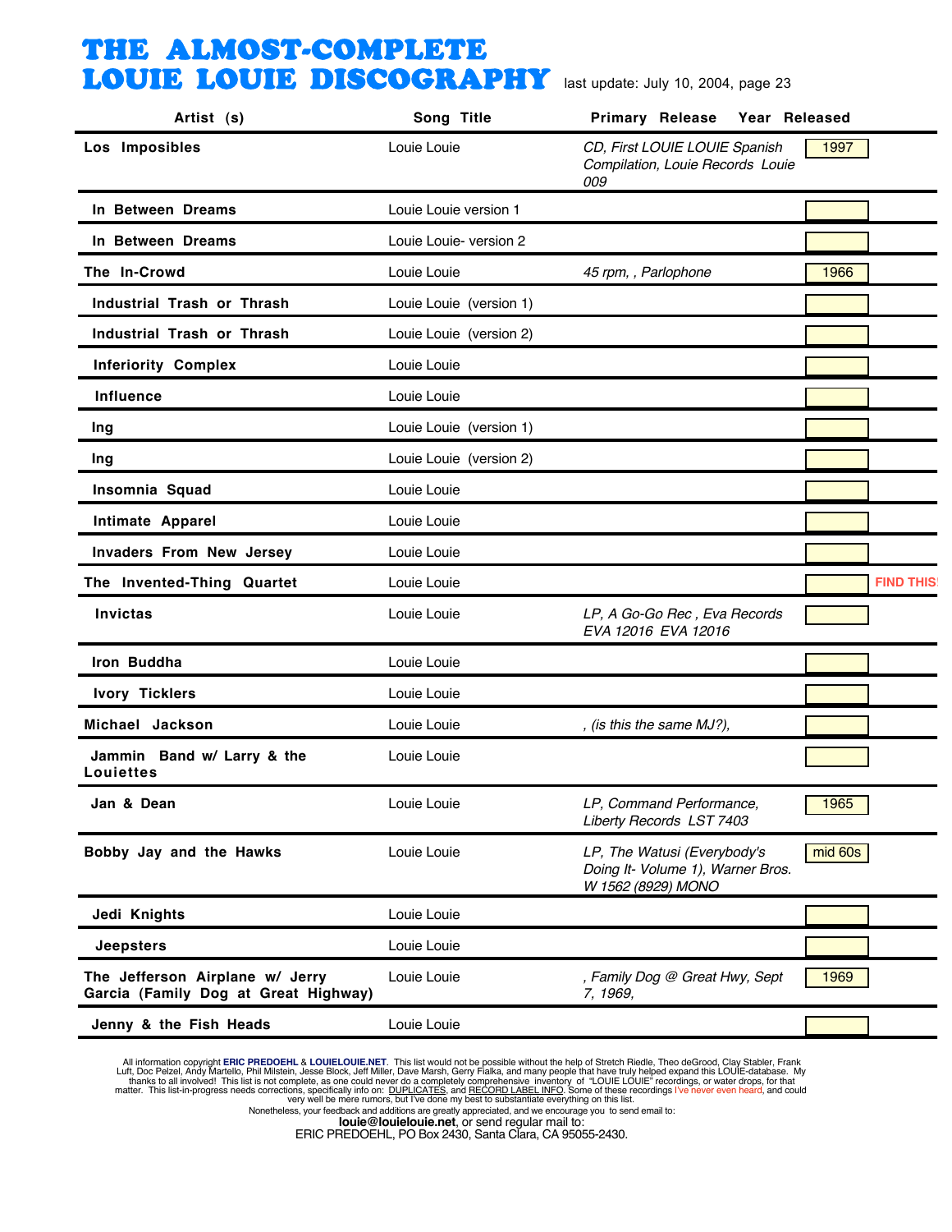# THE ALMOST-COMPLETE LOUIE LOUIE DISCOGRAPHY

last update: July 10, 2004, page 23

| Artist (s) | Song Title | Primary Release | Year Released | |
|---|---|---|---|---|
| **Los Imposibles** | Louie Louie | *CD, First LOUIE LOUIE Spanish Compilation, Louie Records Louie 009* | 1997 | |
| **In Between Dreams** | Louie Louie version 1 | | | |
| **In Between Dreams** | Louie Louie- version 2 | | | |
| **The In-Crowd** | Louie Louie | *45 rpm, , Parlophone* | 1966 | |
| **Industrial Trash or Thrash** | Louie Louie (version 1) | | | |
| **Industrial Trash or Thrash** | Louie Louie (version 2) | | | |
| **Inferiority Complex** | Louie Louie | | | |
| **Influence** | Louie Louie | | | |
| **Ing** | Louie Louie (version 1) | | | |
| **Ing** | Louie Louie (version 2) | | | |
| **Insomnia Squad** | Louie Louie | | | |
| **Intimate Apparel** | Louie Louie | | | |
| **Invaders From New Jersey** | Louie Louie | | | |
| **The Invented-Thing Quartet** | Louie Louie | | | FIND THIS! |
| **Invictas** | Louie Louie | *LP, A Go-Go Rec , Eva Records EVA 12016 EVA 12016* | | |
| **Iron Buddha** | Louie Louie | | | |
| **Ivory Ticklers** | Louie Louie | | | |
| **Michael Jackson** | Louie Louie | *, (is this the same MJ?),* | | |
| **Jammin Band w/ Larry & the Louiettes** | Louie Louie | | | |
| **Jan & Dean** | Louie Louie | *LP, Command Performance, Liberty Records LST 7403* | 1965 | |
| **Bobby Jay and the Hawks** | Louie Louie | *LP, The Watusi (Everybody's Doing It- Volume 1), Warner Bros. W 1562 (8929) MONO* | mid 60s | |
| **Jedi Knights** | Louie Louie | | | |
| **Jeepsters** | Louie Louie | | | |
| **The Jefferson Airplane w/ Jerry Garcia (Family Dog at Great Highway)** | Louie Louie | *, Family Dog @ Great Hwy, Sept 7, 1969,* | 1969 | |
| **Jenny & the Fish Heads** | Louie Louie | | | |

All information copyright **ERIC PREDOEHL** & **LOUIELOUIE.NET**. This list would not be possible without the help of Stretch Riedle, Theo deGrood, Clay Stabler, Frank Luft, Doc Pelzel, Andy Martello, Phil Milstein, Jesse Block, Jeff Miller, Dave Marsh, Gerry Fialka, and many people that have truly helped expand this LOUIE-database. My thanks to all involved! This list is not complete, as one could never do a completely comprehensive inventory of "LOUIE LOUIE" recordings, or water drops, for that matter. This list-in-progress needs corrections, specifically info on: DUPLICATES, and RECORD LABEL INFO. Some of these recordings I've never even heard, and could very well be mere rumors, but I've done my best to substantiate everything on this list.
Nonetheless, your feedback and additions are greatly appreciated, and we encourage you to send email to:
**louie@louielouie.net**, or send regular mail to:
ERIC PREDOEHL, PO Box 2430, Santa Clara, CA 95055-2430.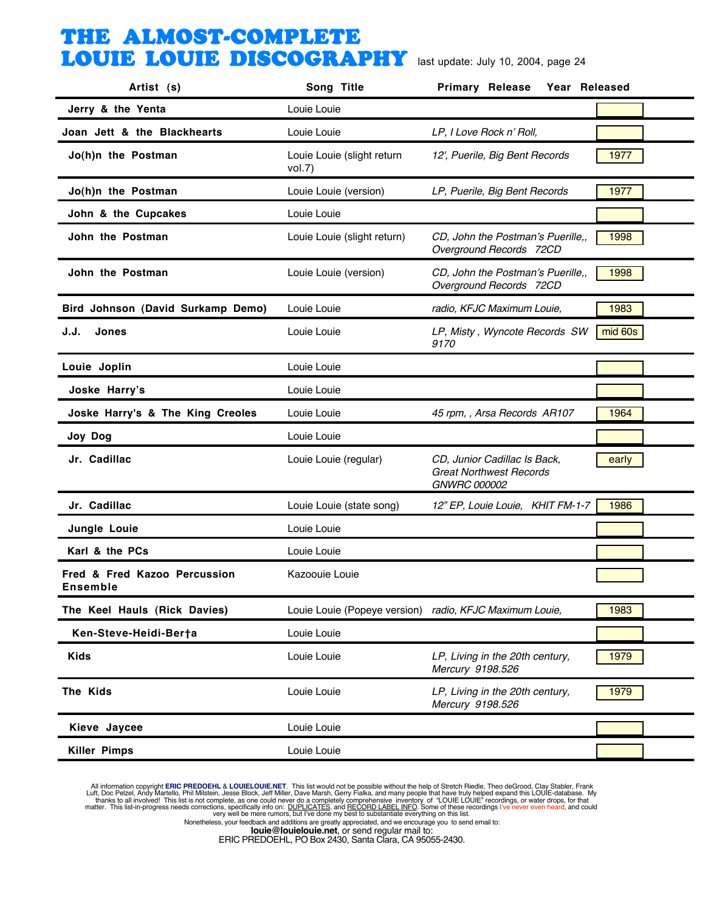# THE ALMOST-COMPLETE LOUIE LOUIE DISCOGRAPHY

last update: July 10, 2004, page 24

| Artist (s) | Song Title | Primary Release | Year Released |
|---|---|---|---|
| **Jerry & the Yenta** | Louie Louie | | |
| **Joan Jett & the Blackhearts** | Louie Louie | *LP, I Love Rock n' Roll,* | |
| **Jo(h)n the Postman** | Louie Louie (slight return vol.7) | *12', Puerile, Big Bent Records* | 1977 |
| **Jo(h)n the Postman** | Louie Louie (version) | *LP, Puerile, Big Bent Records* | 1977 |
| **John & the Cupcakes** | Louie Louie | | |
| **John the Postman** | Louie Louie (slight return) | *CD, John the Postman's Puerille,, Overground Records 72CD* | 1998 |
| **John the Postman** | Louie Louie (version) | *CD, John the Postman's Puerille,, Overground Records 72CD* | 1998 |
| **Bird Johnson (David Surkamp Demo)** | Louie Louie | *radio, KFJC Maximum Louie,* | 1983 |
| **J.J. Jones** | Louie Louie | *LP, Misty , Wyncote Records SW 9170* | mid 60s |
| **Louie Joplin** | Louie Louie | | |
| **Joske Harry's** | Louie Louie | | |
| **Joske Harry's & The King Creoles** | Louie Louie | *45 rpm, , Arsa Records AR107* | 1964 |
| **Joy Dog** | Louie Louie | | |
| **Jr. Cadillac** | Louie Louie (regular) | *CD, Junior Cadillac Is Back, Great Northwest Records GNWRC 000002* | early |
| **Jr. Cadillac** | Louie Louie (state song) | *12" EP, Louie Louie, KHIT FM-1-7* | 1986 |
| **Jungle Louie** | Louie Louie | | |
| **Karl & the PCs** | Louie Louie | | |
| **Fred & Fred Kazoo Percussion Ensemble** | Kazoouie Louie | | |
| **The Keel Hauls (Rick Davies)** | Louie Louie (Popeye version) | *radio, KFJC Maximum Louie,* | 1983 |
| **Ken-Steve-Heidi-Ber†a** | Louie Louie | | |
| **Kids** | Louie Louie | *LP, Living in the 20th century, Mercury 9198.526* | 1979 |
| **The Kids** | Louie Louie | *LP, Living in the 20th century, Mercury 9198.526* | 1979 |
| **Kieve Jaycee** | Louie Louie | | |
| **Killer Pimps** | Louie Louie | | |

All information copyright **ERIC PREDOEHL** & **LOUIELOUIE.NET**. This list would not be possible without the help of Stretch Riedle, Theo deGrood, Clay Stabler, Frank Luft, Doc Pelzel, Andy Martello, Phil Milstein, Jesse Block, Jeff Miller, Dave Marsh, Gerry Fialka, and many people that have truly helped expand this LOUIE-database. My thanks to all involved! This list is not complete, as one could never do a completely comprehensive inventory of "LOUIE LOUIE" recordings, or water drops, for that matter. This list-in-progress needs corrections, specifically info on: DUPLICATES, and RECORD LABEL INFO. Some of these recordings I've never even heard, and could very well be mere rumors, but I've done my best to substantiate everything on this list.
Nonetheless, your feedback and additions are greatly appreciated, and we encourage you to send email to:
**louie@louielouie.net**, or send regular mail to:
ERIC PREDOEHL, PO Box 2430, Santa Clara, CA 95055-2430.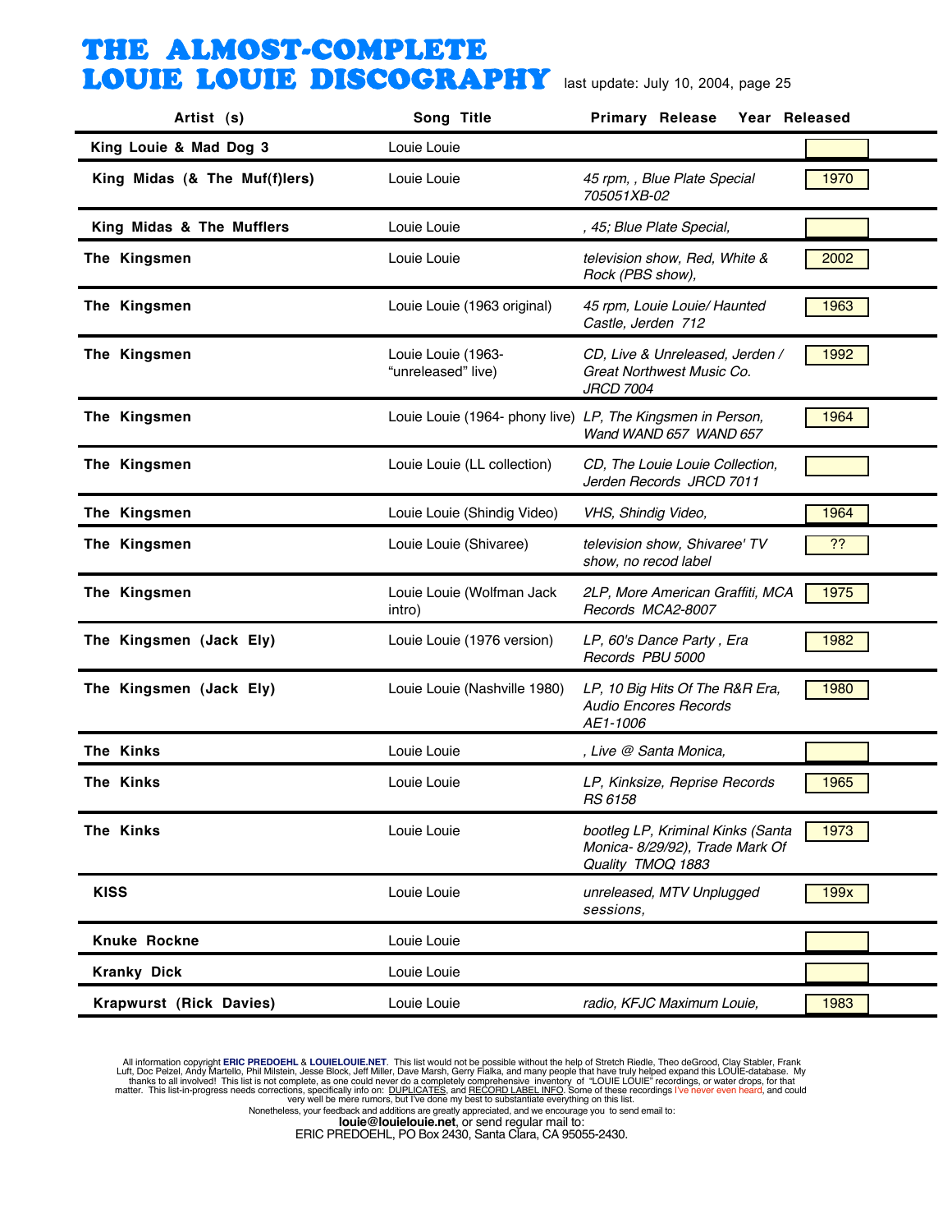# THE ALMOST-COMPLETE LOUIE LOUIE DISCOGRAPHY

last update: July 10, 2004, page 25

| Artist (s) | Song Title | Primary Release | Year Released |
|---|---|---|---|
| King Louie & Mad Dog 3 | Louie Louie | | |
| King Midas (& The Muf(f)lers) | Louie Louie | *45 rpm, , Blue Plate Special 705051XB-02* | 1970 |
| King Midas & The Mufflers | Louie Louie | *, 45; Blue Plate Special,* | |
| The Kingsmen | Louie Louie | *television show, Red, White & Rock (PBS show),* | 2002 |
| The Kingsmen | Louie Louie (1963 original) | *45 rpm, Louie Louie/ Haunted Castle, Jerden 712* | 1963 |
| The Kingsmen | Louie Louie (1963- "unreleased" live) | *CD, Live & Unreleased, Jerden / Great Northwest Music Co. JRCD 7004* | 1992 |
| The Kingsmen | Louie Louie (1964- phony live) | *LP, The Kingsmen in Person, Wand WAND 657 WAND 657* | 1964 |
| The Kingsmen | Louie Louie (LL collection) | *CD, The Louie Louie Collection, Jerden Records JRCD 7011* | |
| The Kingsmen | Louie Louie (Shindig Video) | *VHS, Shindig Video,* | 1964 |
| The Kingsmen | Louie Louie (Shivaree) | *television show, Shivaree' TV show, no recod label* | ?? |
| The Kingsmen | Louie Louie (Wolfman Jack intro) | *2LP, More American Graffiti, MCA Records MCA2-8007* | 1975 |
| The Kingsmen (Jack Ely) | Louie Louie (1976 version) | *LP, 60's Dance Party , Era Records PBU 5000* | 1982 |
| The Kingsmen (Jack Ely) | Louie Louie (Nashville 1980) | *LP, 10 Big Hits Of The R&R Era, Audio Encores Records AE1-1006* | 1980 |
| The Kinks | Louie Louie | *, Live @ Santa Monica,* | |
| The Kinks | Louie Louie | *LP, Kinksize, Reprise Records RS 6158* | 1965 |
| The Kinks | Louie Louie | *bootleg LP, Kriminal Kinks (Santa Monica- 8/29/92), Trade Mark Of Quality TMOQ 1883* | 1973 |
| KISS | Louie Louie | *unreleased, MTV Unplugged sessions,* | 199x |
| Knuke Rockne | Louie Louie | | |
| Kranky Dick | Louie Louie | | |
| Krapwurst (Rick Davies) | Louie Louie | *radio, KFJC Maximum Louie,* | 1983 |

All information copyright **ERIC PREDOEHL** & **LOUIELOUIE.NET**. This list would not be possible without the help of Stretch Riedle, Theo deGrood, Clay Stabler, Frank Luft, Doc Pelzel, Andy Martello, Phil Milstein, Jesse Block, Jeff Miller, Dave Marsh, Gerry Fialka, and many people that have truly helped expand this LOUIE-database. My thanks to all involved! This list is not complete, as one could never do a completely comprehensive inventory of "LOUIE LOUIE" recordings, or water drops, for that matter. This list-in-progress needs corrections, specifically info on: DUPLICATES, and RECORD LABEL INFO. Some of these recordings I've never even heard, and could very well be mere rumors, but I've done my best to substantiate everything on this list.
Nonetheless, your feedback and additions are greatly appreciated, and we encourage you to send email to:
**louie@louielouie.net**, or send regular mail to:
ERIC PREDOEHL, PO Box 2430, Santa Clara, CA 95055-2430.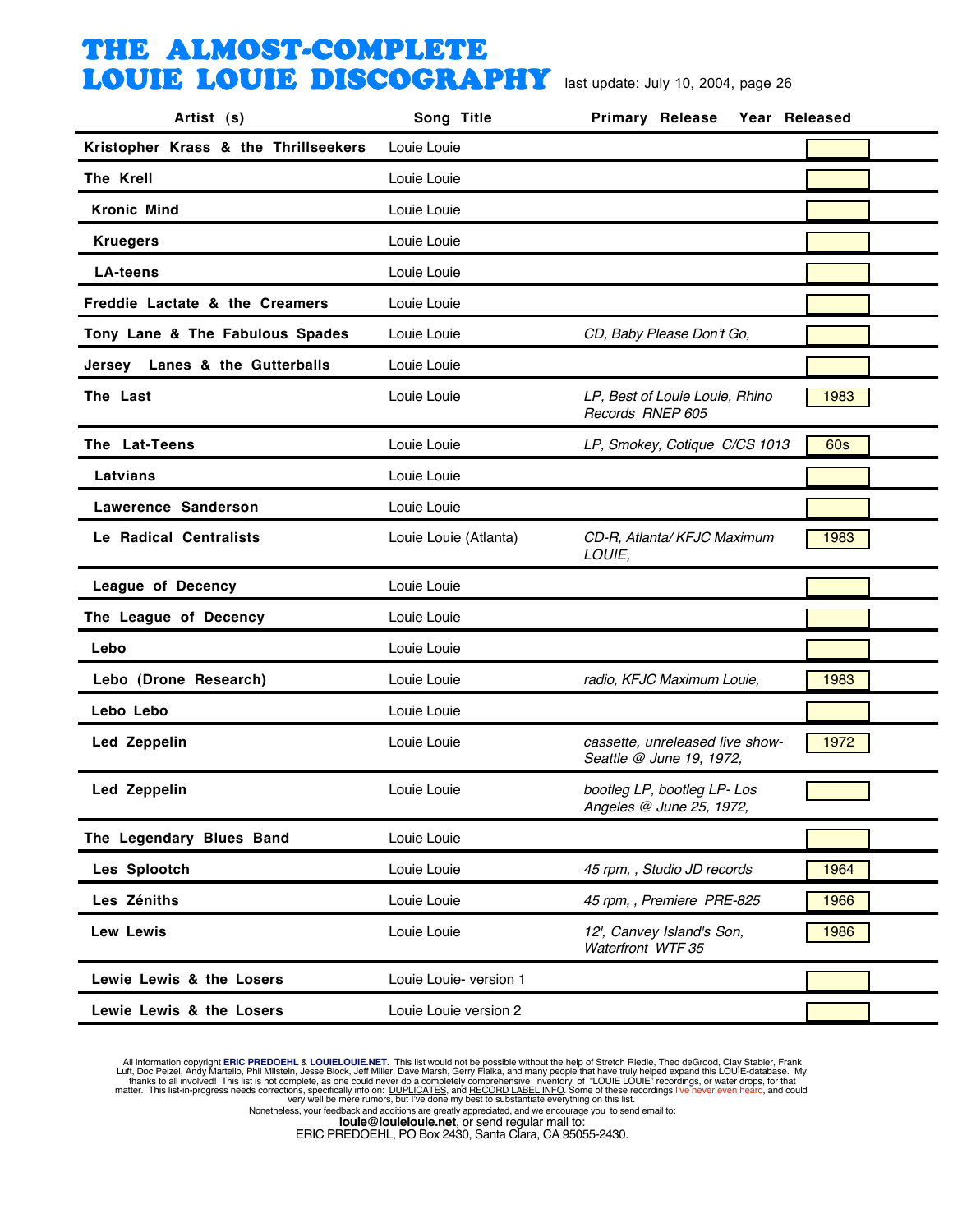# THE ALMOST-COMPLETE LOUIE LOUIE DISCOGRAPHY

last update: July 10, 2004, page 26

| Artist (s) | Song Title | Primary Release | Year Released |
|---|---|---|---|
| **Kristopher Krass & the Thrillseekers** | Louie Louie | | |
| **The Krell** | Louie Louie | | |
| **Kronic Mind** | Louie Louie | | |
| **Kruegers** | Louie Louie | | |
| **LA-teens** | Louie Louie | | |
| **Freddie Lactate & the Creamers** | Louie Louie | | |
| **Tony Lane & The Fabulous Spades** | Louie Louie | *CD, Baby Please Don't Go,* | |
| **Jersey Lanes & the Gutterballs** | Louie Louie | | |
| **The Last** | Louie Louie | *LP, Best of Louie Louie, Rhino Records RNEP 605* | 1983 |
| **The Lat-Teens** | Louie Louie | *LP, Smokey, Cotique C/CS 1013* | 60s |
| **Latvians** | Louie Louie | | |
| **Lawerence Sanderson** | Louie Louie | | |
| **Le Radical Centralists** | Louie Louie (Atlanta) | *CD-R, Atlanta/ KFJC Maximum LOUIE,* | 1983 |
| **League of Decency** | Louie Louie | | |
| **The League of Decency** | Louie Louie | | |
| **Lebo** | Louie Louie | | |
| **Lebo (Drone Research)** | Louie Louie | *radio, KFJC Maximum Louie,* | 1983 |
| **Lebo Lebo** | Louie Louie | | |
| **Led Zeppelin** | Louie Louie | *cassette, unreleased live show- Seattle @ June 19, 1972,* | 1972 |
| **Led Zeppelin** | Louie Louie | *bootleg LP, bootleg LP- Los Angeles @ June 25, 1972,* | |
| **The Legendary Blues Band** | Louie Louie | | |
| **Les Splootch** | Louie Louie | *45 rpm, , Studio JD records* | 1964 |
| **Les Zéniths** | Louie Louie | *45 rpm, , Premiere PRE-825* | 1966 |
| **Lew Lewis** | Louie Louie | *12', Canvey Island's Son, Waterfront WTF 35* | 1986 |
| **Lewie Lewis & the Losers** | Louie Louie- version 1 | | |
| **Lewie Lewis & the Losers** | Louie Louie version 2 | | |

All information copyright **ERIC PREDOEHL** & **LOUIELOUIE.NET**. This list would not be possible without the help of Stretch Riedle, Theo deGrood, Clay Stabler, Frank Luft, Doc Pelzel, Andy Martello, Phil Milstein, Jesse Block, Jeff Miller, Dave Marsh, Gerry Fialka, and many people that have truly helped expand this LOUIE-database. My thanks to all involved! This list is not complete, as one could never do a completely comprehensive inventory of "LOUIE LOUIE" recordings, or water drops, for that matter. This list-in-progress needs corrections, specifically info on: DUPLICATES, and RECORD LABEL INFO. Some of these recordings I've never even heard, and could very well be mere rumors, but I've done my best to substantiate everything on this list.

Nonetheless, your feedback and additions are greatly appreciated, and we encourage you to send email to:

**louie@louielouie.net**, or send regular mail to:

ERIC PREDOEHL, PO Box 2430, Santa Clara, CA 95055-2430.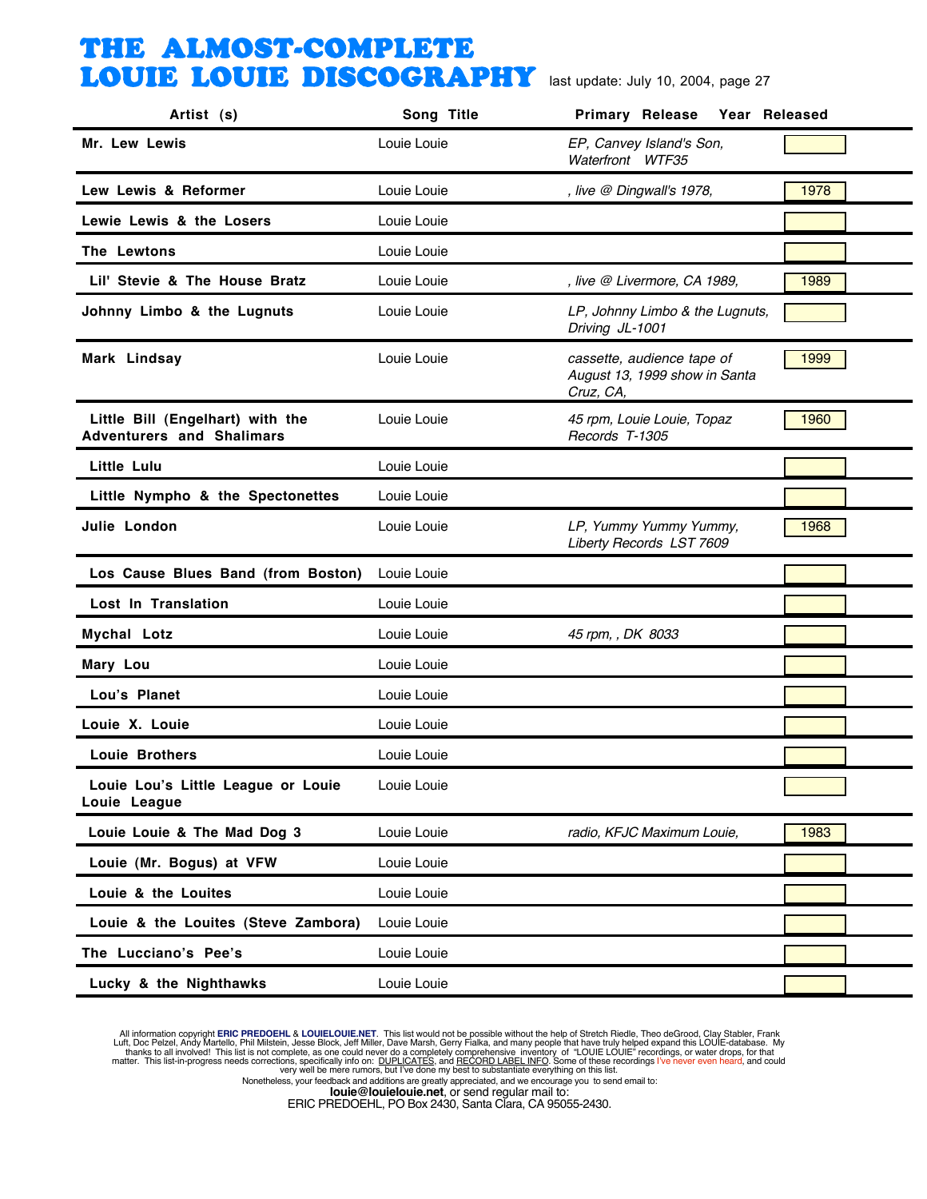# THE ALMOST-COMPLETE LOUIE LOUIE DISCOGRAPHY

last update: July 10, 2004

| Artist (s) | Song Title | Primary Release | Year Released |
|---|---|---|---|
| Mr. Lew Lewis | Louie Louie | *EP, Canvey Island's Son, Waterfront WTF35* | |
| Lew Lewis & Reformer | Louie Louie | *, live @ Dingwall's 1978,* | 1978 |
| Lewie Lewis & the Losers | Louie Louie | | |
| The Lewtons | Louie Louie | | |
| Lil' Stevie & The House Bratz | Louie Louie | *, live @ Livermore, CA 1989,* | 1989 |
| Johnny Limbo & the Lugnuts | Louie Louie | *LP, Johnny Limbo & the Lugnuts, Driving JL-1001* | |
| Mark Lindsay | Louie Louie | *cassette, audience tape of August 13, 1999 show in Santa Cruz, CA,* | 1999 |
| Little Bill (Engelhart) with the Adventurers and Shalimars | Louie Louie | *45 rpm, Louie Louie, Topaz Records T-1305* | 1960 |
| Little Lulu | Louie Louie | | |
| Little Nympho & the Spectonettes | Louie Louie | | |
| Julie London | Louie Louie | *LP, Yummy Yummy Yummy, Liberty Records LST 7609* | 1968 |
| Los Cause Blues Band (from Boston) | Louie Louie | | |
| Lost In Translation | Louie Louie | | |
| Mychal Lotz | Louie Louie | *45 rpm, , DK 8033* | |
| Mary Lou | Louie Louie | | |
| Lou's Planet | Louie Louie | | |
| Louie X. Louie | Louie Louie | | |
| Louie Brothers | Louie Louie | | |
| Louie Lou's Little League or Louie Louie League | Louie Louie | | |
| Louie Louie & The Mad Dog 3 | Louie Louie | *radio, KFJC Maximum Louie,* | 1983 |
| Louie (Mr. Bogus) at VFW | Louie Louie | | |
| Louie & the Louites | Louie Louie | | |
| Louie & the Louites (Steve Zambora) | Louie Louie | | |
| The Lucciano's Pee's | Louie Louie | | |
| Lucky & the Nighthawks | Louie Louie | | |

All information copyright **ERIC PREDOEHL** & **LOUIELOUIE.NET**. This list would not be possible without the help of Stretch Riedle, Theo deGrood, Clay Stabler, Frank Luft, Doc Pelzel, Andy Martello, Phil Milstein, Jesse Block, Jeff Miller, Dave Marsh, Gerry Fialka, and many people that have truly helped expand this LOUIE-database. My thanks to all involved! This list is not complete, as one could never do a completely comprehensive inventory of "LOUIE LOUIE" recordings, or water drops, for that matter. This list-in-progress needs corrections, specifically info on: DUPLICATES, and RECORD LABEL INFO. Some of these recordings I've never even heard, and could very well be mere rumors, but I've done my best to substantiate everything on this list.
Nonetheless, your feedback and additions are greatly appreciated, and we encourage you to send email to:
**louie@louielouie.net**, or send regular mail to:
ERIC PREDOEHL, PO Box 2430, Santa Clara, CA 95055-2430.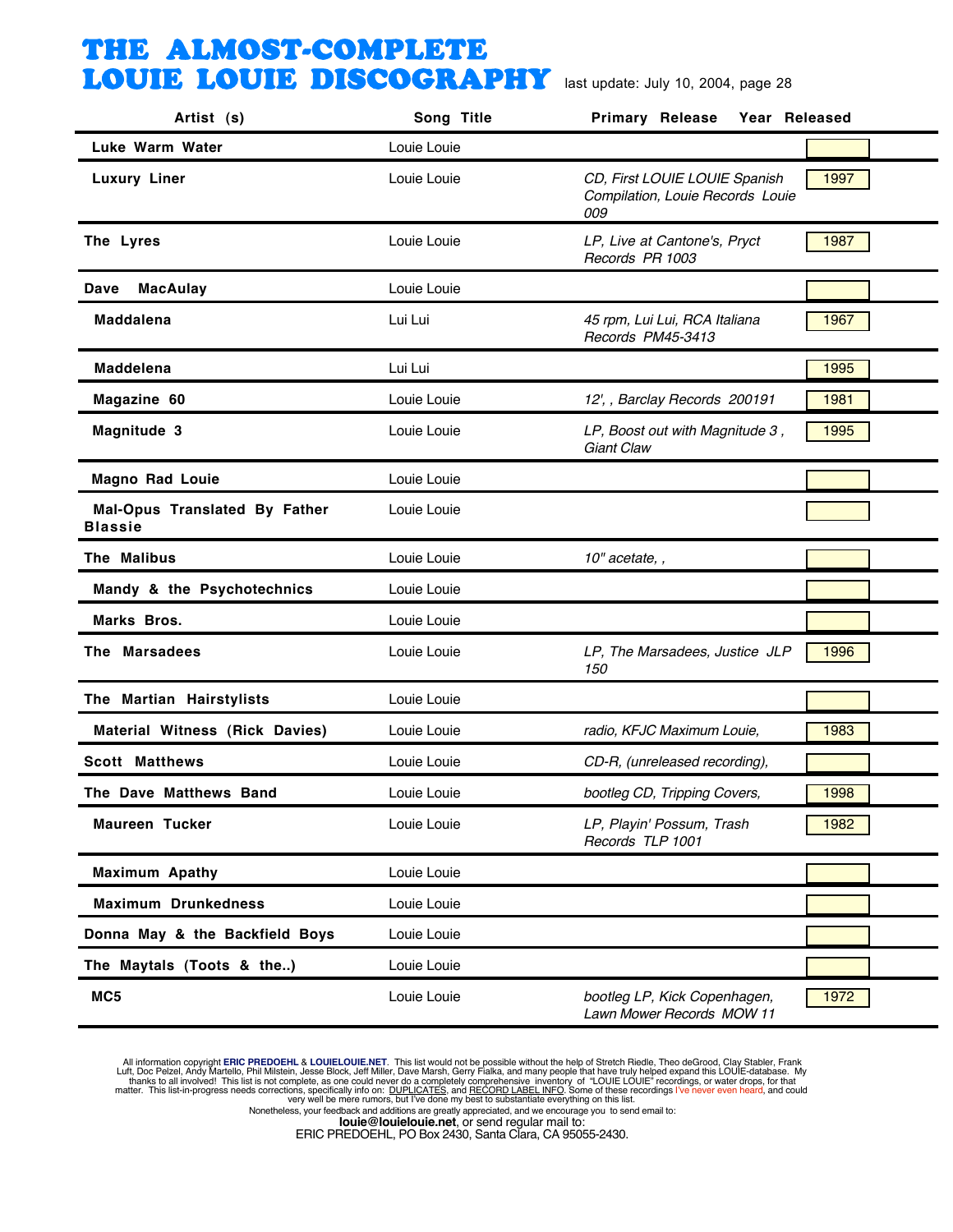# THE ALMOST-COMPLETE LOUIE LOUIE DISCOGRAPHY

last update: July 10, 2004, page 28

| Artist (s) | Song Title | Primary Release | Year Released |
|---|---|---|---|
| Luke Warm Water | Louie Louie | | |
| Luxury Liner | Louie Louie | *CD, First LOUIE LOUIE Spanish Compilation, Louie Records Louie 009* | 1997 |
| The Lyres | Louie Louie | *LP, Live at Cantone's, Pryct Records PR 1003* | 1987 |
| Dave MacAulay | Louie Louie | | |
| Maddalena | Lui Lui | *45 rpm, Lui Lui, RCA Italiana Records PM45-3413* | 1967 |
| Maddelena | Lui Lui | | 1995 |
| Magazine 60 | Louie Louie | *12', , Barclay Records 200191* | 1981 |
| Magnitude 3 | Louie Louie | *LP, Boost out with Magnitude 3 , Giant Claw* | 1995 |
| Magno Rad Louie | Louie Louie | | |
| Mal-Opus Translated By Father Blassie | Louie Louie | | |
| The Malibus | Louie Louie | *10" acetate, ,* | |
| Mandy & the Psychotechnics | Louie Louie | | |
| Marks Bros. | Louie Louie | | |
| The Marsadees | Louie Louie | *LP, The Marsadees, Justice JLP 150* | 1996 |
| The Martian Hairstylists | Louie Louie | | |
| Material Witness (Rick Davies) | Louie Louie | *radio, KFJC Maximum Louie,* | 1983 |
| Scott Matthews | Louie Louie | *CD-R, (unreleased recording),* | |
| The Dave Matthews Band | Louie Louie | *bootleg CD, Tripping Covers,* | 1998 |
| Maureen Tucker | Louie Louie | *LP, Playin' Possum, Trash Records TLP 1001* | 1982 |
| Maximum Apathy | Louie Louie | | |
| Maximum Drunkedness | Louie Louie | | |
| Donna May & the Backfield Boys | Louie Louie | | |
| The Maytals (Toots & the..) | Louie Louie | | |
| MC5 | Louie Louie | *bootleg LP, Kick Copenhagen, Lawn Mower Records MOW 11* | 1972 |

All information copyright **ERIC PREDOEHL** & **LOUIELOUIE.NET**. This list would not be possible without the help of Stretch Riedle, Theo deGrood, Clay Stabler, Frank Luft, Doc Pelzel, Andy Martello, Phil Milstein, Jesse Block, Jeff Miller, Dave Marsh, Gerry Fialka, and many people that have truly helped expand this LOUIE-database. My thanks to all involved! This list is not complete, as one could never do a completely comprehensive inventory of "LOUIE LOUIE" recordings, or water drops, for that matter. This list-in-progress needs corrections, specifically info on: DUPLICATES, and RECORD LABEL INFO. Some of these recordings I've never even heard, and could very well be mere rumors, but I've done my best to substantiate everything on this list.
Nonetheless, your feedback and additions are greatly appreciated, and we encourage you to send email to:
**louie@louielouie.net**, or send regular mail to:
ERIC PREDOEHL, PO Box 2430, Santa Clara, CA 95055-2430.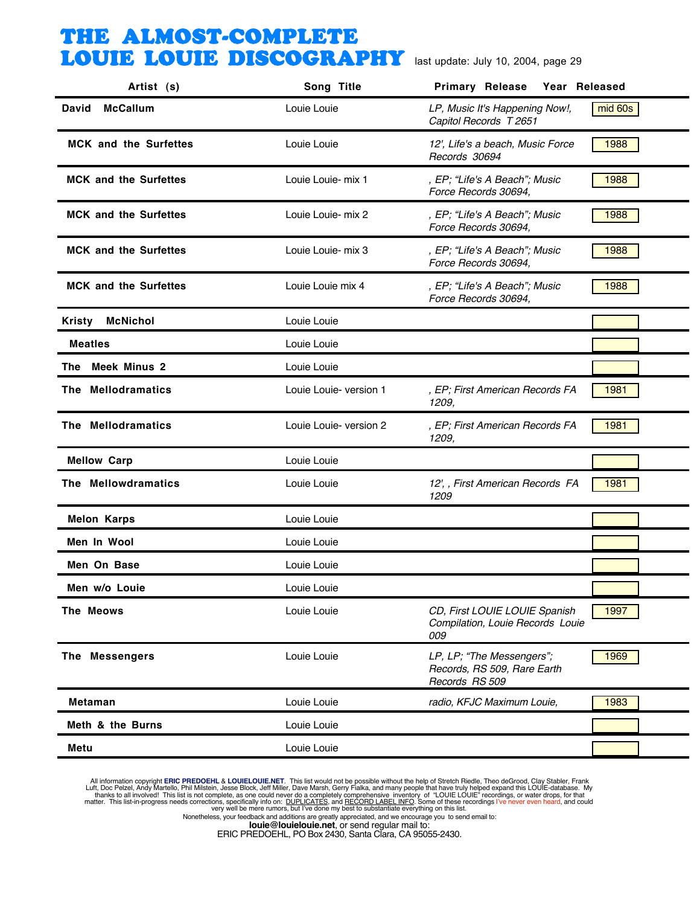# THE ALMOST-COMPLETE LOUIE LOUIE DISCOGRAPHY

last update: July 10, 2004, page 29

| Artist (s) | Song Title | Primary Release | Year Released |
|---|---|---|---|
| David McCallum | Louie Louie | *LP, Music It's Happening Now!, Capitol Records T 2651* | mid 60s |
| MCK and the Surfettes | Louie Louie | *12', Life's a beach, Music Force Records 30694* | 1988 |
| MCK and the Surfettes | Louie Louie- mix 1 | *, EP; "Life's A Beach"; Music Force Records 30694,* | 1988 |
| MCK and the Surfettes | Louie Louie- mix 2 | *, EP; "Life's A Beach"; Music Force Records 30694,* | 1988 |
| MCK and the Surfettes | Louie Louie- mix 3 | *, EP; "Life's A Beach"; Music Force Records 30694,* | 1988 |
| MCK and the Surfettes | Louie Louie mix 4 | *, EP; "Life's A Beach"; Music Force Records 30694,* | 1988 |
| Kristy McNichol | Louie Louie | | |
| Meatles | Louie Louie | | |
| The Meek Minus 2 | Louie Louie | | |
| The Mellodramatics | Louie Louie- version 1 | *, EP; First American Records FA 1209,* | 1981 |
| The Mellodramatics | Louie Louie- version 2 | *, EP; First American Records FA 1209,* | 1981 |
| Mellow Carp | Louie Louie | | |
| The Mellowdramatics | Louie Louie | *12', , First American Records FA 1209* | 1981 |
| Melon Karps | Louie Louie | | |
| Men In Wool | Louie Louie | | |
| Men On Base | Louie Louie | | |
| Men w/o Louie | Louie Louie | | |
| The Meows | Louie Louie | *CD, First LOUIE LOUIE Spanish Compilation, Louie Records Louie 009* | 1997 |
| The Messengers | Louie Louie | *LP, LP; "The Messengers"; Records, RS 509, Rare Earth Records RS 509* | 1969 |
| Metaman | Louie Louie | *radio, KFJC Maximum Louie,* | 1983 |
| Meth & the Burns | Louie Louie | | |
| Metu | Louie Louie | | |

All information copyright **ERIC PREDOEHL** & **LOUIELOUIE.NET**. This list would not be possible without the help of Stretch Riedle, Theo deGrood, Clay Stabler, Frank Luft, Doc Pelzel, Andy Martello, Phil Milstein, Jesse Block, Jeff Miller, Dave Marsh, Gerry Fialka, and many people that have truly helped expand this LOUIE-database. My thanks to all involved! This list is not complete, as one could never do a completely comprehensive inventory of "LOUIE LOUIE" recordings, or water drops, for that matter. This list-in-progress needs corrections, specifically info on: DUPLICATES, and RECORD LABEL INFO. Some of these recordings I've never even heard, and could very well be mere rumors, but I've done my best to substantiate everything on this list.

Nonetheless, your feedback and additions are greatly appreciated, and we encourage you to send email to:

**louie@louielouie.net**, or send regular mail to:

ERIC PREDOEHL, PO Box 2430, Santa Clara, CA 95055-2430.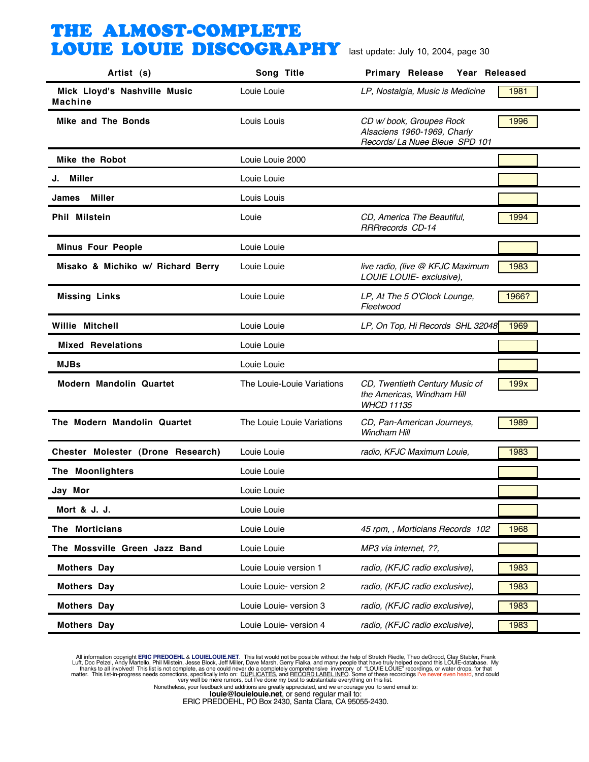# THE ALMOST-COMPLETE LOUIE LOUIE DISCOGRAPHY

last update: July 10, 2004, page 30

| Artist (s) | Song Title | Primary Release | Year Released |
|---|---|---|---|
| Mick Lloyd's Nashville Music Machine | Louie Louie | *LP, Nostalgia, Music is Medicine* | 1981 |
| Mike and The Bonds | Louis Louis | *CD w/ book, Groupes Rock Alsaciens 1960-1969, Charly Records/ La Nuee Bleue SPD 101* | 1996 |
| Mike the Robot | Louie Louie 2000 | | |
| J. Miller | Louie Louie | | |
| James Miller | Louis Louis | | |
| Phil Milstein | Louie | *CD, America The Beautiful, RRRrecords CD-14* | 1994 |
| Minus Four People | Louie Louie | | |
| Misako & Michiko w/ Richard Berry | Louie Louie | *live radio, (live @ KFJC Maximum LOUIE LOUIE- exclusive),* | 1983 |
| Missing Links | Louie Louie | *LP, At The 5 O'Clock Lounge, Fleetwood* | 1966? |
| Willie Mitchell | Louie Louie | *LP, On Top, Hi Records SHL 32048* | 1969 |
| Mixed Revelations | Louie Louie | | |
| MJBs | Louie Louie | | |
| Modern Mandolin Quartet | The Louie-Louie Variations | *CD, Twentieth Century Music of the Americas, Windham Hill WHCD 11135* | 199x |
| The Modern Mandolin Quartet | The Louie Louie Variations | *CD, Pan-American Journeys, Windham Hill* | 1989 |
| Chester Molester (Drone Research) | Louie Louie | *radio, KFJC Maximum Louie,* | 1983 |
| The Moonlighters | Louie Louie | | |
| Jay Mor | Louie Louie | | |
| Mort & J. J. | Louie Louie | | |
| The Morticians | Louie Louie | *45 rpm, , Morticians Records 102* | 1968 |
| The Mossville Green Jazz Band | Louie Louie | *MP3 via internet, ??,* | |
| Mothers Day | Louie Louie version 1 | *radio, (KFJC radio exclusive),* | 1983 |
| Mothers Day | Louie Louie- version 2 | *radio, (KFJC radio exclusive),* | 1983 |
| Mothers Day | Louie Louie- version 3 | *radio, (KFJC radio exclusive),* | 1983 |
| Mothers Day | Louie Louie- version 4 | *radio, (KFJC radio exclusive),* | 1983 |

All information copyright **ERIC PREDOEHL** & **LOUIELOUIE.NET**. This list would not be possible without the help of Stretch Riedle, Theo deGrood, Clay Stabler, Frank Luft, Doc Pelzel, Andy Martello, Phil Milstein, Jesse Block, Jeff Miller, Dave Marsh, Gerry Fialka, and many people that have truly helped expand this LOUIE-database. My thanks to all involved! This list is not complete, as one could never do a completely comprehensive inventory of "LOUIE LOUIE" recordings, or water drops, for that matter. This list-in-progress needs corrections, specifically info on: DUPLICATES, and RECORD LABEL INFO. Some of these recordings I've never even heard, and could very well be mere rumors, but I've done my best to substantiate everything on this list.
Nonetheless, your feedback and additions are greatly appreciated, and we encourage you to send email to:
**louie@louielouie.net**, or send regular mail to:
ERIC PREDOEHL, PO Box 2430, Santa Clara, CA 95055-2430.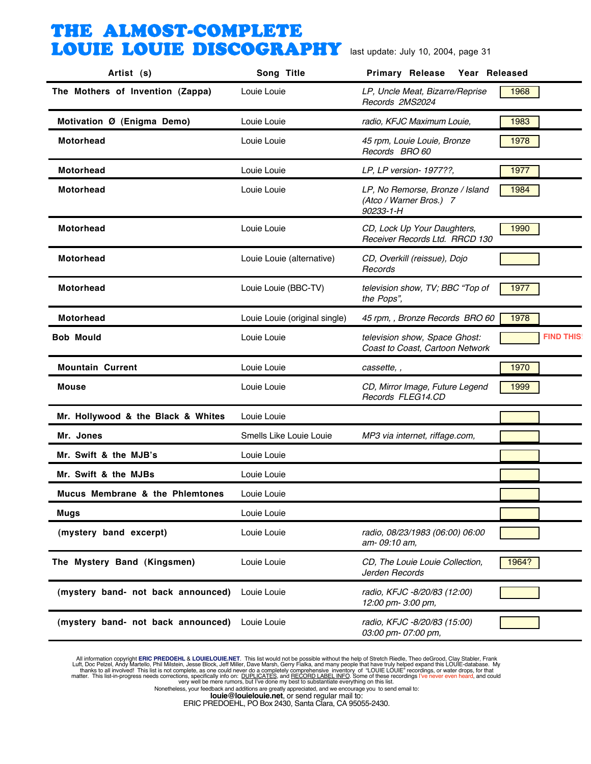# THE ALMOST-COMPLETE LOUIE LOUIE DISCOGRAPHY

last update: July 10, 2004, page 31

| Artist (s) | Song Title | Primary Release | Year Released | |
|---|---|---|---|---|
| **The Mothers of Invention (Zappa)** | Louie Louie | *LP, Uncle Meat, Bizarre/Reprise Records 2MS2024* | 1968 | |
| **Motivation Ø (Enigma Demo)** | Louie Louie | *radio, KFJC Maximum Louie,* | 1983 | |
| **Motorhead** | Louie Louie | *45 rpm, Louie Louie, Bronze Records BRO 60* | 1978 | |
| **Motorhead** | Louie Louie | *LP, LP version- 1977??,* | 1977 | |
| **Motorhead** | Louie Louie | *LP, No Remorse, Bronze / Island (Atco / Warner Bros.) 7 90233-1-H* | 1984 | |
| **Motorhead** | Louie Louie | *CD, Lock Up Your Daughters, Receiver Records Ltd. RRCD 130* | 1990 | |
| **Motorhead** | Louie Louie (alternative) | *CD, Overkill (reissue), Dojo Records* | | |
| **Motorhead** | Louie Louie (BBC-TV) | *television show, TV; BBC "Top of the Pops",* | 1977 | |
| **Motorhead** | Louie Louie (original single) | *45 rpm, , Bronze Records BRO 60* | 1978 | |
| **Bob Mould** | Louie Louie | *television show, Space Ghost: Coast to Coast, Cartoon Network* | | FIND THIS! |
| **Mountain Current** | Louie Louie | *cassette, ,* | 1970 | |
| **Mouse** | Louie Louie | *CD, Mirror Image, Future Legend Records FLEG14.CD* | 1999 | |
| **Mr. Hollywood & the Black & Whites** | Louie Louie | | | |
| **Mr. Jones** | Smells Like Louie Louie | *MP3 via internet, riffage.com,* | | |
| **Mr. Swift & the MJB's** | Louie Louie | | | |
| **Mr. Swift & the MJBs** | Louie Louie | | | |
| **Mucus Membrane & the Phlemtones** | Louie Louie | | | |
| **Mugs** | Louie Louie | | | |
| **(mystery band excerpt)** | Louie Louie | *radio, 08/23/1983 (06:00) 06:00 am- 09:10 am,* | | |
| **The Mystery Band (Kingsmen)** | Louie Louie | *CD, The Louie Louie Collection, Jerden Records* | 1964? | |
| **(mystery band- not back announced)** | Louie Louie | *radio, KFJC -8/20/83 (12:00) 12:00 pm- 3:00 pm,* | | |
| **(mystery band- not back announced)** | Louie Louie | *radio, KFJC -8/20/83 (15:00) 03:00 pm- 07:00 pm,* | | |

All information copyright **ERIC PREDOEHL** & **LOUIELOUIE.NET**. This list would not be possible without the help of Stretch Riedle, Theo deGrood, Clay Stabler, Frank Luft, Doc Pelzel, Andy Martello, Phil Milstein, Jesse Block, Jeff Miller, Dave Marsh, Gerry Fialka, and many people that have truly helped expand this LOUIE-database. My thanks to all involved! This list is not complete, as one could never do a completely comprehensive inventory of "LOUIE LOUIE" recordings, or water drops, for that matter. This list-in-progress needs corrections, specifically info on: DUPLICATES, and RECORD LABEL INFO. Some of these recordings I've never even heard, and could very well be mere rumors, but I've done my best to substantiate everything on this list.
Nonetheless, your feedback and additions are greatly appreciated, and we encourage you to send email to:
**louie@louielouie.net**, or send regular mail to:
ERIC PREDOEHL, PO Box 2430, Santa Clara, CA 95055-2430.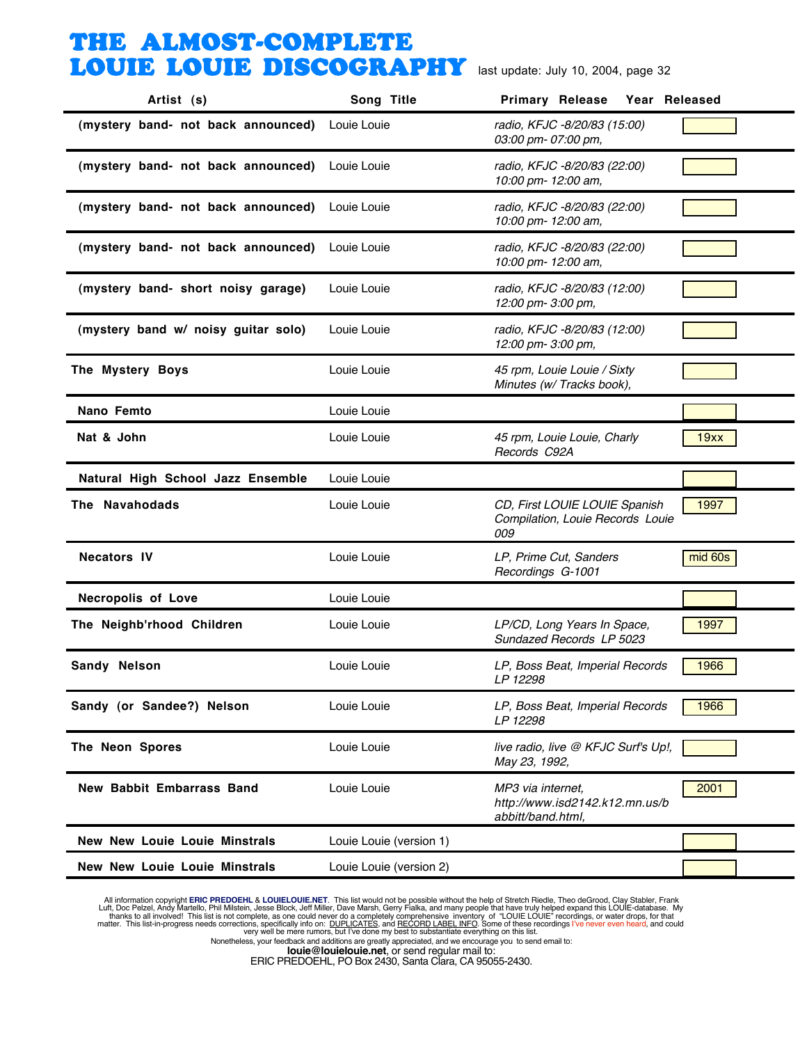# THE ALMOST-COMPLETE LOUIE LOUIE DISCOGRAPHY

last update: July 10, 2004, page 32

| Artist (s) | Song Title | Primary Release | Year Released |
|---|---|---|---|
| (mystery band- not back announced) | Louie Louie | *radio, KFJC -8/20/83 (15:00) 03:00 pm- 07:00 pm,* | |
| (mystery band- not back announced) | Louie Louie | *radio, KFJC -8/20/83 (22:00) 10:00 pm- 12:00 am,* | |
| (mystery band- not back announced) | Louie Louie | *radio, KFJC -8/20/83 (22:00) 10:00 pm- 12:00 am,* | |
| (mystery band- not back announced) | Louie Louie | *radio, KFJC -8/20/83 (22:00) 10:00 pm- 12:00 am,* | |
| (mystery band- short noisy garage) | Louie Louie | *radio, KFJC -8/20/83 (12:00) 12:00 pm- 3:00 pm,* | |
| (mystery band w/ noisy guitar solo) | Louie Louie | *radio, KFJC -8/20/83 (12:00) 12:00 pm- 3:00 pm,* | |
| The Mystery Boys | Louie Louie | *45 rpm, Louie Louie / Sixty Minutes (w/ Tracks book),* | |
| Nano Femto | Louie Louie | | |
| Nat & John | Louie Louie | *45 rpm, Louie Louie, Charly Records C92A* | 19xx |
| Natural High School Jazz Ensemble | Louie Louie | | |
| The Navahodads | Louie Louie | *CD, First LOUIE LOUIE Spanish Compilation, Louie Records Louie 009* | 1997 |
| Necators IV | Louie Louie | *LP, Prime Cut, Sanders Recordings G-1001* | mid 60s |
| Necropolis of Love | Louie Louie | | |
| The Neighb'rhood Children | Louie Louie | *LP/CD, Long Years In Space, Sundazed Records LP 5023* | 1997 |
| Sandy Nelson | Louie Louie | *LP, Boss Beat, Imperial Records LP 12298* | 1966 |
| Sandy (or Sandee?) Nelson | Louie Louie | *LP, Boss Beat, Imperial Records LP 12298* | 1966 |
| The Neon Spores | Louie Louie | *live radio, live @ KFJC Surf's Up!, May 23, 1992,* | |
| New Babbit Embarrass Band | Louie Louie | *MP3 via internet, http://www.isd2142.k12.mn.us/babbitt/band.html,* | 2001 |
| New New Louie Louie Minstrals | Louie Louie (version 1) | | |
| New New Louie Louie Minstrals | Louie Louie (version 2) | | |

All information copyright **ERIC PREDOEHL** & **LOUIELOUIE.NET**. This list would not be possible without the help of Stretch Riedle, Theo deGrood, Clay Stabler, Frank Luft, Doc Pelzel, Andy Martello, Phil Milstein, Jesse Block, Jeff Miller, Dave Marsh, Gerry Fialka, and many people that have truly helped expand this LOUIE-database. My thanks to all involved! This list is not complete, as one could never do a completely comprehensive inventory of "LOUIE LOUIE" recordings, or water drops, for that matter. This list-in-progress needs corrections, specifically info on: DUPLICATES, and RECORD LABEL INFO. Some of these recordings I've never even heard, and could very well be mere rumors, but I've done my best to substantiate everything on this list.
Nonetheless, your feedback and additions are greatly appreciated, and we encourage you to send email to:
**louie@louielouie.net**, or send regular mail to:
ERIC PREDOEHL, PO Box 2430, Santa Clara, CA 95055-2430.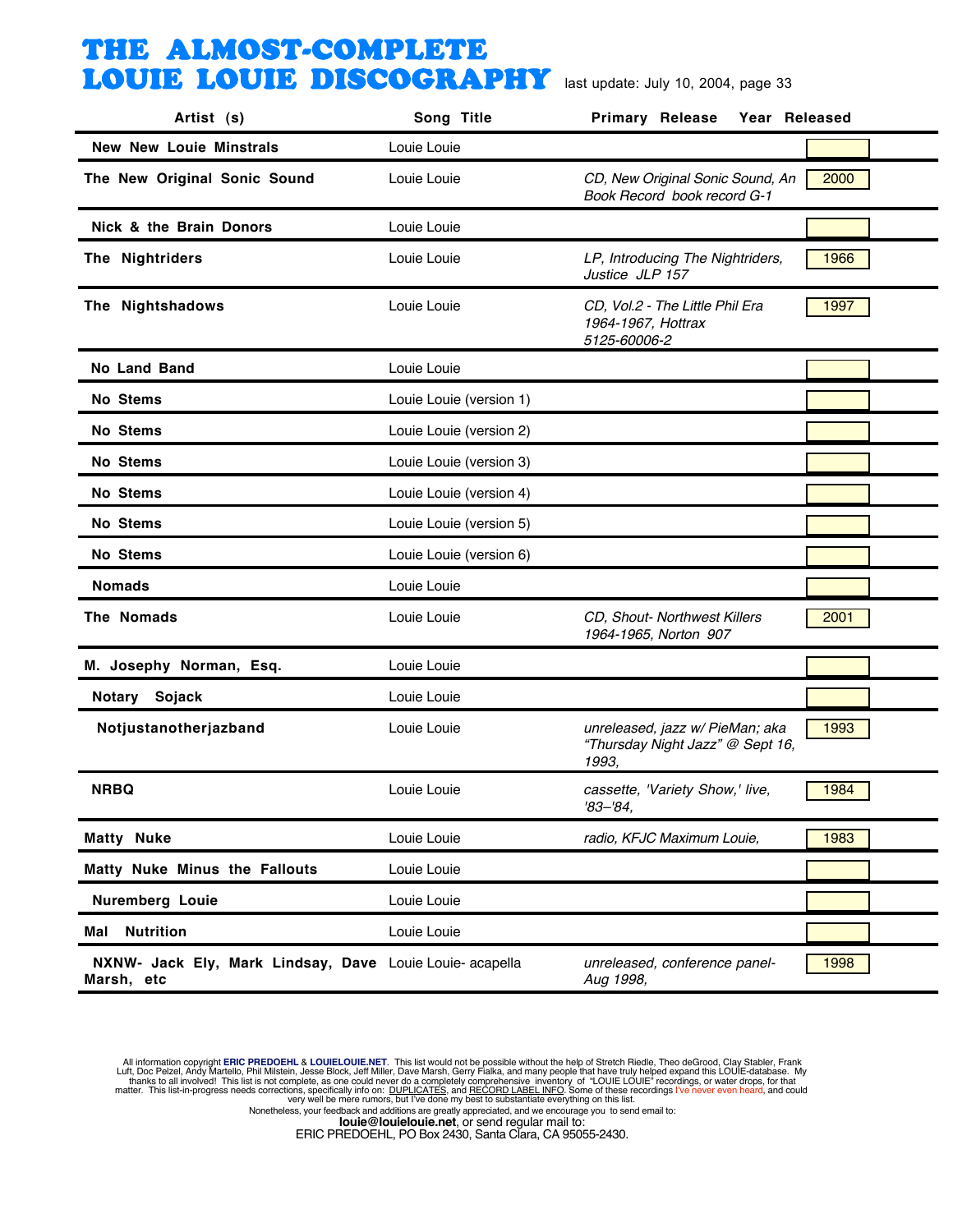# THE ALMOST-COMPLETE LOUIE LOUIE DISCOGRAPHY

last update: July 10, 2004, page 33

| Artist (s) | Song Title | Primary Release | Year Released |
|---|---|---|---|
| New New Louie Minstrals | Louie Louie | | |
| The New Original Sonic Sound | Louie Louie | *CD, New Original Sonic Sound, An Book Record book record G-1* | 2000 |
| Nick & the Brain Donors | Louie Louie | | |
| The Nightriders | Louie Louie | *LP, Introducing The Nightriders, Justice JLP 157* | 1966 |
| The Nightshadows | Louie Louie | *CD, Vol.2 - The Little Phil Era 1964-1967, Hottrax 5125-60006-2* | 1997 |
| No Land Band | Louie Louie | | |
| No Stems | Louie Louie (version 1) | | |
| No Stems | Louie Louie (version 2) | | |
| No Stems | Louie Louie (version 3) | | |
| No Stems | Louie Louie (version 4) | | |
| No Stems | Louie Louie (version 5) | | |
| No Stems | Louie Louie (version 6) | | |
| Nomads | Louie Louie | | |
| The Nomads | Louie Louie | *CD, Shout- Northwest Killers 1964-1965, Norton 907* | 2001 |
| M. Josephy Norman, Esq. | Louie Louie | | |
| Notary Sojack | Louie Louie | | |
| Notjustanotherjazband | Louie Louie | *unreleased, jazz w/ PieMan; aka "Thursday Night Jazz" @ Sept 16, 1993,* | 1993 |
| NRBQ | Louie Louie | *cassette, 'Variety Show,' live, '83–'84,* | 1984 |
| Matty Nuke | Louie Louie | *radio, KFJC Maximum Louie,* | 1983 |
| Matty Nuke Minus the Fallouts | Louie Louie | | |
| Nuremberg Louie | Louie Louie | | |
| Mal Nutrition | Louie Louie | | |
| NXNW- Jack Ely, Mark Lindsay, Dave Marsh, etc | Louie Louie- acapella | *unreleased, conference panel- Aug 1998,* | 1998 |

All information copyright **ERIC PREDOEHL** & **LOUIELOUIE.NET**. This list would not be possible without the help of Stretch Riedle, Theo deGrood, Clay Stabler, Frank Luft, Doc Pelzel, Andy Martello, Phil Milstein, Jesse Block, Jeff Miller, Dave Marsh, Gerry Fialka, and many people that have truly helped expand this LOUIE-database. My thanks to all involved! This list is not complete, as one could never do a completely comprehensive inventory of "LOUIE LOUIE" recordings, or water drops, for that matter. This list-in-progress needs corrections, specifically info on: DUPLICATES, and RECORD LABEL INFO. Some of these recordings I've never even heard, and could very well be mere rumors, but I've done my best to substantiate everything on this list.

Nonetheless, your feedback and additions are greatly appreciated, and we encourage you to send email to:
**louie@louielouie.net**, or send regular mail to:
ERIC PREDOEHL, PO Box 2430, Santa Clara, CA 95055-2430.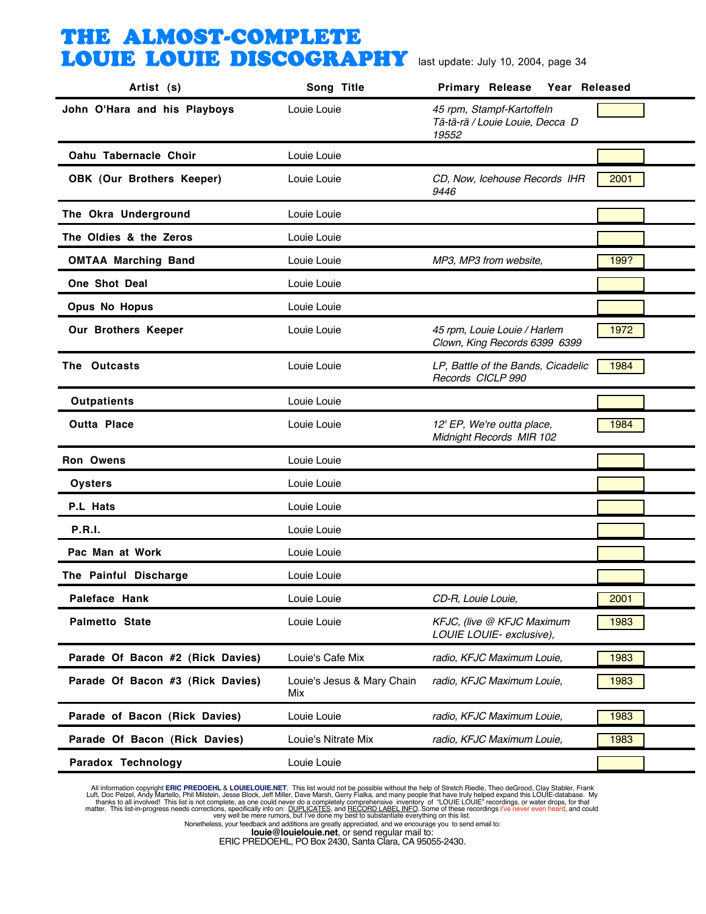# THE ALMOST-COMPLETE LOUIE LOUIE DISCOGRAPHY

last update: July 10, 2004, page 34

| Artist (s) | Song Title | Primary Release | Year Released |
|---|---|---|---|
| **John O'Hara and his Playboys** | Louie Louie | *45 rpm, Stampf-Kartoffeln Tä-tä-rä / Louie Louie, Decca D 19552* | |
| **Oahu Tabernacle Choir** | Louie Louie | | |
| **OBK (Our Brothers Keeper)** | Louie Louie | *CD, Now, Icehouse Records IHR 9446* | 2001 |
| **The Okra Underground** | Louie Louie | | |
| **The Oldies & the Zeros** | Louie Louie | | |
| **OMTAA Marching Band** | Louie Louie | *MP3, MP3 from website,* | 199? |
| **One Shot Deal** | Louie Louie | | |
| **Opus No Hopus** | Louie Louie | | |
| **Our Brothers Keeper** | Louie Louie | *45 rpm, Louie Louie / Harlem Clown, King Records 6399 6399* | 1972 |
| **The Outcasts** | Louie Louie | *LP, Battle of the Bands, Cicadelic Records CICLP 990* | 1984 |
| **Outpatients** | Louie Louie | | |
| **Outta Place** | Louie Louie | *12' EP, We're outta place, Midnight Records MIR 102* | 1984 |
| **Ron Owens** | Louie Louie | | |
| **Oysters** | Louie Louie | | |
| **P.L Hats** | Louie Louie | | |
| **P.R.I.** | Louie Louie | | |
| **Pac Man at Work** | Louie Louie | | |
| **The Painful Discharge** | Louie Louie | | |
| **Paleface Hank** | Louie Louie | *CD-R, Louie Louie,* | 2001 |
| **Palmetto State** | Louie Louie | *KFJC, (live @ KFJC Maximum LOUIE LOUIE- exclusive),* | 1983 |
| **Parade Of Bacon #2 (Rick Davies)** | Louie's Cafe Mix | *radio, KFJC Maximum Louie,* | 1983 |
| **Parade Of Bacon #3 (Rick Davies)** | Louie's Jesus & Mary Chain Mix | *radio, KFJC Maximum Louie,* | 1983 |
| **Parade of Bacon (Rick Davies)** | Louie Louie | *radio, KFJC Maximum Louie,* | 1983 |
| **Parade Of Bacon (Rick Davies)** | Louie's Nitrate Mix | *radio, KFJC Maximum Louie,* | 1983 |
| **Paradox Technology** | Louie Louie | | |

All information copyright **ERIC PREDOEHL** & **LOUIELOUIE.NET**. This list would not be possible without the help of Stretch Riedle, Theo deGrood, Clay Stabler, Frank Luft, Doc Pelzel, Andy Martello, Phil Milstein, Jesse Block, Jeff Miller, Dave Marsh, Gerry Fialka, and many people that have truly helped expand this LOUIE-database. My thanks to all involved! This list is not complete, as one could never do a completely comprehensive inventory of "LOUIE LOUIE" recordings, or water drops, for that matter. This list-in-progress needs corrections, specifically info on: DUPLICATES, and RECORD LABEL INFO. Some of these recordings I've never even heard, and could very well be mere rumors, but I've done my best to substantiate everything on this list.
Nonetheless, your feedback and additions are greatly appreciated, and we encourage you to send email to:
**louie@louielouie.net**, or send regular mail to:
ERIC PREDOEHL, PO Box 2430, Santa Clara, CA 95055-2430.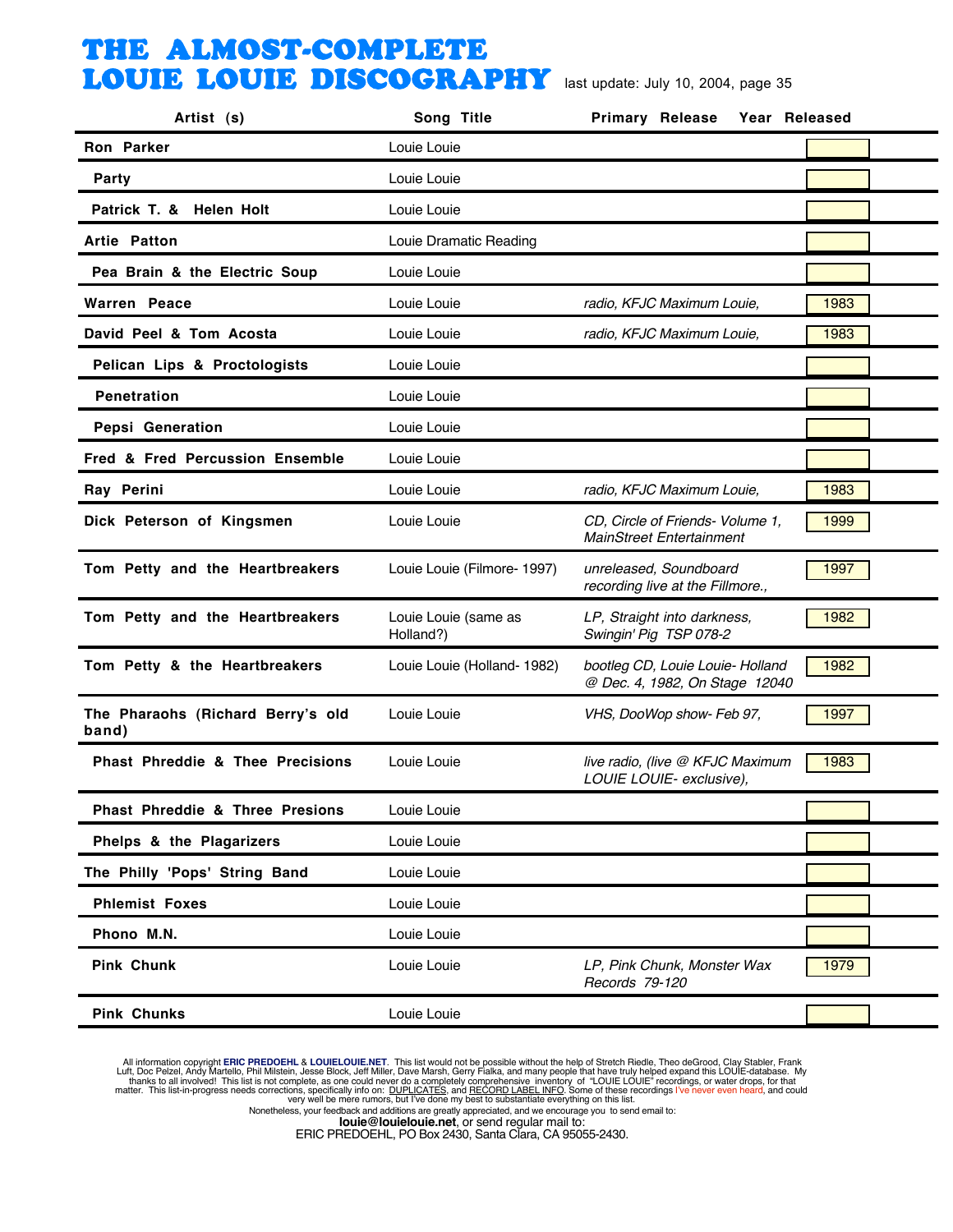# THE ALMOST-COMPLETE LOUIE LOUIE DISCOGRAPHY

last update: July 10, 2004, page 35

| Artist (s) | Song Title | Primary Release | Year Released |
|---|---|---|---|
| **Ron Parker** | Louie Louie | | |
| **Party** | Louie Louie | | |
| **Patrick T. & Helen Holt** | Louie Louie | | |
| **Artie Patton** | Louie Dramatic Reading | | |
| **Pea Brain & the Electric Soup** | Louie Louie | | |
| **Warren Peace** | Louie Louie | *radio, KFJC Maximum Louie,* | 1983 |
| **David Peel & Tom Acosta** | Louie Louie | *radio, KFJC Maximum Louie,* | 1983 |
| **Pelican Lips & Proctologists** | Louie Louie | | |
| **Penetration** | Louie Louie | | |
| **Pepsi Generation** | Louie Louie | | |
| **Fred & Fred Percussion Ensemble** | Louie Louie | | |
| **Ray Perini** | Louie Louie | *radio, KFJC Maximum Louie,* | 1983 |
| **Dick Peterson of Kingsmen** | Louie Louie | *CD, Circle of Friends- Volume 1, MainStreet Entertainment* | 1999 |
| **Tom Petty and the Heartbreakers** | Louie Louie (Filmore- 1997) | *unreleased, Soundboard recording live at the Fillmore.,* | 1997 |
| **Tom Petty and the Heartbreakers** | Louie Louie (same as Holland?) | *LP, Straight into darkness, Swingin' Pig TSP 078-2* | 1982 |
| **Tom Petty & the Heartbreakers** | Louie Louie (Holland- 1982) | *bootleg CD, Louie Louie- Holland @ Dec. 4, 1982, On Stage 12040* | 1982 |
| **The Pharaohs (Richard Berry's old band)** | Louie Louie | *VHS, DooWop show- Feb 97,* | 1997 |
| **Phast Phreddie & Thee Precisions** | Louie Louie | *live radio, (live @ KFJC Maximum LOUIE LOUIE- exclusive),* | 1983 |
| **Phast Phreddie & Three Presions** | Louie Louie | | |
| **Phelps & the Plagarizers** | Louie Louie | | |
| **The Philly 'Pops' String Band** | Louie Louie | | |
| **Phlemist Foxes** | Louie Louie | | |
| **Phono M.N.** | Louie Louie | | |
| **Pink Chunk** | Louie Louie | *LP, Pink Chunk, Monster Wax Records 79-120* | 1979 |
| **Pink Chunks** | Louie Louie | | |

All information copyright **ERIC PREDOEHL** & **LOUIELOUIE.NET**. This list would not be possible without the help of Stretch Riedle, Theo deGrood, Clay Stabler, Frank Luft, Doc Pelzel, Andy Martello, Phil Milstein, Jesse Block, Jeff Miller, Dave Marsh, Gerry Fialka, and many people that have truly helped expand this LOUIE-database. My thanks to all involved! This list is not complete, as one could never do a completely comprehensive inventory of "LOUIE LOUIE" recordings, or water drops, for that matter. This list-in-progress needs corrections, specifically info on: DUPLICATES, and RECORD LABEL INFO. Some of these recordings I've never even heard, and could very well be mere rumors, but I've done my best to substantiate everything on this list.
Nonetheless, your feedback and additions are greatly appreciated, and we encourage you to send email to:
**louie@louielouie.net**, or send regular mail to:
ERIC PREDOEHL, PO Box 2430, Santa Clara, CA 95055-2430.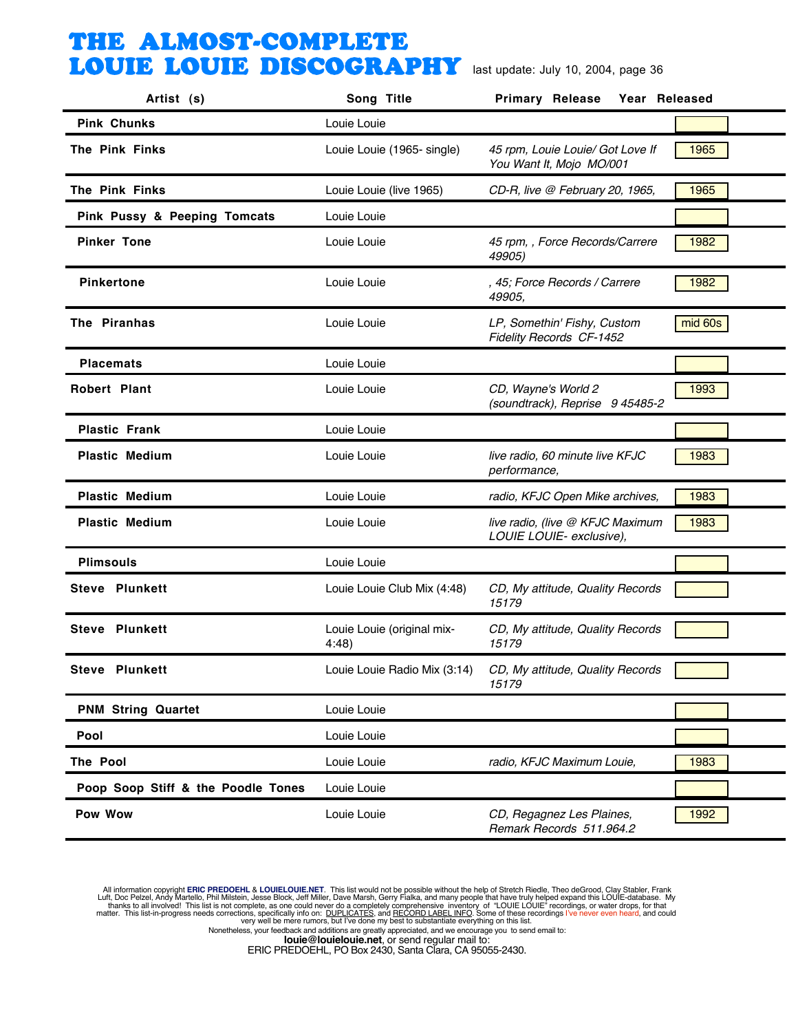# THE ALMOST-COMPLETE LOUIE LOUIE DISCOGRAPHY

last update: July 10, 2004, page 36

| Artist (s) | Song Title | Primary Release | Year Released |
|---|---|---|---|
| **Pink Chunks** | Louie Louie | | |
| **The Pink Finks** | Louie Louie (1965- single) | *45 rpm, Louie Louie/ Got Love If You Want It, Mojo MO/001* | 1965 |
| **The Pink Finks** | Louie Louie (live 1965) | *CD-R, live @ February 20, 1965,* | 1965 |
| **Pink Pussy & Peeping Tomcats** | Louie Louie | | |
| **Pinker Tone** | Louie Louie | *45 rpm, , Force Records/Carrere 49905)* | 1982 |
| **Pinkertone** | Louie Louie | *, 45; Force Records / Carrere 49905,* | 1982 |
| **The Piranhas** | Louie Louie | *LP, Somethin' Fishy, Custom Fidelity Records CF-1452* | mid 60s |
| **Placemats** | Louie Louie | | |
| **Robert Plant** | Louie Louie | *CD, Wayne's World 2 (soundtrack), Reprise 9 45485-2* | 1993 |
| **Plastic Frank** | Louie Louie | | |
| **Plastic Medium** | Louie Louie | *live radio, 60 minute live KFJC performance,* | 1983 |
| **Plastic Medium** | Louie Louie | *radio, KFJC Open Mike archives,* | 1983 |
| **Plastic Medium** | Louie Louie | *live radio, (live @ KFJC Maximum LOUIE LOUIE- exclusive),* | 1983 |
| **Plimsouls** | Louie Louie | | |
| **Steve Plunkett** | Louie Louie Club Mix (4:48) | *CD, My attitude, Quality Records 15179* | |
| **Steve Plunkett** | Louie Louie (original mix- 4:48) | *CD, My attitude, Quality Records 15179* | |
| **Steve Plunkett** | Louie Louie Radio Mix (3:14) | *CD, My attitude, Quality Records 15179* | |
| **PNM String Quartet** | Louie Louie | | |
| **Pool** | Louie Louie | | |
| **The Pool** | Louie Louie | *radio, KFJC Maximum Louie,* | 1983 |
| **Poop Soop Stiff & the Poodle Tones** | Louie Louie | | |
| **Pow Wow** | Louie Louie | *CD, Regagnez Les Plaines, Remark Records 511.964.2* | 1992 |

All information copyright **ERIC PREDOEHL** & **LOUIELOUIE.NET**. This list would not be possible without the help of Stretch Riedle, Theo deGrood, Clay Stabler, Frank Luft, Doc Pelzel, Andy Martello, Phil Milstein, Jesse Block, Jeff Miller, Dave Marsh, Gerry Fialka, and many people that have truly helped expand this LOUIE-database. My thanks to all involved! This list is not complete, as one could never do a completely comprehensive inventory of "LOUIE LOUIE" recordings, or water drops, for that matter. This list-in-progress needs corrections, specifically info on: DUPLICATES, and RECORD LABEL INFO. Some of these recordings I've never even heard, and could very well be mere rumors, but I've done my best to substantiate everything on this list.
Nonetheless, your feedback and additions are greatly appreciated, and we encourage you to send email to:
**louie@louielouie.net**, or send regular mail to:
ERIC PREDOEHL, PO Box 2430, Santa Clara, CA 95055-2430.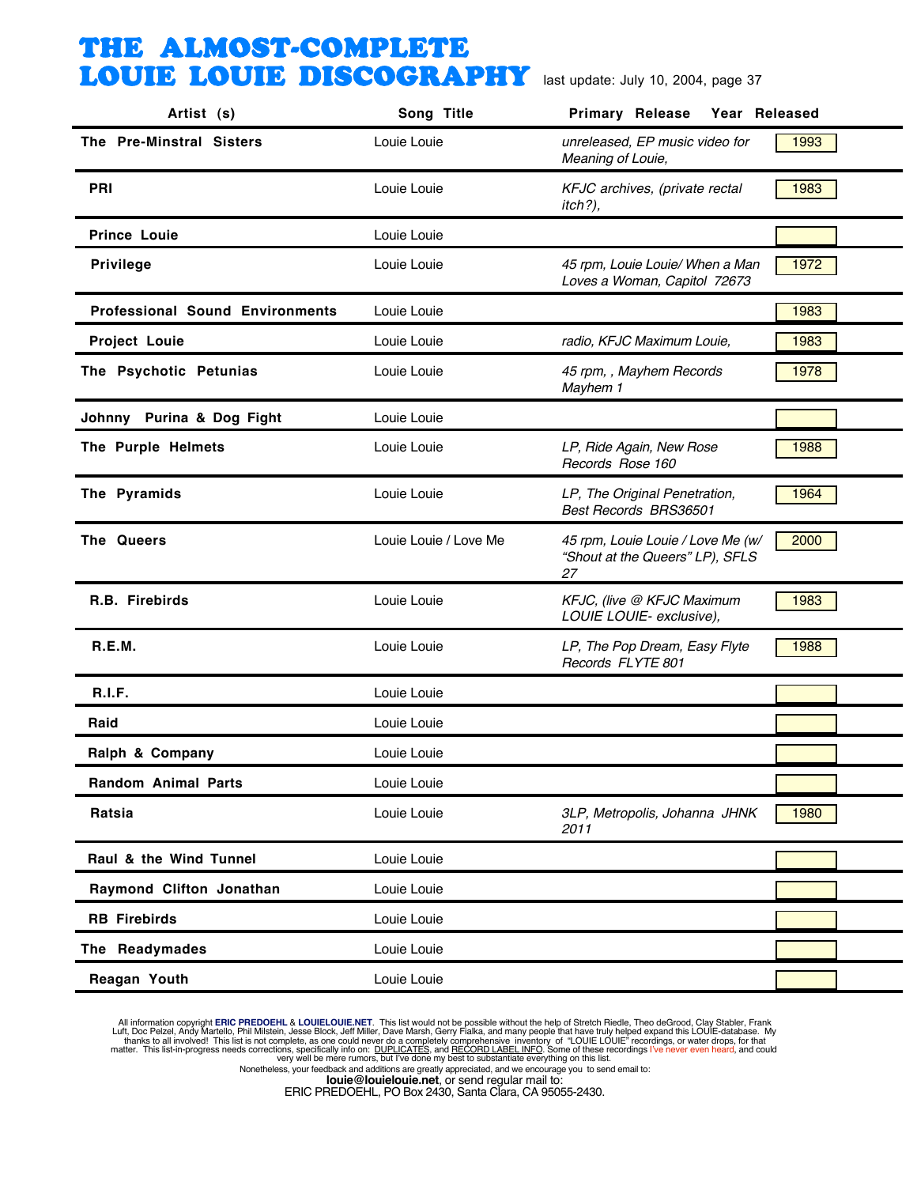# THE ALMOST-COMPLETE LOUIE LOUIE DISCOGRAPHY

last update: July 10, 2004, page 37

| Artist (s) | Song Title | Primary Release | Year Released |
|---|---|---|---|
| **The Pre-Minstral Sisters** | Louie Louie | *unreleased, EP music video for Meaning of Louie,* | 1993 |
| **PRI** | Louie Louie | *KFJC archives, (private rectal itch?),* | 1983 |
| **Prince Louie** | Louie Louie | | |
| **Privilege** | Louie Louie | *45 rpm, Louie Louie/ When a Man Loves a Woman, Capitol 72673* | 1972 |
| **Professional Sound Environments** | Louie Louie | | 1983 |
| **Project Louie** | Louie Louie | *radio, KFJC Maximum Louie,* | 1983 |
| **The Psychotic Petunias** | Louie Louie | *45 rpm, , Mayhem Records Mayhem 1* | 1978 |
| **Johnny Purina & Dog Fight** | Louie Louie | | |
| **The Purple Helmets** | Louie Louie | *LP, Ride Again, New Rose Records Rose 160* | 1988 |
| **The Pyramids** | Louie Louie | *LP, The Original Penetration, Best Records BRS36501* | 1964 |
| **The Queers** | Louie Louie / Love Me | *45 rpm, Louie Louie / Love Me (w/ "Shout at the Queers" LP), SFLS 27* | 2000 |
| **R.B. Firebirds** | Louie Louie | *KFJC, (live @ KFJC Maximum LOUIE LOUIE- exclusive),* | 1983 |
| **R.E.M.** | Louie Louie | *LP, The Pop Dream, Easy Flyte Records FLYTE 801* | 1988 |
| **R.I.F.** | Louie Louie | | |
| **Raid** | Louie Louie | | |
| **Ralph & Company** | Louie Louie | | |
| **Random Animal Parts** | Louie Louie | | |
| **Ratsia** | Louie Louie | *3LP, Metropolis, Johanna JHNK 2011* | 1980 |
| **Raul & the Wind Tunnel** | Louie Louie | | |
| **Raymond Clifton Jonathan** | Louie Louie | | |
| **RB Firebirds** | Louie Louie | | |
| **The Readymades** | Louie Louie | | |
| **Reagan Youth** | Louie Louie | | |

All information copyright **ERIC PREDOEHL** & **LOUIELOUIE.NET**. This list would not be possible without the help of Stretch Riedle, Theo deGrood, Clay Stabler, Frank Luft, Doc Pelzel, Andy Martello, Phil Milstein, Jesse Block, Jeff Miller, Dave Marsh, Gerry Fialka, and many people that have truly helped expand this LOUIE-database. My thanks to all involved! This list is not complete, as one could never do a completely comprehensive inventory of "LOUIE LOUIE" recordings, or water drops, for that matter. This list-in-progress needs corrections, specifically info on: DUPLICATES, and RECORD LABEL INFO. Some of these recordings I've never even heard, and could very well be mere rumors, but I've done my best to substantiate everything on this list.
Nonetheless, your feedback and additions are greatly appreciated, and we encourage you to send email to:
**louie@louielouie.net**, or send regular mail to:
ERIC PREDOEHL, PO Box 2430, Santa Clara, CA 95055-2430.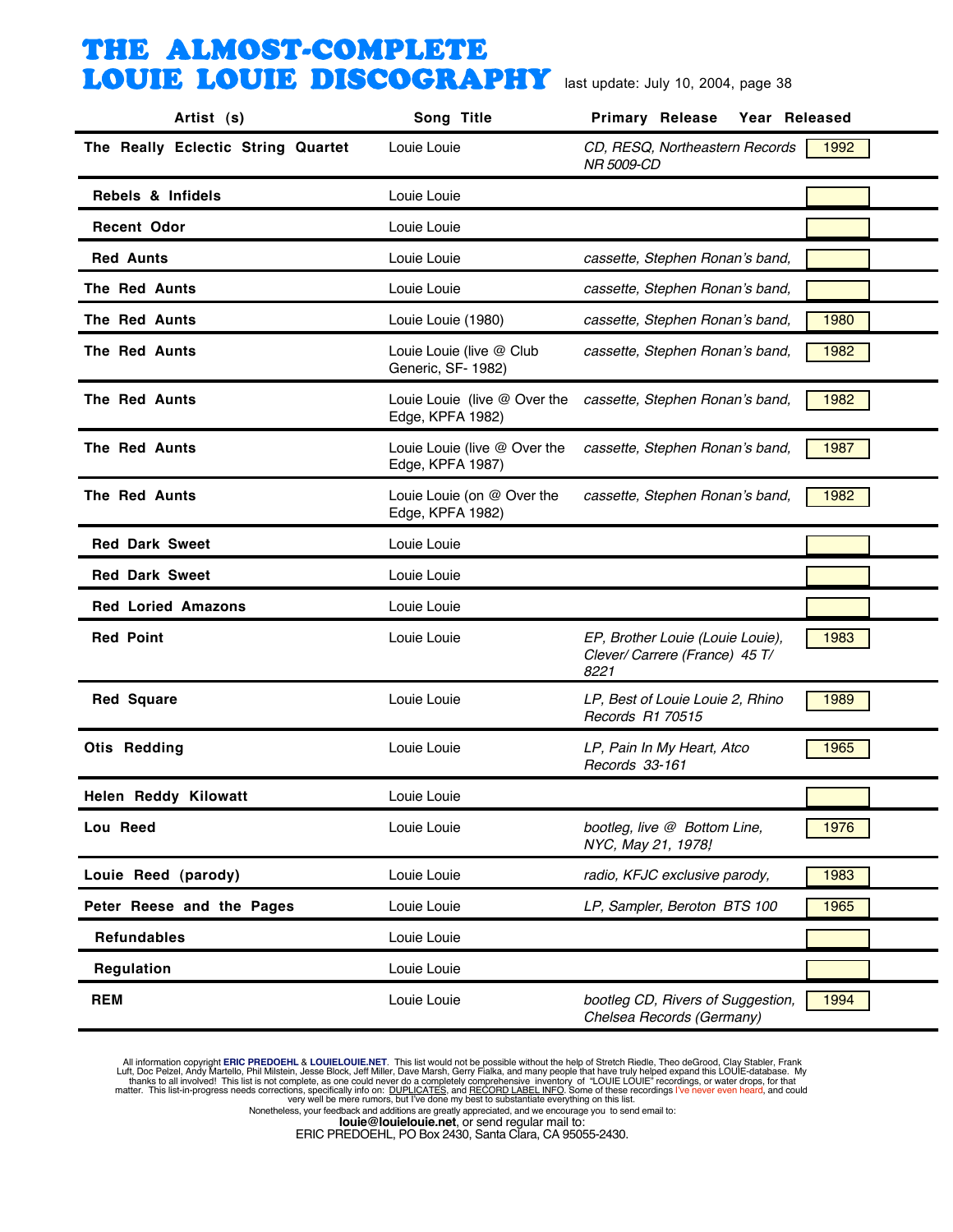# THE ALMOST-COMPLETE LOUIE LOUIE DISCOGRAPHY

last update: July 10, 2004, page 38

| Artist (s) | Song Title | Primary Release | Year Released |
|---|---|---|---|
| The Really Eclectic String Quartet | Louie Louie | *CD, RESQ, Northeastern Records NR 5009-CD* | 1992 |
| Rebels & Infidels | Louie Louie | | |
| Recent Odor | Louie Louie | | |
| Red Aunts | Louie Louie | *cassette, Stephen Ronan's band,* | |
| The Red Aunts | Louie Louie | *cassette, Stephen Ronan's band,* | |
| The Red Aunts | Louie Louie (1980) | *cassette, Stephen Ronan's band,* | 1980 |
| The Red Aunts | Louie Louie (live @ Club Generic, SF- 1982) | *cassette, Stephen Ronan's band,* | 1982 |
| The Red Aunts | Louie Louie (live @ Over the Edge, KPFA 1982) | *cassette, Stephen Ronan's band,* | 1982 |
| The Red Aunts | Louie Louie (live @ Over the Edge, KPFA 1987) | *cassette, Stephen Ronan's band,* | 1987 |
| The Red Aunts | Louie Louie (on @ Over the Edge, KPFA 1982) | *cassette, Stephen Ronan's band,* | 1982 |
| Red Dark Sweet | Louie Louie | | |
| Red Dark Sweet | Louie Louie | | |
| Red Loried Amazons | Louie Louie | | |
| Red Point | Louie Louie | *EP, Brother Louie (Louie Louie), Clever/ Carrere (France) 45 T/ 8221* | 1983 |
| Red Square | Louie Louie | *LP, Best of Louie Louie 2, Rhino Records R1 70515* | 1989 |
| Otis Redding | Louie Louie | *LP, Pain In My Heart, Atco Records 33-161* | 1965 |
| Helen Reddy Kilowatt | Louie Louie | | |
| Lou Reed | Louie Louie | *bootleg, live @ Bottom Line, NYC, May 21, 1978!* | 1976 |
| Louie Reed (parody) | Louie Louie | *radio, KFJC exclusive parody,* | 1983 |
| Peter Reese and the Pages | Louie Louie | *LP, Sampler, Beroton BTS 100* | 1965 |
| Refundables | Louie Louie | | |
| Regulation | Louie Louie | | |
| REM | Louie Louie | *bootleg CD, Rivers of Suggestion, Chelsea Records (Germany)* | 1994 |

All information copyright **ERIC PREDOEHL** & **LOUIELOUIE.NET**. This list would not be possible without the help of Stretch Riedle, Theo deGrood, Clay Stabler, Frank Luft, Doc Pelzel, Andy Martello, Phil Milstein, Jesse Block, Jeff Miller, Dave Marsh, Gerry Fialka, and many people that have truly helped expand this LOUIE-database. My thanks to all involved! This list is not complete, as one could never do a completely comprehensive inventory of "LOUIE LOUIE" recordings, or water drops, for that matter. This list-in-progress needs corrections, specifically info on: DUPLICATES, and RECORD LABEL INFO. Some of these recordings I've never even heard, and could very well be mere rumors, but I've done my best to substantiate everything on this list.

Nonetheless, your feedback and additions are greatly appreciated, and we encourage you to send email to:
**louie@louielouie.net**, or send regular mail to:
ERIC PREDOEHL, PO Box 2430, Santa Clara, CA 95055-2430.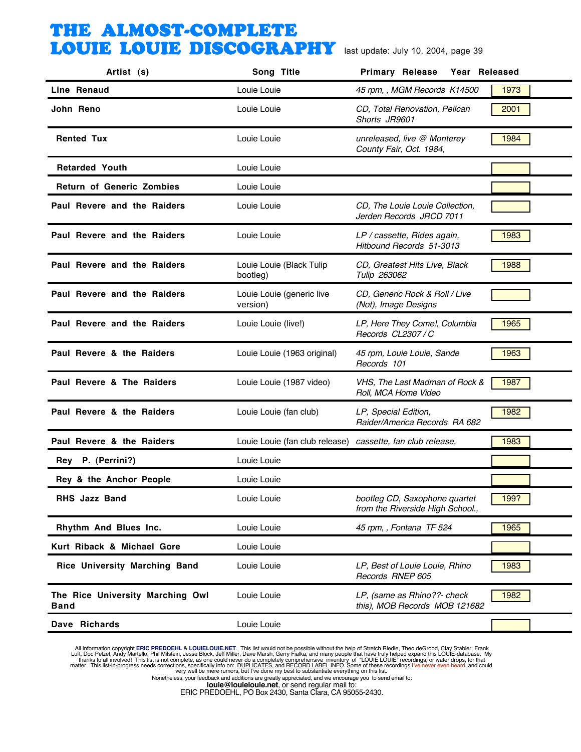# THE ALMOST-COMPLETE LOUIE LOUIE DISCOGRAPHY

last update: July 10, 2004, page 39

| Artist (s) | Song Title | Primary Release | Year Released |
|---|---|---|---|
| **Line Renaud** | Louie Louie | *45 rpm, , MGM Records K14500* | 1973 |
| **John Reno** | Louie Louie | *CD, Total Renovation, Peilcan Shorts JR9601* | 2001 |
| **Rented Tux** | Louie Louie | *unreleased, live @ Monterey County Fair, Oct. 1984,* | 1984 |
| **Retarded Youth** | Louie Louie | | |
| **Return of Generic Zombies** | Louie Louie | | |
| **Paul Revere and the Raiders** | Louie Louie | *CD, The Louie Louie Collection, Jerden Records JRCD 7011* | |
| **Paul Revere and the Raiders** | Louie Louie | *LP / cassette, Rides again, Hitbound Records 51-3013* | 1983 |
| **Paul Revere and the Raiders** | Louie Louie (Black Tulip bootleg) | *CD, Greatest Hits Live, Black Tulip 263062* | 1988 |
| **Paul Revere and the Raiders** | Louie Louie (generic live version) | *CD, Generic Rock & Roll / Live (Not), Image Designs* | |
| **Paul Revere and the Raiders** | Louie Louie (live!) | *LP, Here They Come!, Columbia Records CL2307 / C* | 1965 |
| **Paul Revere & the Raiders** | Louie Louie (1963 original) | *45 rpm, Louie Louie, Sande Records 101* | 1963 |
| **Paul Revere & The Raiders** | Louie Louie (1987 video) | *VHS, The Last Madman of Rock & Roll, MCA Home Video* | 1987 |
| **Paul Revere & the Raiders** | Louie Louie (fan club) | *LP, Special Edition, Raider/America Records RA 682* | 1982 |
| **Paul Revere & the Raiders** | Louie Louie (fan club release) | *cassette, fan club release,* | 1983 |
| **Rey P. (Perrini?)** | Louie Louie | | |
| **Rey & the Anchor People** | Louie Louie | | |
| **RHS Jazz Band** | Louie Louie | *bootleg CD, Saxophone quartet from the Riverside High School.,* | 199? |
| **Rhythm And Blues Inc.** | Louie Louie | *45 rpm, , Fontana TF 524* | 1965 |
| **Kurt Riback & Michael Gore** | Louie Louie | | |
| **Rice University Marching Band** | Louie Louie | *LP, Best of Louie Louie, Rhino Records RNEP 605* | 1983 |
| **The Rice University Marching Owl Band** | Louie Louie | *LP, (same as Rhino??- check this), MOB Records MOB 121682* | 1982 |
| **Dave Richards** | Louie Louie | | |

All information copyright **ERIC PREDOEHL** & **LOUIELOUIE.NET**. This list would not be possible without the help of Stretch Riedle, Theo deGrood, Clay Stabler, Frank Luft, Doc Pelzel, Andy Martello, Phil Milstein, Jesse Block, Jeff Miller, Dave Marsh, Gerry Fialka, and many people that have truly helped expand this LOUIE-database. My thanks to all involved! This list is not complete, as one could never do a completely comprehensive inventory of "LOUIE LOUIE" recordings, or water drops, for that matter. This list-in-progress needs corrections, specifically info on: DUPLICATES, and RECORD LABEL INFO. Some of these recordings I've never even heard, and could very well be mere rumors, but I've done my best to substantiate everything on this list.

Nonetheless, your feedback and additions are greatly appreciated, and we encourage you to send email to:
**louie@louielouie.net**, or send regular mail to:
ERIC PREDOEHL, PO Box 2430, Santa Clara, CA 95055-2430.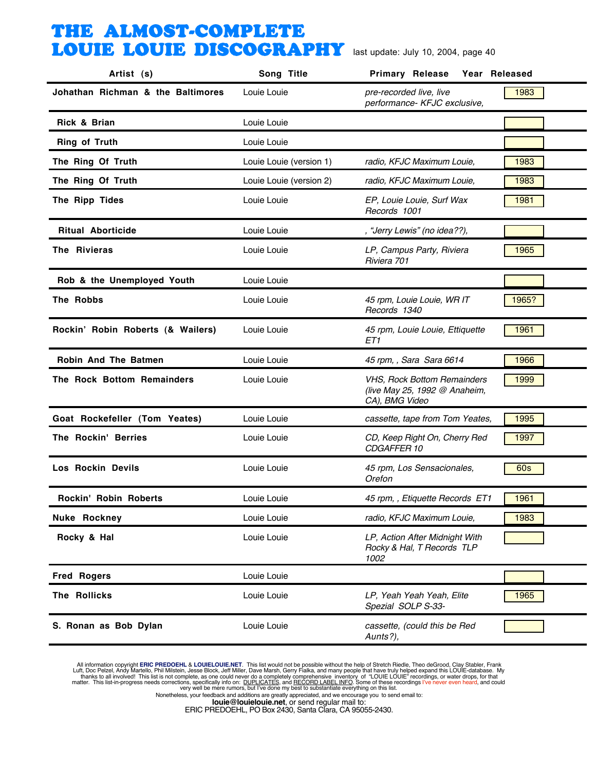# THE ALMOST-COMPLETE LOUIE LOUIE DISCOGRAPHY

last update: July 10, 2004, page 40

| Artist (s) | Song Title | Primary Release | Year Released |
|---|---|---|---|
| **Johathan Richman & the Baltimores** | Louie Louie | *pre-recorded live, live performance- KFJC exclusive,* | 1983 |
| **Rick & Brian** | Louie Louie | | |
| **Ring of Truth** | Louie Louie | | |
| **The Ring Of Truth** | Louie Louie (version 1) | *radio, KFJC Maximum Louie,* | 1983 |
| **The Ring Of Truth** | Louie Louie (version 2) | *radio, KFJC Maximum Louie,* | 1983 |
| **The Ripp Tides** | Louie Louie | *EP, Louie Louie, Surf Wax Records 1001* | 1981 |
| **Ritual Aborticide** | Louie Louie | *, "Jerry Lewis" (no idea??),* | |
| **The Rivieras** | Louie Louie | *LP, Campus Party, Riviera Riviera 701* | 1965 |
| **Rob & the Unemployed Youth** | Louie Louie | | |
| **The Robbs** | Louie Louie | *45 rpm, Louie Louie, WR IT Records 1340* | 1965? |
| **Rockin' Robin Roberts (& Wailers)** | Louie Louie | *45 rpm, Louie Louie, Ettiquette ET1* | 1961 |
| **Robin And The Batmen** | Louie Louie | *45 rpm, , Sara Sara 6614* | 1966 |
| **The Rock Bottom Remainders** | Louie Louie | *VHS, Rock Bottom Remainders (live May 25, 1992 @ Anaheim, CA), BMG Video* | 1999 |
| **Goat Rockefeller (Tom Yeates)** | Louie Louie | *cassette, tape from Tom Yeates,* | 1995 |
| **The Rockin' Berries** | Louie Louie | *CD, Keep Right On, Cherry Red CDGAFFER 10* | 1997 |
| **Los Rockin Devils** | Louie Louie | *45 rpm, Los Sensacionales, Orefon* | 60s |
| **Rockin' Robin Roberts** | Louie Louie | *45 rpm, , Etiquette Records ET1* | 1961 |
| **Nuke Rockney** | Louie Louie | *radio, KFJC Maximum Louie,* | 1983 |
| **Rocky & Hal** | Louie Louie | *LP, Action After Midnight With Rocky & Hal, T Records TLP 1002* | |
| **Fred Rogers** | Louie Louie | | |
| **The Rollicks** | Louie Louie | *LP, Yeah Yeah Yeah, Elite Spezial SOLP S-33-* | 1965 |
| **S. Ronan as Bob Dylan** | Louie Louie | *cassette, (could this be Red Aunts?),* | |

All information copyright **ERIC PREDOEHL** & **LOUIELOUIE.NET**. This list would not be possible without the help of Stretch Riedle, Theo deGrood, Clay Stabler, Frank Luft, Doc Pelzel, Andy Martello, Phil Milstein, Jesse Block, Jeff Miller, Dave Marsh, Gerry Fialka, and many people that have truly helped expand this LOUIE-database. My thanks to all involved! This list is not complete, as one could never do a completely comprehensive inventory of "LOUIE LOUIE" recordings, or water drops, for that matter. This list-in-progress needs corrections, specifically info on: DUPLICATES, and RECORD LABEL INFO. Some of these recordings I've never even heard, and could very well be mere rumors, but I've done my best to substantiate everything on this list.
Nonetheless, your feedback and additions are greatly appreciated, and we encourage you to send email to:
**louie@louielouie.net**, or send regular mail to:
ERIC PREDOEHL, PO Box 2430, Santa Clara, CA 95055-2430.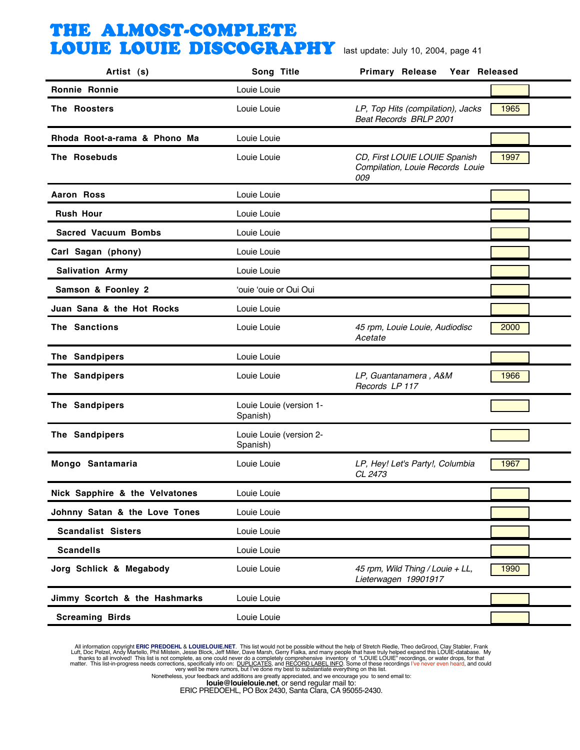# THE ALMOST-COMPLETE LOUIE LOUIE DISCOGRAPHY

last update: July 10, 2004, page 41

| Artist (s) | Song Title | Primary Release | Year Released |
|---|---|---|---|
| **Ronnie Ronnie** | Louie Louie | | |
| **The Roosters** | Louie Louie | *LP, Top Hits (compilation), Jacks Beat Records BRLP 2001* | 1965 |
| **Rhoda Root-a-rama & Phono Ma** | Louie Louie | | |
| **The Rosebuds** | Louie Louie | *CD, First LOUIE LOUIE Spanish Compilation, Louie Records Louie 009* | 1997 |
| **Aaron Ross** | Louie Louie | | |
| **Rush Hour** | Louie Louie | | |
| **Sacred Vacuum Bombs** | Louie Louie | | |
| **Carl Sagan (phony)** | Louie Louie | | |
| **Salivation Army** | Louie Louie | | |
| **Samson & Foonley 2** | 'ouie 'ouie or Oui Oui | | |
| **Juan Sana & the Hot Rocks** | Louie Louie | | |
| **The Sanctions** | Louie Louie | *45 rpm, Louie Louie, Audiodisc Acetate* | 2000 |
| **The Sandpipers** | Louie Louie | | |
| **The Sandpipers** | Louie Louie | *LP, Guantanamera , A&M Records LP 117* | 1966 |
| **The Sandpipers** | Louie Louie (version 1-Spanish) | | |
| **The Sandpipers** | Louie Louie (version 2-Spanish) | | |
| **Mongo Santamaria** | Louie Louie | *LP, Hey! Let's Party!, Columbia CL 2473* | 1967 |
| **Nick Sapphire & the Velvatones** | Louie Louie | | |
| **Johnny Satan & the Love Tones** | Louie Louie | | |
| **Scandalist Sisters** | Louie Louie | | |
| **Scandells** | Louie Louie | | |
| **Jorg Schlick & Megabody** | Louie Louie | *45 rpm, Wild Thing / Louie + LL, Lieterwagen 19901917* | 1990 |
| **Jimmy Scortch & the Hashmarks** | Louie Louie | | |
| **Screaming Birds** | Louie Louie | | |

All information copyright **ERIC PREDOEHL** & **LOUIELOUIE.NET**. This list would not be possible without the help of Stretch Riedle, Theo deGrood, Clay Stabler, Frank Luft, Doc Pelzel, Andy Martello, Phil Milstein, Jesse Block, Jeff Miller, Dave Marsh, Gerry Fialka, and many people that have truly helped expand this LOUIE-database. My thanks to all involved! This list is not complete, as one could never do a completely comprehensive inventory of "LOUIE LOUIE" recordings, or water drops, for that matter. This list-in-progress needs corrections, specifically info on: DUPLICATES, and RECORD LABEL INFO. Some of these recordings I've never even heard, and could very well be mere rumors, but I've done my best to substantiate everything on this list.

Nonetheless, your feedback and additions are greatly appreciated, and we encourage you to send email to:

**louie@louielouie.net**, or send regular mail to:

ERIC PREDOEHL, PO Box 2430, Santa Clara, CA 95055-2430.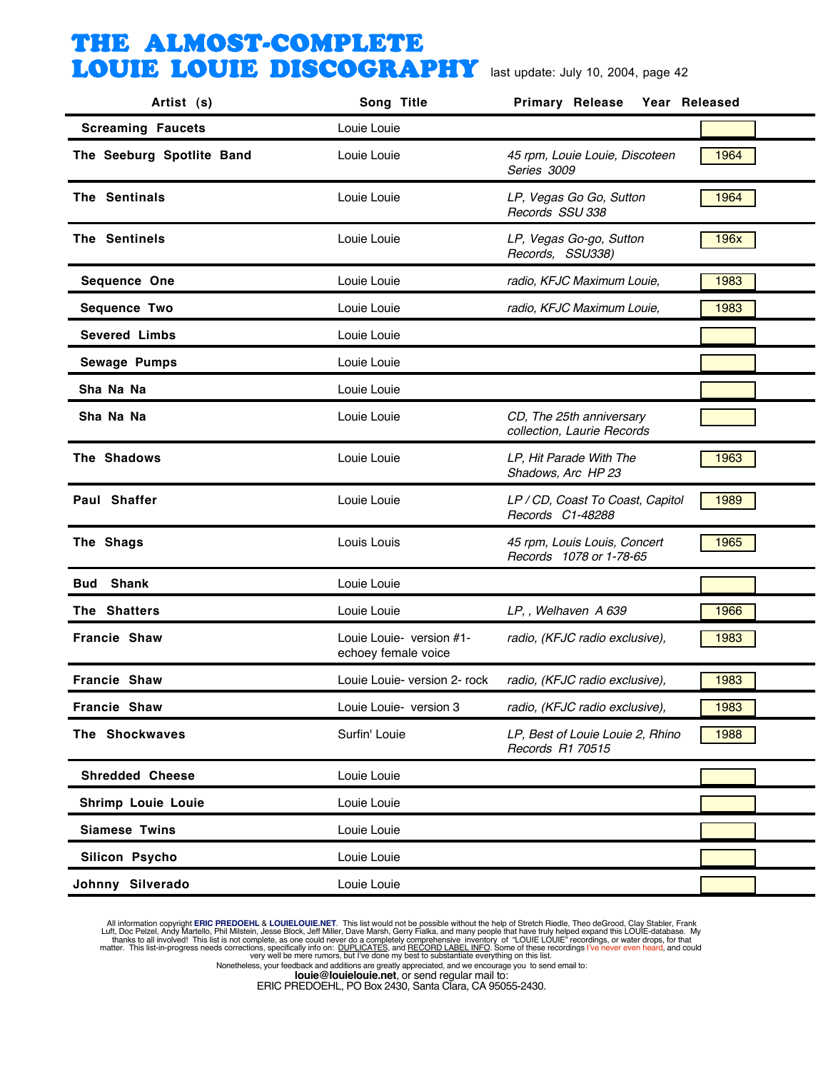# THE ALMOST-COMPLETE LOUIE LOUIE DISCOGRAPHY

last update: July 10, 2004, page 42

| Artist (s) | Song Title | Primary Release | Year Released |
|---|---|---|---|
| Screaming Faucets | Louie Louie | | |
| The Seeburg Spotlite Band | Louie Louie | *45 rpm, Louie Louie, Discoteen Series 3009* | 1964 |
| The Sentinals | Louie Louie | *LP, Vegas Go Go, Sutton Records SSU 338* | 1964 |
| The Sentinels | Louie Louie | *LP, Vegas Go-go, Sutton Records, SSU338)* | 196x |
| Sequence One | Louie Louie | *radio, KFJC Maximum Louie,* | 1983 |
| Sequence Two | Louie Louie | *radio, KFJC Maximum Louie,* | 1983 |
| Severed Limbs | Louie Louie | | |
| Sewage Pumps | Louie Louie | | |
| Sha Na Na | Louie Louie | | |
| Sha Na Na | Louie Louie | *CD, The 25th anniversary collection, Laurie Records* | |
| The Shadows | Louie Louie | *LP, Hit Parade With The Shadows, Arc HP 23* | 1963 |
| Paul Shaffer | Louie Louie | *LP / CD, Coast To Coast, Capitol Records C1-48288* | 1989 |
| The Shags | Louis Louis | *45 rpm, Louis Louis, Concert Records 1078 or 1-78-65* | 1965 |
| Bud Shank | Louie Louie | | |
| The Shatters | Louie Louie | *LP, , Welhaven A 639* | 1966 |
| Francie Shaw | Louie Louie- version #1- echoey female voice | *radio, (KFJC radio exclusive),* | 1983 |
| Francie Shaw | Louie Louie- version 2- rock | *radio, (KFJC radio exclusive),* | 1983 |
| Francie Shaw | Louie Louie- version 3 | *radio, (KFJC radio exclusive),* | 1983 |
| The Shockwaves | Surfin' Louie | *LP, Best of Louie Louie 2, Rhino Records R1 70515* | 1988 |
| Shredded Cheese | Louie Louie | | |
| Shrimp Louie Louie | Louie Louie | | |
| Siamese Twins | Louie Louie | | |
| Silicon Psycho | Louie Louie | | |
| Johnny Silverado | Louie Louie | | |

All information copyright **ERIC PREDOEHL** & **LOUIELOUIE.NET**. This list would not be possible without the help of Stretch Riedle, Theo deGrood, Clay Stabler, Frank Luft, Doc Pelzel, Andy Martello, Phil Milstein, Jesse Block, Jeff Miller, Dave Marsh, Gerry Fialka, and many people that have truly helped expand this LOUIE-database. My thanks to all involved! This list is not complete, as one could never do a completely comprehensive inventory of "LOUIE LOUIE" recordings, or water drops, for that matter. This list-in-progress needs corrections, specifically info on: DUPLICATES, and RECORD LABEL INFO. Some of these recordings I've never even heard, and could very well be mere rumors, but I've done my best to substantiate everything on this list.
Nonetheless, your feedback and additions are greatly appreciated, and we encourage you to send email to:
**louie@louielouie.net**, or send regular mail to:
ERIC PREDOEHL, PO Box 2430, Santa Clara, CA 95055-2430.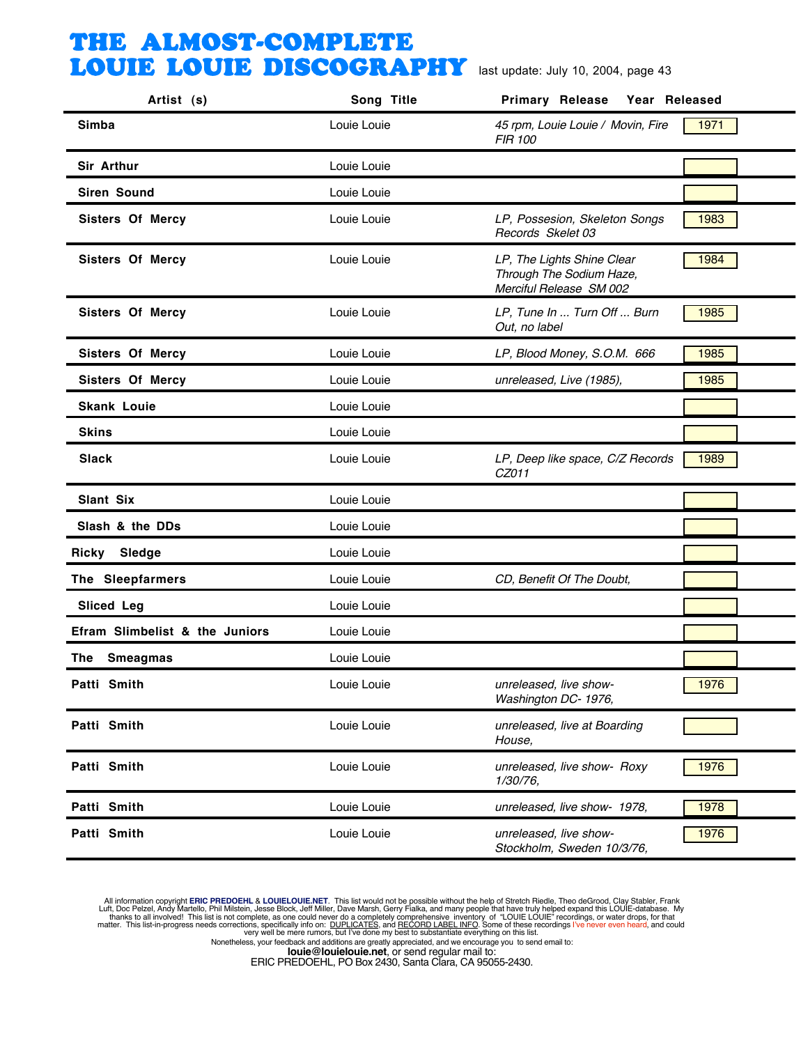# THE ALMOST-COMPLETE LOUIE LOUIE DISCOGRAPHY

last update: July 10, 2004, page 43

| Artist (s) | Song Title | Primary Release | Year Released |
|---|---|---|---|
| **Simba** | Louie Louie | *45 rpm, Louie Louie / Movin, Fire FIR 100* | 1971 |
| **Sir Arthur** | Louie Louie | | |
| **Siren Sound** | Louie Louie | | |
| **Sisters Of Mercy** | Louie Louie | *LP, Possesion, Skeleton Songs Records Skelet 03* | 1983 |
| **Sisters Of Mercy** | Louie Louie | *LP, The Lights Shine Clear Through The Sodium Haze, Merciful Release SM 002* | 1984 |
| **Sisters Of Mercy** | Louie Louie | *LP, Tune In ... Turn Off ... Burn Out, no label* | 1985 |
| **Sisters Of Mercy** | Louie Louie | *LP, Blood Money, S.O.M. 666* | 1985 |
| **Sisters Of Mercy** | Louie Louie | *unreleased, Live (1985),* | 1985 |
| **Skank Louie** | Louie Louie | | |
| **Skins** | Louie Louie | | |
| **Slack** | Louie Louie | *LP, Deep like space, C/Z Records CZ011* | 1989 |
| **Slant Six** | Louie Louie | | |
| **Slash & the DDs** | Louie Louie | | |
| **Ricky Sledge** | Louie Louie | | |
| **The Sleepfarmers** | Louie Louie | *CD, Benefit Of The Doubt,* | |
| **Sliced Leg** | Louie Louie | | |
| **Efram Slimbelist & the Juniors** | Louie Louie | | |
| **The Smeagmas** | Louie Louie | | |
| **Patti Smith** | Louie Louie | *unreleased, live show- Washington DC- 1976,* | 1976 |
| **Patti Smith** | Louie Louie | *unreleased, live at Boarding House,* | |
| **Patti Smith** | Louie Louie | *unreleased, live show- Roxy 1/30/76,* | 1976 |
| **Patti Smith** | Louie Louie | *unreleased, live show- 1978,* | 1978 |
| **Patti Smith** | Louie Louie | *unreleased, live show- Stockholm, Sweden 10/3/76,* | 1976 |

All information copyright **ERIC PREDOEHL** & **LOUIELOUIE.NET**. This list would not be possible without the help of Stretch Riedle, Theo deGrood, Clay Stabler, Frank Luft, Doc Pelzel, Andy Martello, Phil Milstein, Jesse Block, Jeff Miller, Dave Marsh, Gerry Fialka, and many people that have truly helped expand this LOUIE-database. My thanks to all involved! This list is not complete, as one could never do a completely comprehensive inventory of "LOUIE LOUIE" recordings, or water drops, for that matter. This list-in-progress needs corrections, specifically info on: DUPLICATES, and RECORD LABEL INFO. Some of these recordings I've never even heard, and could very well be mere rumors, but I've done my best to substantiate everything on this list.

Nonetheless, your feedback and additions are greatly appreciated, and we encourage you to send email to:

**louie@louielouie.net**, or send regular mail to:

ERIC PREDOEHL, PO Box 2430, Santa Clara, CA 95055-2430.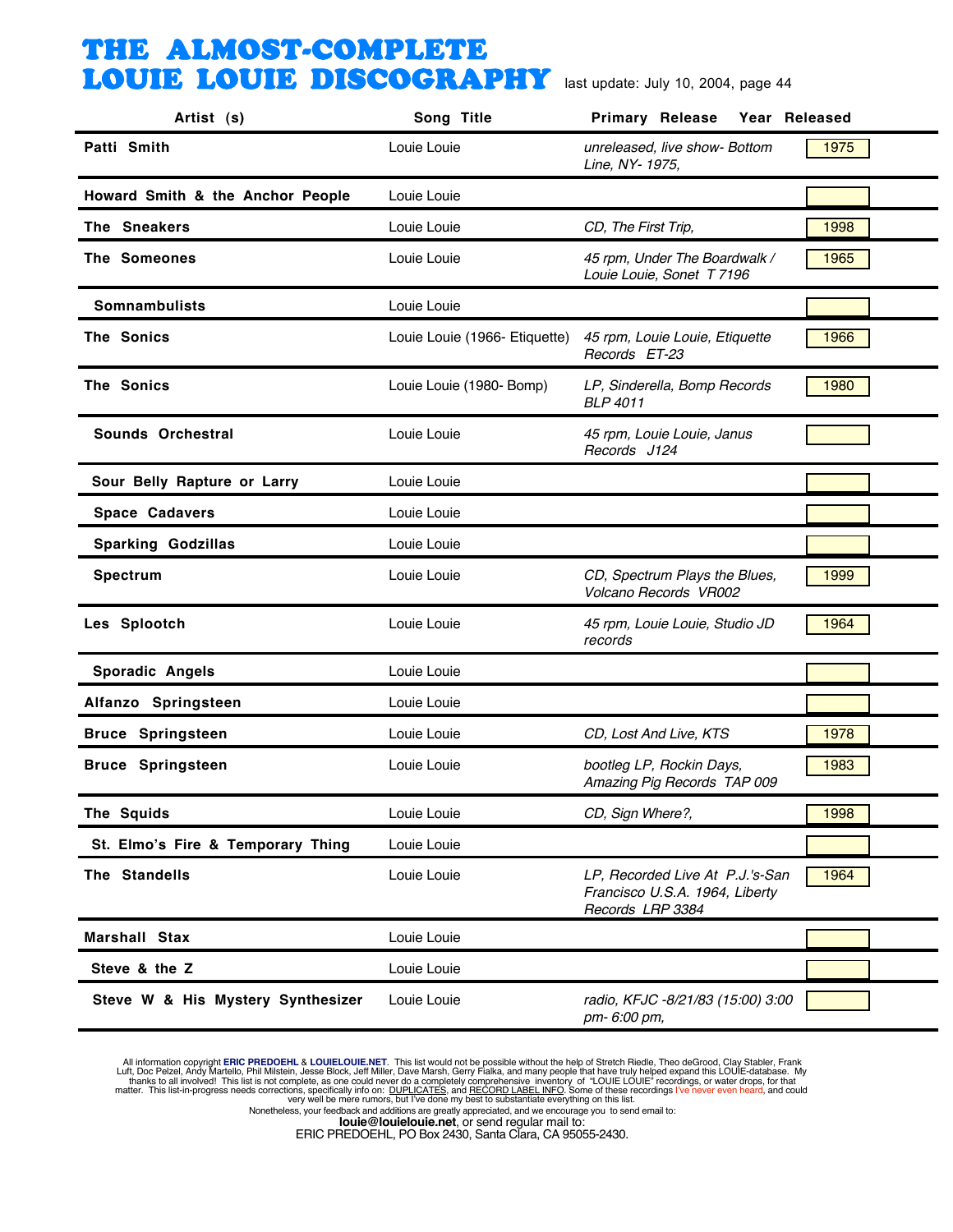# THE ALMOST-COMPLETE LOUIE LOUIE DISCOGRAPHY

last update: July 10, 2004, page 44

| Artist (s) | Song Title | Primary Release | Year Released |
|---|---|---|---|
| **Patti Smith** | Louie Louie | *unreleased, live show- Bottom Line, NY- 1975,* | 1975 |
| **Howard Smith & the Anchor People** | Louie Louie | | |
| **The Sneakers** | Louie Louie | *CD, The First Trip,* | 1998 |
| **The Someones** | Louie Louie | *45 rpm, Under The Boardwalk / Louie Louie, Sonet T 7196* | 1965 |
| **Somnambulists** | Louie Louie | | |
| **The Sonics** | Louie Louie (1966- Etiquette) | *45 rpm, Louie Louie, Etiquette Records ET-23* | 1966 |
| **The Sonics** | Louie Louie (1980- Bomp) | *LP, Sinderella, Bomp Records BLP 4011* | 1980 |
| **Sounds Orchestral** | Louie Louie | *45 rpm, Louie Louie, Janus Records J124* | |
| **Sour Belly Rapture or Larry** | Louie Louie | | |
| **Space Cadavers** | Louie Louie | | |
| **Sparking Godzillas** | Louie Louie | | |
| **Spectrum** | Louie Louie | *CD, Spectrum Plays the Blues, Volcano Records VR002* | 1999 |
| **Les Splootch** | Louie Louie | *45 rpm, Louie Louie, Studio JD records* | 1964 |
| **Sporadic Angels** | Louie Louie | | |
| **Alfanzo Springsteen** | Louie Louie | | |
| **Bruce Springsteen** | Louie Louie | *CD, Lost And Live, KTS* | 1978 |
| **Bruce Springsteen** | Louie Louie | *bootleg LP, Rockin Days, Amazing Pig Records TAP 009* | 1983 |
| **The Squids** | Louie Louie | *CD, Sign Where?,* | 1998 |
| **St. Elmo's Fire & Temporary Thing** | Louie Louie | | |
| **The Standells** | Louie Louie | *LP, Recorded Live At P.J.'s-San Francisco U.S.A. 1964, Liberty Records LRP 3384* | 1964 |
| **Marshall Stax** | Louie Louie | | |
| **Steve & the Z** | Louie Louie | | |
| **Steve W & His Mystery Synthesizer** | Louie Louie | *radio, KFJC -8/21/83 (15:00) 3:00 pm- 6:00 pm,* | |

All information copyright **ERIC PREDOEHL** & **LOUIELOUIE.NET**. This list would not be possible without the help of Stretch Riedle, Theo deGrood, Clay Stabler, Frank Luft, Doc Pelzel, Andy Martello, Phil Milstein, Jesse Block, Jeff Miller, Dave Marsh, Gerry Fialka, and many people that have truly helped expand this LOUIE-database. My thanks to all involved! This list is not complete, as one could never do a completely comprehensive inventory of "LOUIE LOUIE" recordings, or water drops, for that matter. This list-in-progress needs corrections, specifically info on: DUPLICATES, and RECORD LABEL INFO. Some of these recordings I've never even heard, and could very well be mere rumors, but I've done my best to substantiate everything on this list.
Nonetheless, your feedback and additions are greatly appreciated, and we encourage you to send email to:
**louie@louielouie.net**, or send regular mail to:
ERIC PREDOEHL, PO Box 2430, Santa Clara, CA 95055-2430.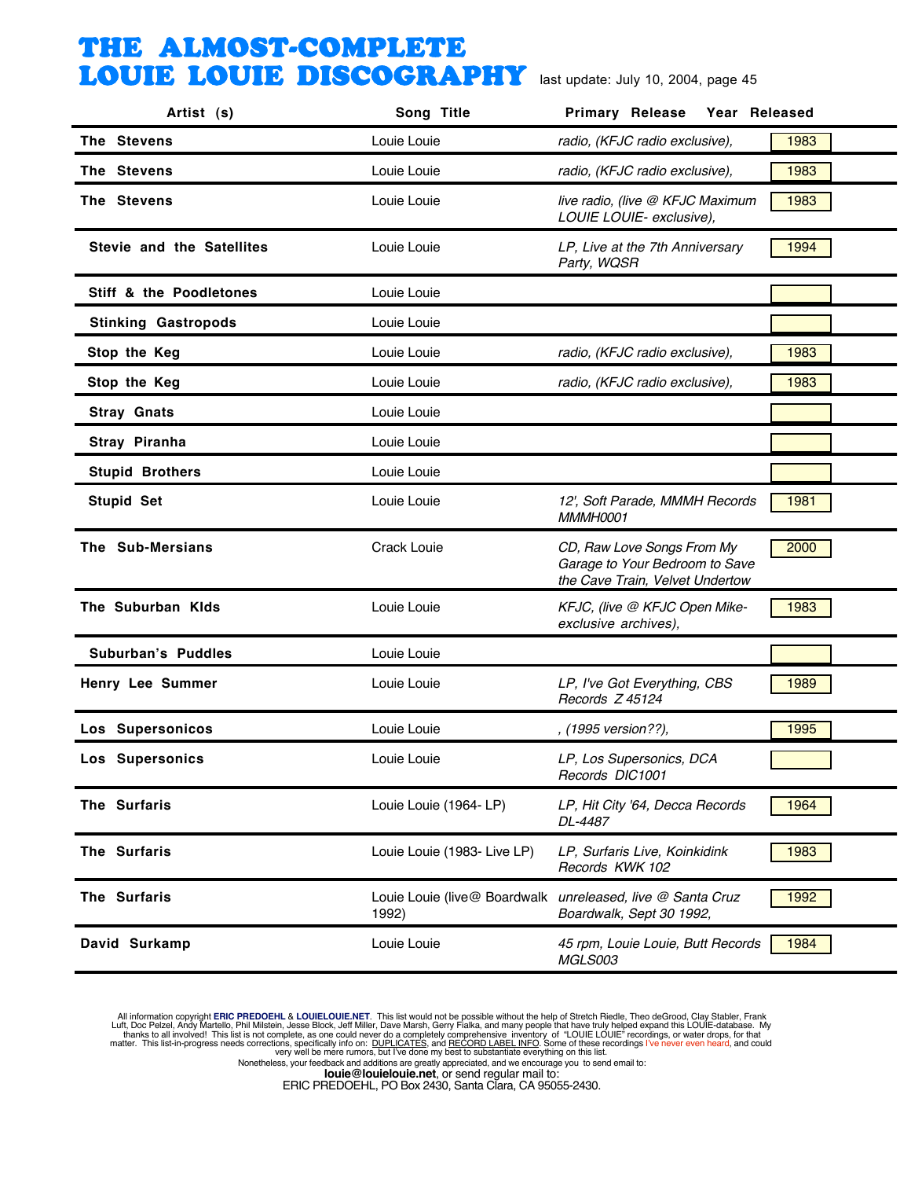# THE ALMOST-COMPLETE LOUIE LOUIE DISCOGRAPHY

last update: July 10, 2004, page 45

| Artist (s) | Song Title | Primary Release | Year Released |
|---|---|---|---|
| **The Stevens** | Louie Louie | *radio, (KFJC radio exclusive),* | 1983 |
| **The Stevens** | Louie Louie | *radio, (KFJC radio exclusive),* | 1983 |
| **The Stevens** | Louie Louie | *live radio, (live @ KFJC Maximum LOUIE LOUIE- exclusive),* | 1983 |
| **Stevie and the Satellites** | Louie Louie | *LP, Live at the 7th Anniversary Party, WQSR* | 1994 |
| **Stiff & the Poodletones** | Louie Louie | | |
| **Stinking Gastropods** | Louie Louie | | |
| **Stop the Keg** | Louie Louie | *radio, (KFJC radio exclusive),* | 1983 |
| **Stop the Keg** | Louie Louie | *radio, (KFJC radio exclusive),* | 1983 |
| **Stray Gnats** | Louie Louie | | |
| **Stray Piranha** | Louie Louie | | |
| **Stupid Brothers** | Louie Louie | | |
| **Stupid Set** | Louie Louie | *12', Soft Parade, MMMH Records MMMH0001* | 1981 |
| **The Sub-Mersians** | Crack Louie | *CD, Raw Love Songs From My Garage to Your Bedroom to Save the Cave Train, Velvet Undertow* | 2000 |
| **The Suburban KIds** | Louie Louie | *KFJC, (live @ KFJC Open Mike- exclusive archives),* | 1983 |
| **Suburban's Puddles** | Louie Louie | | |
| **Henry Lee Summer** | Louie Louie | *LP, I've Got Everything, CBS Records Z 45124* | 1989 |
| **Los Supersonicos** | Louie Louie | *, (1995 version??),* | 1995 |
| **Los Supersonics** | Louie Louie | *LP, Los Supersonics, DCA Records DIC1001* | |
| **The Surfaris** | Louie Louie (1964- LP) | *LP, Hit City '64, Decca Records DL-4487* | 1964 |
| **The Surfaris** | Louie Louie (1983- Live LP) | *LP, Surfaris Live, Koinkidink Records KWK 102* | 1983 |
| **The Surfaris** | Louie Louie (live@ Boardwalk 1992) | *unreleased, live @ Santa Cruz Boardwalk, Sept 30 1992,* | 1992 |
| **David Surkamp** | Louie Louie | *45 rpm, Louie Louie, Butt Records MGLS003* | 1984 |

All information copyright **ERIC PREDOEHL** & **LOUIELOUIE.NET**. This list would not be possible without the help of Stretch Riedle, Theo deGrood, Clay Stabler, Frank Luft, Doc Pelzel, Andy Martello, Phil Milstein, Jesse Block, Jeff Miller, Dave Marsh, Gerry Fialka, and many people that have truly helped expand this LOUIE-database. My thanks to all involved! This list is not complete, as one could never do a completely comprehensive inventory of "LOUIE LOUIE" recordings, or water drops, for that matter. This list-in-progress needs corrections, specifically info on: DUPLICATES, and RECORD LABEL INFO. Some of these recordings I've never even heard, and could very well be mere rumors, but I've done my best to substantiate everything on this list.
Nonetheless, your feedback and additions are greatly appreciated, and we encourage you to send email to:
**louie@louielouie.net**, or send regular mail to:
ERIC PREDOEHL, PO Box 2430, Santa Clara, CA 95055-2430.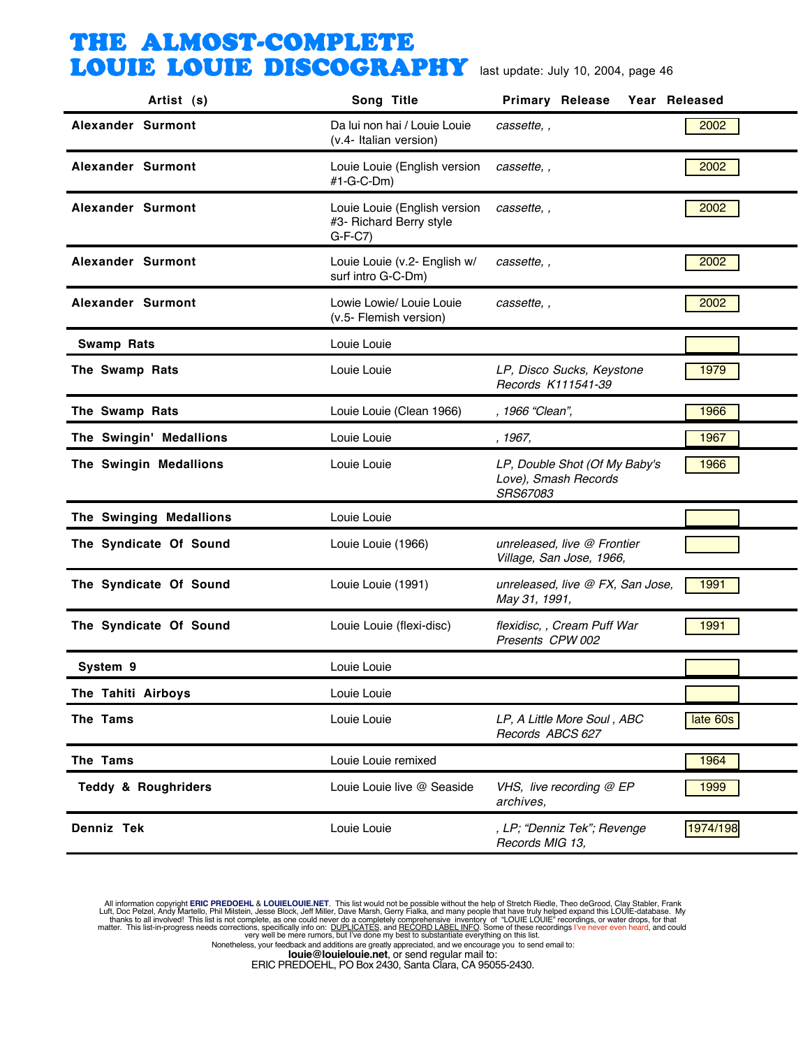# THE ALMOST-COMPLETE LOUIE LOUIE DISCOGRAPHY

last update: July 10, 2004, page 46

| Artist (s) | Song Title | Primary Release | Year Released |
|---|---|---|---|
| Alexander Surmont | Da lui non hai / Louie Louie (v.4- Italian version) | *cassette, ,* | 2002 |
| Alexander Surmont | Louie Louie (English version #1-G-C-Dm) | *cassette, ,* | 2002 |
| Alexander Surmont | Louie Louie (English version #3- Richard Berry style G-F-C7) | *cassette, ,* | 2002 |
| Alexander Surmont | Louie Louie (v.2- English w/ surf intro G-C-Dm) | *cassette, ,* | 2002 |
| Alexander Surmont | Lowie Lowie/ Louie Louie (v.5- Flemish version) | *cassette, ,* | 2002 |
| Swamp Rats | Louie Louie | | |
| The Swamp Rats | Louie Louie | *LP, Disco Sucks, Keystone Records K111541-39* | 1979 |
| The Swamp Rats | Louie Louie (Clean 1966) | *, 1966 "Clean",* | 1966 |
| The Swingin' Medallions | Louie Louie | *, 1967,* | 1967 |
| The Swingin Medallions | Louie Louie | *LP, Double Shot (Of My Baby's Love), Smash Records SRS67083* | 1966 |
| The Swinging Medallions | Louie Louie | | |
| The Syndicate Of Sound | Louie Louie (1966) | *unreleased, live @ Frontier Village, San Jose, 1966,* | |
| The Syndicate Of Sound | Louie Louie (1991) | *unreleased, live @ FX, San Jose, May 31, 1991,* | 1991 |
| The Syndicate Of Sound | Louie Louie (flexi-disc) | *flexidisc, , Cream Puff War Presents CPW 002* | 1991 |
| System 9 | Louie Louie | | |
| The Tahiti Airboys | Louie Louie | | |
| The Tams | Louie Louie | *LP, A Little More Soul , ABC Records ABCS 627* | late 60s |
| The Tams | Louie Louie remixed | | 1964 |
| Teddy & Roughriders | Louie Louie live @ Seaside | *VHS, live recording @ EP archives,* | 1999 |
| Denniz Tek | Louie Louie | *, LP; "Denniz Tek"; Revenge Records MIG 13,* | 1974/198 |

All information copyright **ERIC PREDOEHL** & **LOUIELOUIE.NET**. This list would not be possible without the help of Stretch Riedle, Theo deGrood, Clay Stabler, Frank Luft, Doc Pelzel, Andy Martello, Phil Milstein, Jesse Block, Jeff Miller, Dave Marsh, Gerry Fialka, and many people that have truly helped expand this LOUIE-database. My thanks to all involved! This list is not complete, as one could never do a completely comprehensive inventory of "LOUIE LOUIE" recordings, or water drops, for that matter. This list-in-progress needs corrections, specifically info on: DUPLICATES, and RECORD LABEL INFO. Some of these recordings I've never even heard, and could very well be mere rumors, but I've done my best to substantiate everything on this list.
Nonetheless, your feedback and additions are greatly appreciated, and we encourage you to send email to:
**louie@louielouie.net**, or send regular mail to:
ERIC PREDOEHL, PO Box 2430, Santa Clara, CA 95055-2430.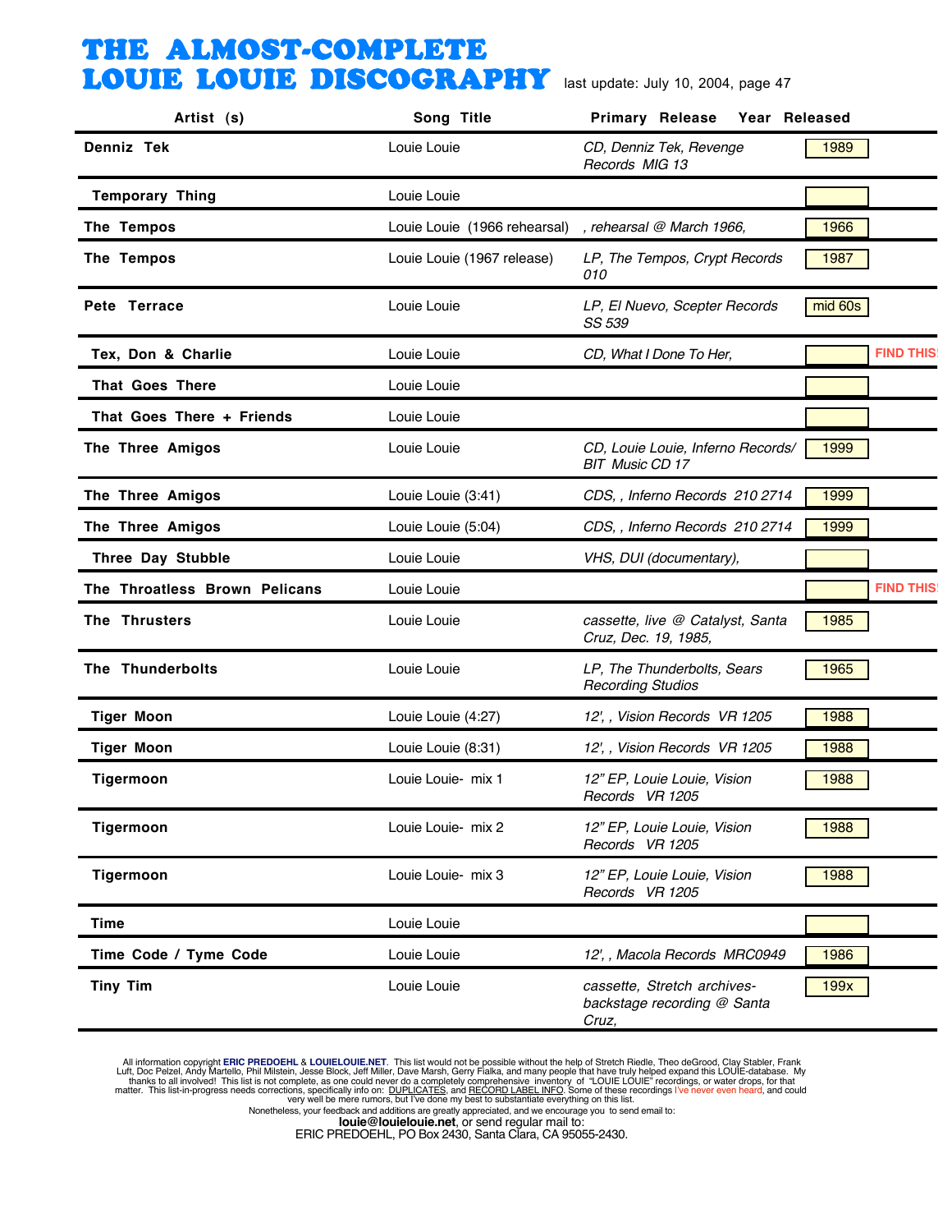# THE ALMOST-COMPLETE LOUIE LOUIE DISCOGRAPHY

last update: July 10, 2004, page 47

| Artist (s) | Song Title | Primary Release | Year Released | |
|---|---|---|---|---|
| Denniz Tek | Louie Louie | *CD, Denniz Tek, Revenge Records MIG 13* | 1989 | |
| Temporary Thing | Louie Louie | | | |
| The Tempos | Louie Louie (1966 rehearsal) | *, rehearsal @ March 1966,* | 1966 | |
| The Tempos | Louie Louie (1967 release) | *LP, The Tempos, Crypt Records 010* | 1987 | |
| Pete Terrace | Louie Louie | *LP, El Nuevo, Scepter Records SS 539* | mid 60s | |
| Tex, Don & Charlie | Louie Louie | *CD, What I Done To Her,* | | FIND THIS! |
| That Goes There | Louie Louie | | | |
| That Goes There + Friends | Louie Louie | | | |
| The Three Amigos | Louie Louie | *CD, Louie Louie, Inferno Records/ BIT Music CD 17* | 1999 | |
| The Three Amigos | Louie Louie (3:41) | *CDS, , Inferno Records 210 2714* | 1999 | |
| The Three Amigos | Louie Louie (5:04) | *CDS, , Inferno Records 210 2714* | 1999 | |
| Three Day Stubble | Louie Louie | *VHS, DUI (documentary),* | | |
| The Throatless Brown Pelicans | Louie Louie | | | FIND THIS! |
| The Thrusters | Louie Louie | *cassette, live @ Catalyst, Santa Cruz, Dec. 19, 1985,* | 1985 | |
| The Thunderbolts | Louie Louie | *LP, The Thunderbolts, Sears Recording Studios* | 1965 | |
| Tiger Moon | Louie Louie (4:27) | *12', , Vision Records VR 1205* | 1988 | |
| Tiger Moon | Louie Louie (8:31) | *12', , Vision Records VR 1205* | 1988 | |
| Tigermoon | Louie Louie- mix 1 | *12" EP, Louie Louie, Vision Records VR 1205* | 1988 | |
| Tigermoon | Louie Louie- mix 2 | *12" EP, Louie Louie, Vision Records VR 1205* | 1988 | |
| Tigermoon | Louie Louie- mix 3 | *12" EP, Louie Louie, Vision Records VR 1205* | 1988 | |
| Time | Louie Louie | | | |
| Time Code / Tyme Code | Louie Louie | *12', , Macola Records MRC0949* | 1986 | |
| Tiny Tim | Louie Louie | *cassette, Stretch archives- backstage recording @ Santa Cruz,* | 199x | |

All information copyright **ERIC PREDOEHL** & **LOUIELOUIE.NET**. This list would not be possible without the help of Stretch Riedle, Theo deGrood, Clay Stabler, Frank Luft, Doc Pelzel, Andy Martello, Phil Milstein, Jesse Block, Jeff Miller, Dave Marsh, Gerry Fialka, and many people that have truly helped expand this LOUIE-database. My thanks to all involved! This list is not complete, as one could never do a completely comprehensive inventory of "LOUIE LOUIE" recordings, or water drops, for that matter. This list-in-progress needs corrections, specifically info on: DUPLICATES, and RECORD LABEL INFO. Some of these recordings I've never even heard, and could very well be mere rumors, but I've done my best to substantiate everything on this list.
Nonetheless, your feedback and additions are greatly appreciated, and we encourage you to send email to:
**louie@louielouie.net**, or send regular mail to:
ERIC PREDOEHL, PO Box 2430, Santa Clara, CA 95055-2430.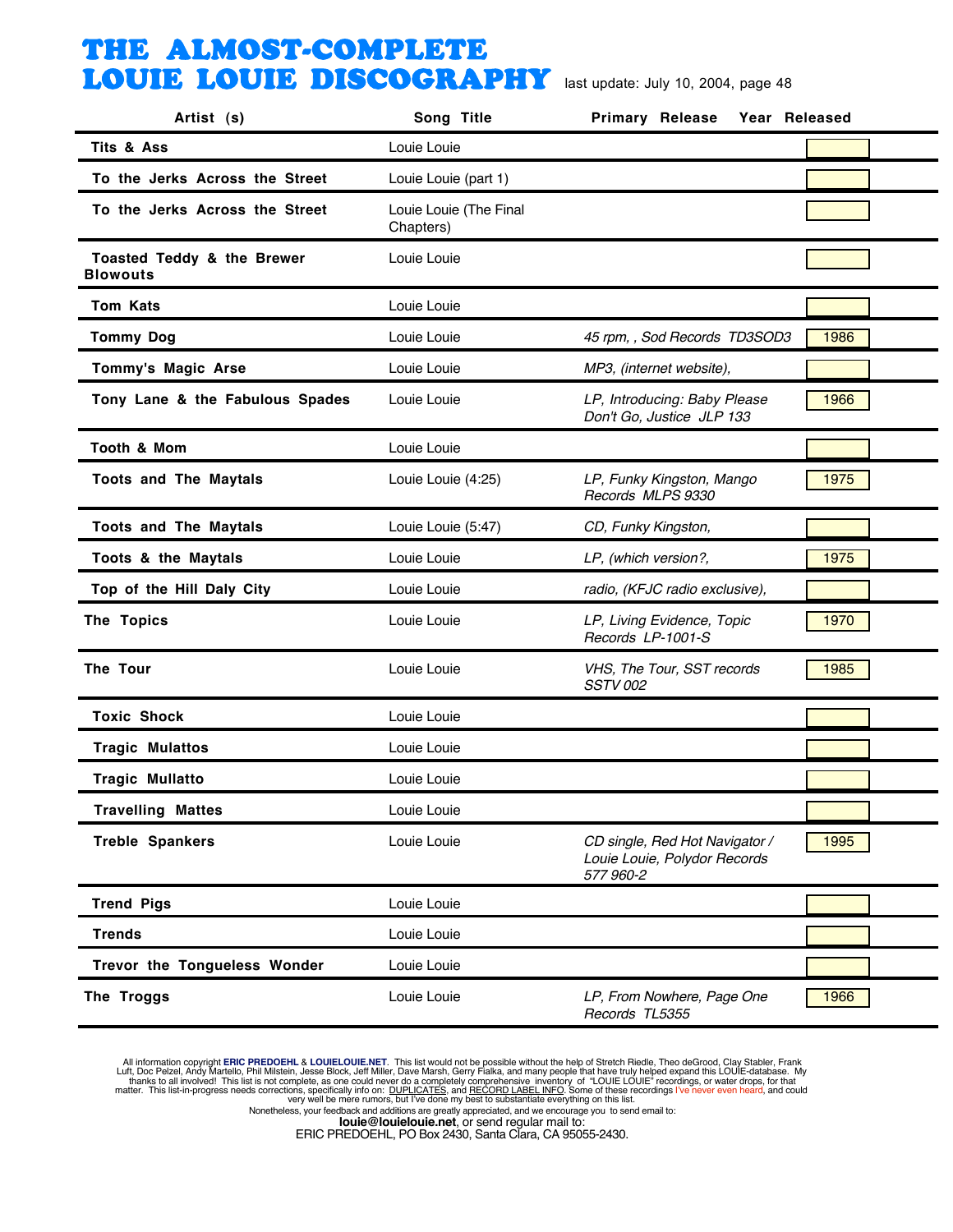# THE ALMOST-COMPLETE LOUIE LOUIE DISCOGRAPHY

last update: July 10, 2004, page 48

| Artist (s) | Song Title | Primary Release | Year Released |
|---|---|---|---|
| Tits & Ass | Louie Louie | | |
| To the Jerks Across the Street | Louie Louie (part 1) | | |
| To the Jerks Across the Street | Louie Louie (The Final Chapters) | | |
| Toasted Teddy & the Brewer Blowouts | Louie Louie | | |
| Tom Kats | Louie Louie | | |
| Tommy Dog | Louie Louie | *45 rpm, , Sod Records TD3SOD3* | 1986 |
| Tommy's Magic Arse | Louie Louie | *MP3, (internet website),* | |
| Tony Lane & the Fabulous Spades | Louie Louie | *LP, Introducing: Baby Please Don't Go, Justice JLP 133* | 1966 |
| Tooth & Mom | Louie Louie | | |
| Toots and The Maytals | Louie Louie (4:25) | *LP, Funky Kingston, Mango Records MLPS 9330* | 1975 |
| Toots and The Maytals | Louie Louie (5:47) | *CD, Funky Kingston,* | |
| Toots & the Maytals | Louie Louie | *LP, (which version?,* | 1975 |
| Top of the Hill Daly City | Louie Louie | *radio, (KFJC radio exclusive),* | |
| The Topics | Louie Louie | *LP, Living Evidence, Topic Records LP-1001-S* | 1970 |
| The Tour | Louie Louie | *VHS, The Tour, SST records SSTV 002* | 1985 |
| Toxic Shock | Louie Louie | | |
| Tragic Mulattos | Louie Louie | | |
| Tragic Mullatto | Louie Louie | | |
| Travelling Mattes | Louie Louie | | |
| Treble Spankers | Louie Louie | *CD single, Red Hot Navigator / Louie Louie, Polydor Records 577 960-2* | 1995 |
| Trend Pigs | Louie Louie | | |
| Trends | Louie Louie | | |
| Trevor the Tongueless Wonder | Louie Louie | | |
| The Troggs | Louie Louie | *LP, From Nowhere, Page One Records TL5355* | 1966 |

All information copyright **ERIC PREDOEHL** & **LOUIELOUIE.NET**. This list would not be possible without the help of Stretch Riedle, Theo deGrood, Clay Stabler, Frank Luft, Doc Pelzel, Andy Martello, Phil Milstein, Jesse Block, Jeff Miller, Dave Marsh, Gerry Fialka, and many people that have truly helped expand this LOUIE-database. My thanks to all involved! This list is not complete, as one could never do a completely comprehensive inventory of "LOUIE LOUIE" recordings, or water drops, for that matter. This list-in-progress needs corrections, specifically info on: DUPLICATES, and RECORD LABEL INFO. Some of these recordings I've never even heard, and could very well be mere rumors, but I've done my best to substantiate everything on this list.
Nonetheless, your feedback and additions are greatly appreciated, and we encourage you to send email to:
**louie@louielouie.net**, or send regular mail to:
ERIC PREDOEHL, PO Box 2430, Santa Clara, CA 95055-2430.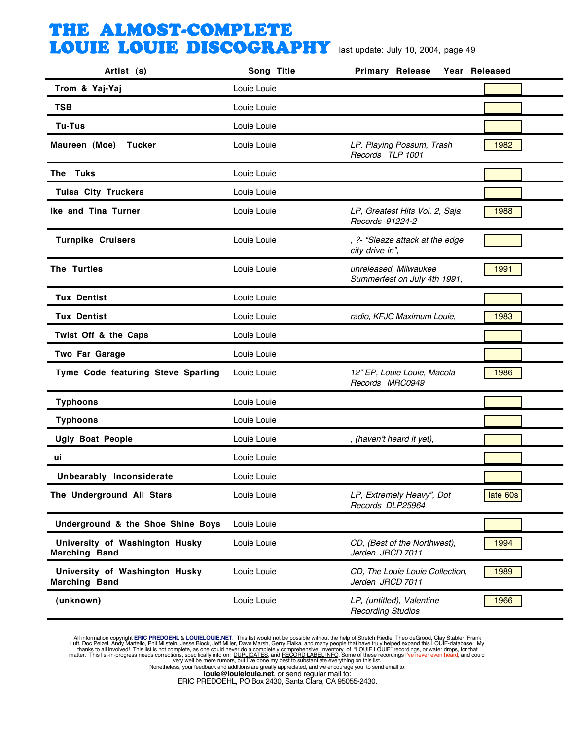# THE ALMOST-COMPLETE LOUIE LOUIE DISCOGRAPHY

last update: July 10, 2004, page 49

| Artist (s) | Song Title | Primary Release | Year Released |
|---|---|---|---|
| Trom & Yaj-Yaj | Louie Louie | | |
| TSB | Louie Louie | | |
| Tu-Tus | Louie Louie | | |
| Maureen (Moe) Tucker | Louie Louie | *LP, Playing Possum, Trash Records TLP 1001* | 1982 |
| The Tuks | Louie Louie | | |
| Tulsa City Truckers | Louie Louie | | |
| Ike and Tina Turner | Louie Louie | *LP, Greatest Hits Vol. 2, Saja Records 91224-2* | 1988 |
| Turnpike Cruisers | Louie Louie | *, ?- "Sleaze attack at the edge city drive in",* | |
| The Turtles | Louie Louie | *unreleased, Milwaukee Summerfest on July 4th 1991,* | 1991 |
| Tux Dentist | Louie Louie | | |
| Tux Dentist | Louie Louie | *radio, KFJC Maximum Louie,* | 1983 |
| Twist Off & the Caps | Louie Louie | | |
| Two Far Garage | Louie Louie | | |
| Tyme Code featuring Steve Sparling | Louie Louie | *12" EP, Louie Louie, Macola Records MRC0949* | 1986 |
| Typhoons | Louie Louie | | |
| Typhoons | Louie Louie | | |
| Ugly Boat People | Louie Louie | *, (haven't heard it yet),* | |
| ui | Louie Louie | | |
| Unbearably Inconsiderate | Louie Louie | | |
| The Underground All Stars | Louie Louie | *LP, Extremely Heavy", Dot Records DLP25964* | late 60s |
| Underground & the Shoe Shine Boys | Louie Louie | | |
| University of Washington Husky Marching Band | Louie Louie | *CD, (Best of the Northwest), Jerden JRCD 7011* | 1994 |
| University of Washington Husky Marching Band | Louie Louie | *CD, The Louie Louie Collection, Jerden JRCD 7011* | 1989 |
| (unknown) | Louie Louie | *LP, (untitled), Valentine Recording Studios* | 1966 |

All information copyright **ERIC PREDOEHL** & **LOUIELOUIE.NET**. This list would not be possible without the help of Stretch Riedle, Theo deGrood, Clay Stabler, Frank Luft, Doc Pelzel, Andy Martello, Phil Milstein, Jesse Block, Jeff Miller, Dave Marsh, Gerry Fialka, and many people that have truly helped expand this LOUIE-database. My thanks to all involved! This list is not complete, as one could never do a completely comprehensive inventory of "LOUIE LOUIE" recordings, or water drops, for that matter. This list-in-progress needs corrections, specifically info on: DUPLICATES, and RECORD LABEL INFO. Some of these recordings I've never even heard, and could very well be mere rumors, but I've done my best to substantiate everything on this list.
Nonetheless, your feedback and additions are greatly appreciated, and we encourage you to send email to:
**louie@louielouie.net**, or send regular mail to:
ERIC PREDOEHL, PO Box 2430, Santa Clara, CA 95055-2430.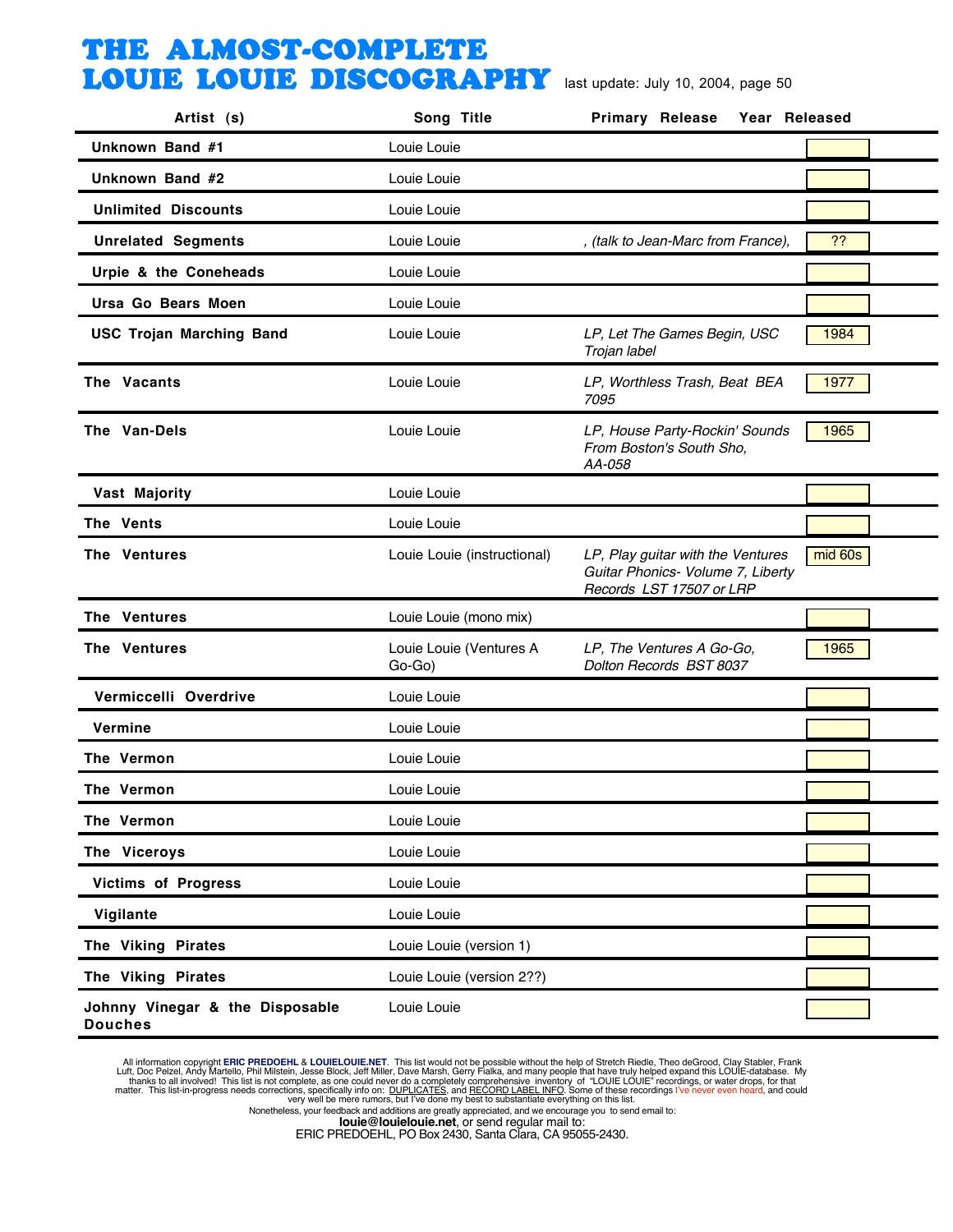# THE ALMOST-COMPLETE LOUIE LOUIE DISCOGRAPHY

last update: July 10, 2004, page 50

| Artist (s) | Song Title | Primary Release | Year Released |
|---|---|---|---|
| Unknown Band #1 | Louie Louie | | |
| Unknown Band #2 | Louie Louie | | |
| Unlimited Discounts | Louie Louie | | |
| Unrelated Segments | Louie Louie | *, (talk to Jean-Marc from France),* | ?? |
| Urpie & the Coneheads | Louie Louie | | |
| Ursa Go Bears Moen | Louie Louie | | |
| USC Trojan Marching Band | Louie Louie | *LP, Let The Games Begin, USC Trojan label* | 1984 |
| The Vacants | Louie Louie | *LP, Worthless Trash, Beat BEA 7095* | 1977 |
| The Van-Dels | Louie Louie | *LP, House Party-Rockin' Sounds From Boston's South Sho, AA-058* | 1965 |
| Vast Majority | Louie Louie | | |
| The Vents | Louie Louie | | |
| The Ventures | Louie Louie (instructional) | *LP, Play guitar with the Ventures Guitar Phonics- Volume 7, Liberty Records LST 17507 or LRP* | mid 60s |
| The Ventures | Louie Louie (mono mix) | | |
| The Ventures | Louie Louie (Ventures A Go-Go) | *LP, The Ventures A Go-Go, Dolton Records BST 8037* | 1965 |
| Vermiccelli Overdrive | Louie Louie | | |
| Vermine | Louie Louie | | |
| The Vermon | Louie Louie | | |
| The Vermon | Louie Louie | | |
| The Vermon | Louie Louie | | |
| The Viceroys | Louie Louie | | |
| Victims of Progress | Louie Louie | | |
| Vigilante | Louie Louie | | |
| The Viking Pirates | Louie Louie (version 1) | | |
| The Viking Pirates | Louie Louie (version 2??) | | |
| Johnny Vinegar & the Disposable Douches | Louie Louie | | |

All information copyright **ERIC PREDOEHL** & **LOUIELOUIE.NET**. This list would not be possible without the help of Stretch Riedle, Theo deGrood, Clay Stabler, Frank Luft, Doc Pelzel, Andy Martello, Phil Milstein, Jesse Block, Jeff Miller, Dave Marsh, Gerry Fialka, and many people that have truly helped expand this LOUIE-database. My thanks to all involved! This list is not complete, as one could never do a completely comprehensive inventory of "LOUIE LOUIE" recordings, or water drops, for that matter. This list-in-progress needs corrections, specifically info on: DUPLICATES, and RECORD LABEL INFO. Some of these recordings I've never even heard, and could very well be mere rumors, but I've done my best to substantiate everything on this list.

Nonetheless, your feedback and additions are greatly appreciated, and we encourage you to send email to:

**louie@louielouie.net**, or send regular mail to:

ERIC PREDOEHL, PO Box 2430, Santa Clara, CA 95055-2430.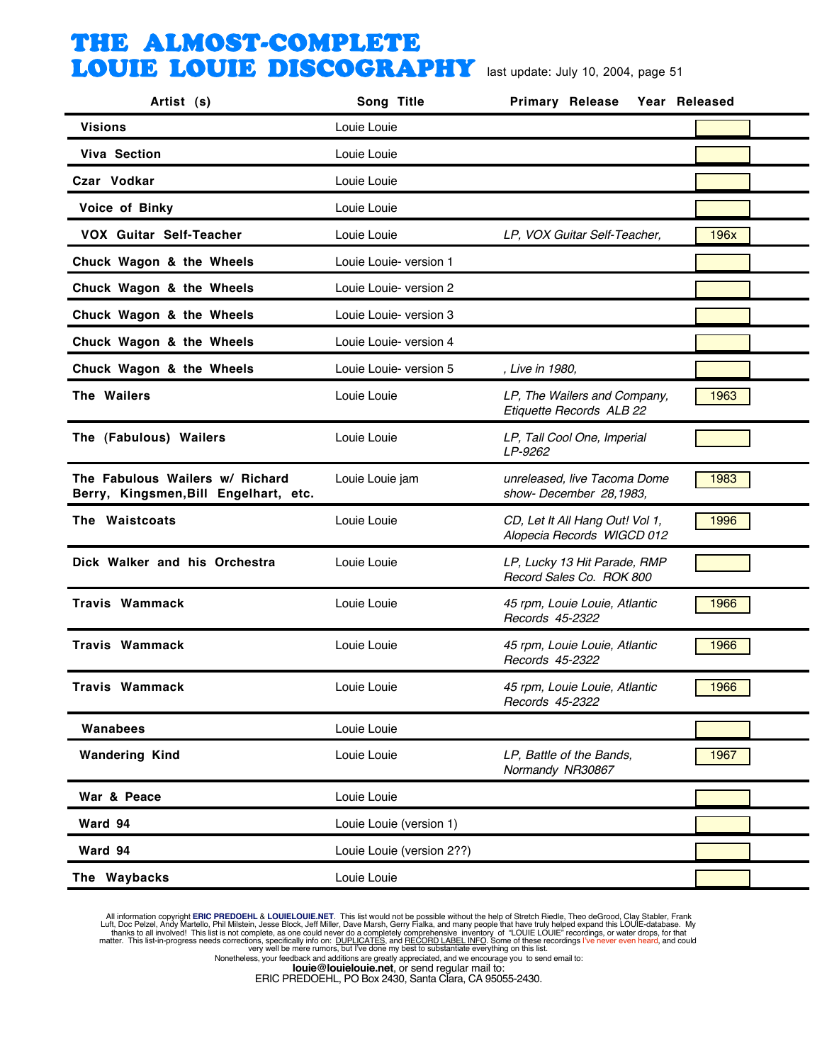# THE ALMOST-COMPLETE LOUIE LOUIE DISCOGRAPHY

last update: July 10, 2004, page 51

| Artist (s) | Song Title | Primary Release | Year Released |
|---|---|---|---|
| Visions | Louie Louie | | |
| Viva Section | Louie Louie | | |
| Czar Vodkar | Louie Louie | | |
| Voice of Binky | Louie Louie | | |
| VOX Guitar Self-Teacher | Louie Louie | *LP, VOX Guitar Self-Teacher,* | 196x |
| Chuck Wagon & the Wheels | Louie Louie- version 1 | | |
| Chuck Wagon & the Wheels | Louie Louie- version 2 | | |
| Chuck Wagon & the Wheels | Louie Louie- version 3 | | |
| Chuck Wagon & the Wheels | Louie Louie- version 4 | | |
| Chuck Wagon & the Wheels | Louie Louie- version 5 | *, Live in 1980,* | |
| The Wailers | Louie Louie | *LP, The Wailers and Company, Etiquette Records ALB 22* | 1963 |
| The (Fabulous) Wailers | Louie Louie | *LP, Tall Cool One, Imperial LP-9262* | |
| The Fabulous Wailers w/ Richard Berry, Kingsmen,Bill Engelhart, etc. | Louie Louie jam | *unreleased, live Tacoma Dome show- December 28,1983,* | 1983 |
| The Waistcoats | Louie Louie | *CD, Let It All Hang Out! Vol 1, Alopecia Records WIGCD 012* | 1996 |
| Dick Walker and his Orchestra | Louie Louie | *LP, Lucky 13 Hit Parade, RMP Record Sales Co. ROK 800* | |
| Travis Wammack | Louie Louie | *45 rpm, Louie Louie, Atlantic Records 45-2322* | 1966 |
| Travis Wammack | Louie Louie | *45 rpm, Louie Louie, Atlantic Records 45-2322* | 1966 |
| Travis Wammack | Louie Louie | *45 rpm, Louie Louie, Atlantic Records 45-2322* | 1966 |
| Wanabees | Louie Louie | | |
| Wandering Kind | Louie Louie | *LP, Battle of the Bands, Normandy NR30867* | 1967 |
| War & Peace | Louie Louie | | |
| Ward 94 | Louie Louie (version 1) | | |
| Ward 94 | Louie Louie (version 2??) | | |
| The Waybacks | Louie Louie | | |

All information copyright **ERIC PREDOEHL** & **LOUIELOUIE.NET**. This list would not be possible without the help of Stretch Riedle, Theo deGrood, Clay Stabler, Frank Luft, Doc Pelzel, Andy Martello, Phil Milstein, Jesse Block, Jeff Miller, Dave Marsh, Gerry Fialka, and many people that have truly helped expand this LOUIE-database. My thanks to all involved! This list is not complete, as one could never do a completely comprehensive inventory of "LOUIE LOUIE" recordings, or water drops, for that matter. This list-in-progress needs corrections, specifically info on: DUPLICATES, and RECORD LABEL INFO. Some of these recordings I've never even heard, and could very well be mere rumors, but I've done my best to substantiate everything on this list.
Nonetheless, your feedback and additions are greatly appreciated, and we encourage you to send email to:
**louie@louielouie.net**, or send regular mail to:
ERIC PREDOEHL, PO Box 2430, Santa Clara, CA 95055-2430.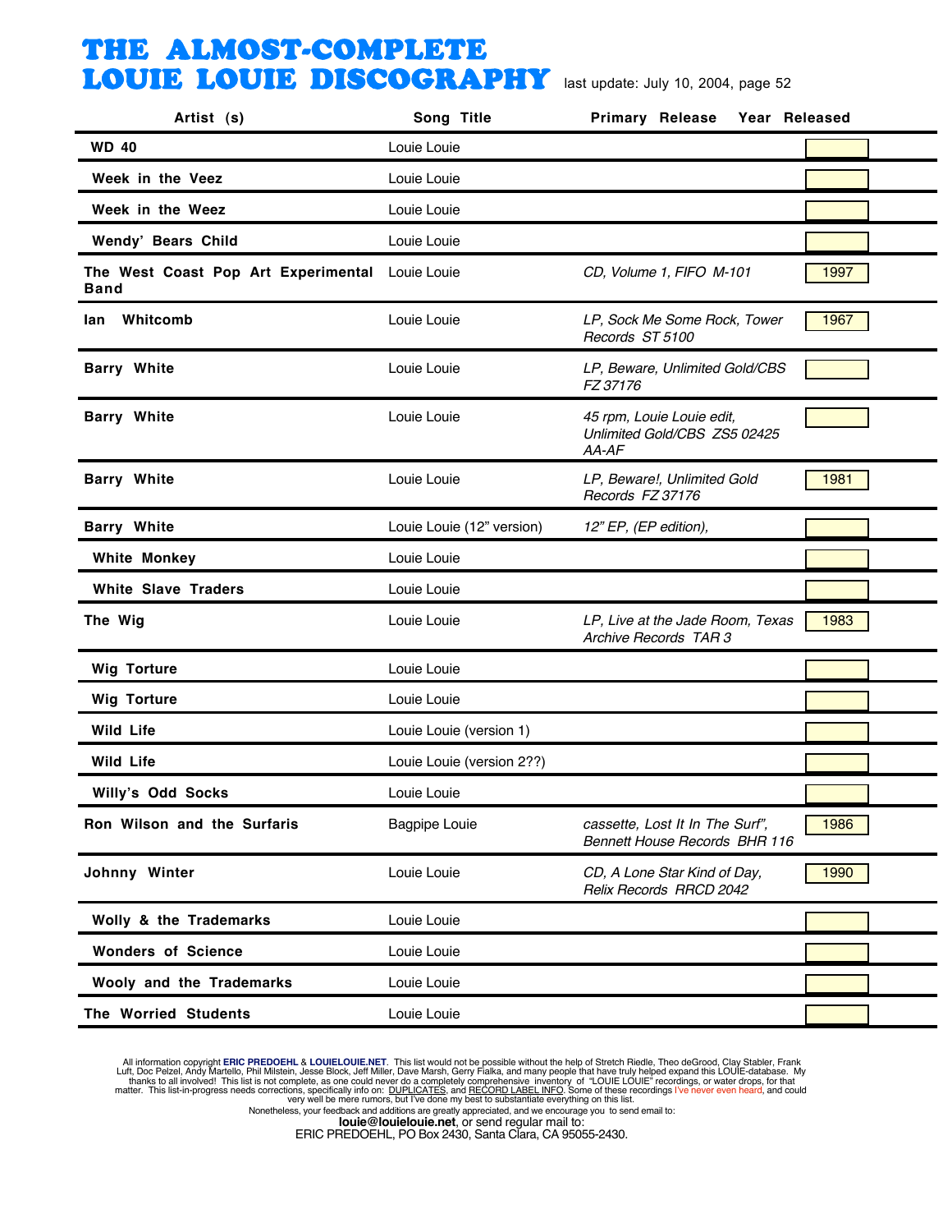# THE ALMOST-COMPLETE LOUIE LOUIE DISCOGRAPHY

last update: July 10, 2004, page 52

| Artist (s) | Song Title | Primary Release | Year Released |
|---|---|---|---|
| WD 40 | Louie Louie | | |
| Week in the Veez | Louie Louie | | |
| Week in the Weez | Louie Louie | | |
| Wendy' Bears Child | Louie Louie | | |
| The West Coast Pop Art Experimental Band | Louie Louie | *CD, Volume 1, FIFO M-101* | 1997 |
| Ian Whitcomb | Louie Louie | *LP, Sock Me Some Rock, Tower Records ST 5100* | 1967 |
| Barry White | Louie Louie | *LP, Beware, Unlimited Gold/CBS FZ 37176* | |
| Barry White | Louie Louie | *45 rpm, Louie Louie edit, Unlimited Gold/CBS ZS5 02425 AA-AF* | |
| Barry White | Louie Louie | *LP, Beware!, Unlimited Gold Records FZ 37176* | 1981 |
| Barry White | Louie Louie (12" version) | *12" EP, (EP edition),* | |
| White Monkey | Louie Louie | | |
| White Slave Traders | Louie Louie | | |
| The Wig | Louie Louie | *LP, Live at the Jade Room, Texas Archive Records TAR 3* | 1983 |
| Wig Torture | Louie Louie | | |
| Wig Torture | Louie Louie | | |
| Wild Life | Louie Louie (version 1) | | |
| Wild Life | Louie Louie (version 2??) | | |
| Willy's Odd Socks | Louie Louie | | |
| Ron Wilson and the Surfaris | Bagpipe Louie | *cassette, Lost It In The Surf", Bennett House Records BHR 116* | 1986 |
| Johnny Winter | Louie Louie | *CD, A Lone Star Kind of Day, Relix Records RRCD 2042* | 1990 |
| Wolly & the Trademarks | Louie Louie | | |
| Wonders of Science | Louie Louie | | |
| Wooly and the Trademarks | Louie Louie | | |
| The Worried Students | Louie Louie | | |

All information copyright **ERIC PREDOEHL** & **LOUIELOUIE.NET**. This list would not be possible without the help of Stretch Riedle, Theo deGrood, Clay Stabler, Frank Luft, Doc Pelzel, Andy Martello, Phil Milstein, Jesse Block, Jeff Miller, Dave Marsh, Gerry Fialka, and many people that have truly helped expand this LOUIE-database. My thanks to all involved! This list is not complete, as one could never do a completely comprehensive inventory of "LOUIE LOUIE" recordings, or water drops, for that matter. This list-in-progress needs corrections, specifically info on: DUPLICATES, and RECORD LABEL INFO. Some of these recordings I've never even heard, and could very well be mere rumors, but I've done my best to substantiate everything on this list.
Nonetheless, your feedback and additions are greatly appreciated, and we encourage you to send email to:
**louie@louielouie.net**, or send regular mail to:
ERIC PREDOEHL, PO Box 2430, Santa Clara, CA 95055-2430.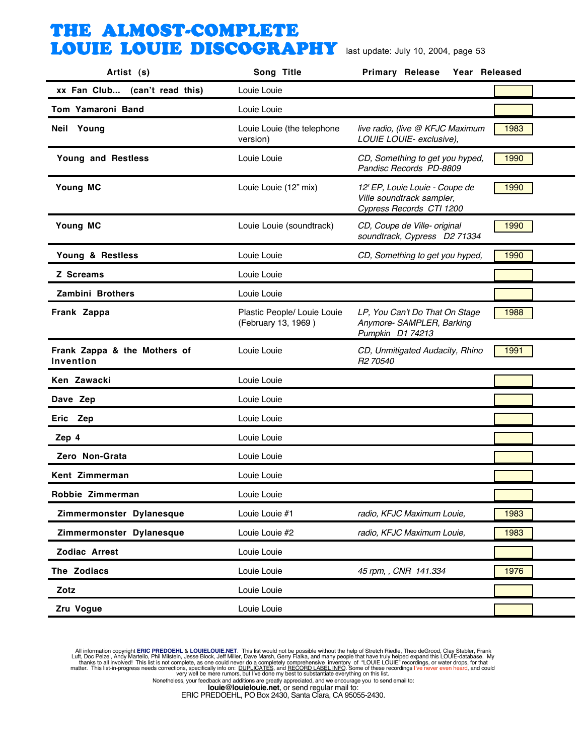# THE ALMOST-COMPLETE LOUIE LOUIE DISCOGRAPHY

last update: July 10, 2004, page 53

| Artist (s) | Song Title | Primary Release | Year Released |
|---|---|---|---|
| xx Fan Club... (can't read this) | Louie Louie | | |
| Tom Yamaroni Band | Louie Louie | | |
| Neil Young | Louie Louie (the telephone version) | *live radio, (live @ KFJC Maximum LOUIE LOUIE- exclusive),* | 1983 |
| Young and Restless | Louie Louie | *CD, Something to get you hyped, Pandisc Records PD-8809* | 1990 |
| Young MC | Louie Louie (12" mix) | *12' EP, Louie Louie - Coupe de Ville soundtrack sampler, Cypress Records CTI 1200* | 1990 |
| Young MC | Louie Louie (soundtrack) | *CD, Coupe de Ville- original soundtrack, Cypress D2 71334* | 1990 |
| Young & Restless | Louie Louie | *CD, Something to get you hyped,* | 1990 |
| Z Screams | Louie Louie | | |
| Zambini Brothers | Louie Louie | | |
| Frank Zappa | Plastic People/ Louie Louie (February 13, 1969 ) | *LP, You Can't Do That On Stage Anymore- SAMPLER, Barking Pumpkin D1 74213* | 1988 |
| Frank Zappa & the Mothers of Invention | Louie Louie | *CD, Unmitigated Audacity, Rhino R2 70540* | 1991 |
| Ken Zawacki | Louie Louie | | |
| Dave Zep | Louie Louie | | |
| Eric Zep | Louie Louie | | |
| Zep 4 | Louie Louie | | |
| Zero Non-Grata | Louie Louie | | |
| Kent Zimmerman | Louie Louie | | |
| Robbie Zimmerman | Louie Louie | | |
| Zimmermonster Dylanesque | Louie Louie #1 | *radio, KFJC Maximum Louie,* | 1983 |
| Zimmermonster Dylanesque | Louie Louie #2 | *radio, KFJC Maximum Louie,* | 1983 |
| Zodiac Arrest | Louie Louie | | |
| The Zodiacs | Louie Louie | *45 rpm, , CNR 141.334* | 1976 |
| Zotz | Louie Louie | | |
| Zru Vogue | Louie Louie | | |

All information copyright **ERIC PREDOEHL** & **LOUIELOUIE.NET**. This list would not be possible without the help of Stretch Riedle, Theo deGrood, Clay Stabler, Frank Luft, Doc Pelzel, Andy Martello, Phil Milstein, Jesse Block, Jeff Miller, Dave Marsh, Gerry Fialka, and many people that have truly helped expand this LOUIE-database. My thanks to all involved! This list is not complete, as one could never do a completely comprehensive inventory of "LOUIE LOUIE" recordings, or water drops, for that matter. This list-in-progress needs corrections, specifically info on: DUPLICATES, and RECORD LABEL INFO. Some of these recordings I've never even heard, and could very well be mere rumors, but I've done my best to substantiate everything on this list.
Nonetheless, your feedback and additions are greatly appreciated, and we encourage you to send email to:
**louie@louielouie.net**, or send regular mail to:
ERIC PREDOEHL, PO Box 2430, Santa Clara, CA 95055-2430.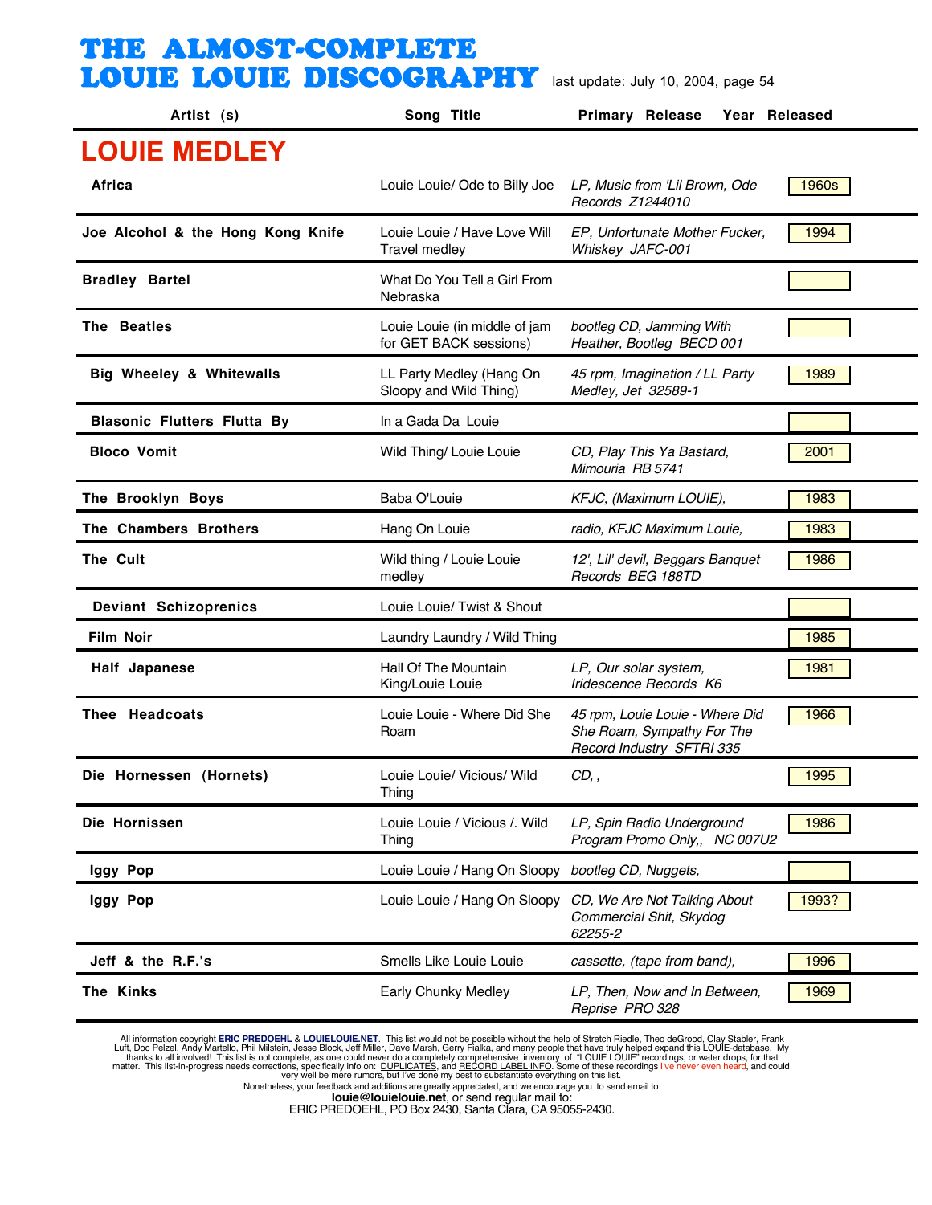# THE ALMOST-COMPLETE LOUIE LOUIE DISCOGRAPHY

last update: July 10, 2004, page 54

| Artist (s) | Song Title | Primary Release | Year Released |
|---|---|---|---|

## LOUIE MEDLEY

| Artist (s) | Song Title | Primary Release | Year Released |
|---|---|---|---|
| Africa | Louie Louie/ Ode to Billy Joe | *LP, Music from 'Lil Brown, Ode Records Z1244010* | 1960s |
| Joe Alcohol & the Hong Kong Knife | Louie Louie / Have Love Will Travel medley | *EP, Unfortunate Mother Fucker, Whiskey JAFC-001* | 1994 |
| Bradley Bartel | What Do You Tell a Girl From Nebraska | | |
| The Beatles | Louie Louie (in middle of jam for GET BACK sessions) | *bootleg CD, Jamming With Heather, Bootleg BECD 001* | |
| Big Wheeley & Whitewalls | LL Party Medley (Hang On Sloopy and Wild Thing) | *45 rpm, Imagination / LL Party Medley, Jet 32589-1* | 1989 |
| Blasonic Flutters Flutta By | In a Gada Da Louie | | |
| Bloco Vomit | Wild Thing/ Louie Louie | *CD, Play This Ya Bastard, Mimouria RB 5741* | 2001 |
| The Brooklyn Boys | Baba O'Louie | *KFJC, (Maximum LOUIE),* | 1983 |
| The Chambers Brothers | Hang On Louie | *radio, KFJC Maximum Louie,* | 1983 |
| The Cult | Wild thing / Louie Louie medley | *12', Lil' devil, Beggars Banquet Records BEG 188TD* | 1986 |
| Deviant Schizoprenics | Louie Louie/ Twist & Shout | | |
| Film Noir | Laundry Laundry / Wild Thing | | 1985 |
| Half Japanese | Hall Of The Mountain King/Louie Louie | *LP, Our solar system, Iridescence Records K6* | 1981 |
| Thee Headcoats | Louie Louie - Where Did She Roam | *45 rpm, Louie Louie - Where Did She Roam, Sympathy For The Record Industry SFTRI 335* | 1966 |
| Die Hornessen (Hornets) | Louie Louie/ Vicious/ Wild Thing | *CD, ,* | 1995 |
| Die Hornissen | Louie Louie / Vicious /. Wild Thing | *LP, Spin Radio Underground Program Promo Only,, NC 007U2* | 1986 |
| Iggy Pop | Louie Louie / Hang On Sloopy | *bootleg CD, Nuggets,* | |
| Iggy Pop | Louie Louie / Hang On Sloopy | *CD, We Are Not Talking About Commercial Shit, Skydog 62255-2* | 1993? |
| Jeff & the R.F.'s | Smells Like Louie Louie | *cassette, (tape from band),* | 1996 |
| The Kinks | Early Chunky Medley | *LP, Then, Now and In Between, Reprise PRO 328* | 1969 |

All information copyright **ERIC PREDOEHL** & **LOUIELOUIE.NET**. This list would not be possible without the help of Stretch Riedle, Theo deGrood, Clay Stabler, Frank Luft, Doc Pelzel, Andy Martello, Phil Milstein, Jesse Block, Jeff Miller, Dave Marsh, Gerry Fialka, and many people that have truly helped expand this LOUIE-database. My thanks to all involved! This list is not complete, as one could never do a completely comprehensive inventory of "LOUIE LOUIE" recordings, or water drops, for that matter. This list-in-progress needs corrections, specifically info on: DUPLICATES, and RECORD LABEL INFO. Some of these recordings I've never even heard, and could very well be mere rumors, but I've done my best to substantiate everything on this list.
Nonetheless, your feedback and additions are greatly appreciated, and we encourage you to send email to:
**louie@louielouie.net**, or send regular mail to:
ERIC PREDOEHL, PO Box 2430, Santa Clara, CA 95055-2430.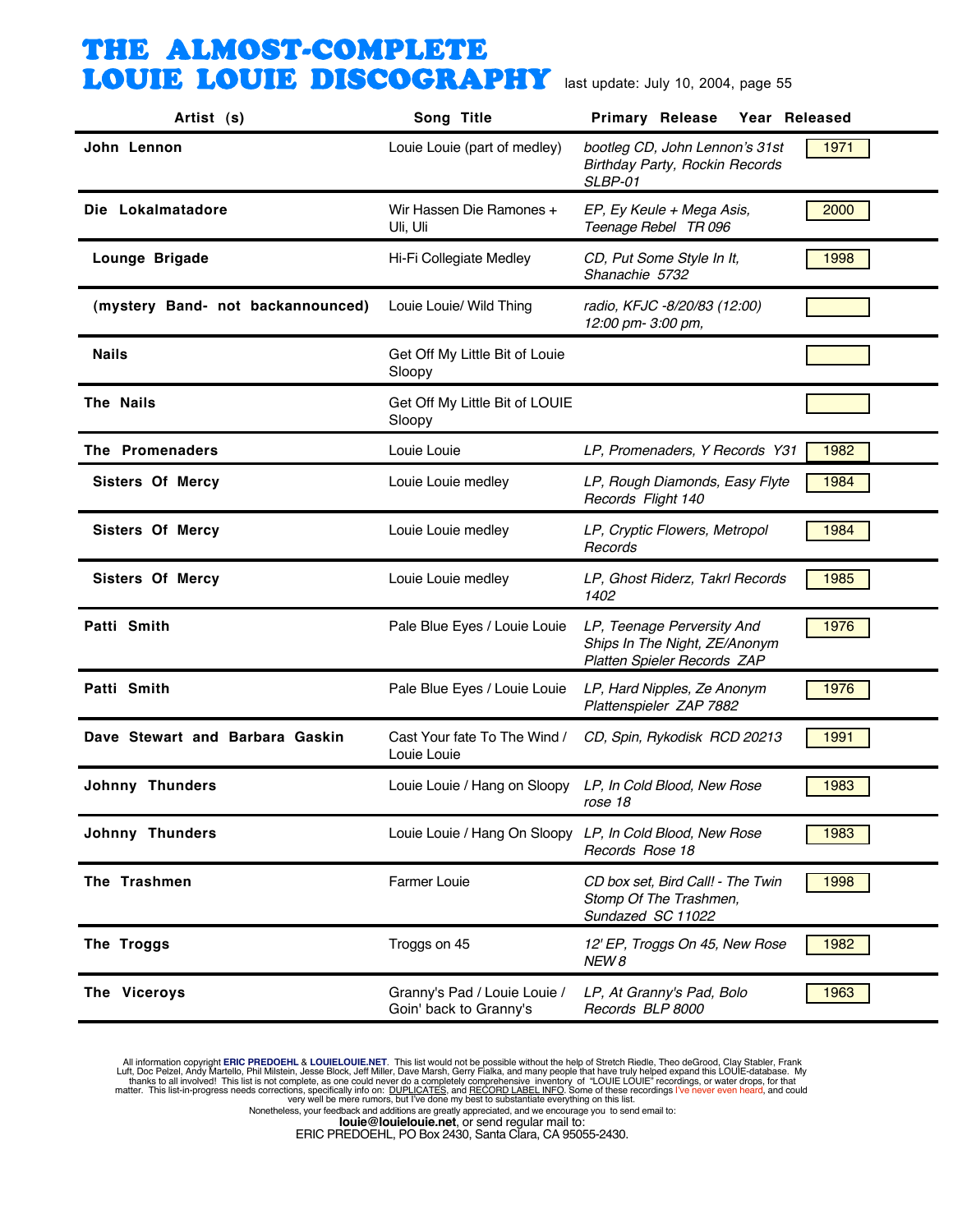# THE ALMOST-COMPLETE LOUIE LOUIE DISCOGRAPHY

last update: July 10, 2004, page 55

| Artist (s) | Song Title | Primary Release | Year Released |
|---|---|---|---|
| **John Lennon** | Louie Louie (part of medley) | *bootleg CD, John Lennon's 31st Birthday Party, Rockin Records SLBP-01* | 1971 |
| **Die Lokalmatadore** | Wir Hassen Die Ramones + Uli, Uli | *EP, Ey Keule + Mega Asis, Teenage Rebel TR 096* | 2000 |
| **Lounge Brigade** | Hi-Fi Collegiate Medley | *CD, Put Some Style In It, Shanachie 5732* | 1998 |
| **(mystery Band- not backannounced)** | Louie Louie/ Wild Thing | *radio, KFJC -8/20/83 (12:00) 12:00 pm- 3:00 pm,* | |
| **Nails** | Get Off My Little Bit of Louie Sloopy | | |
| **The Nails** | Get Off My Little Bit of LOUIE Sloopy | | |
| **The Promenaders** | Louie Louie | *LP, Promenaders, Y Records Y31* | 1982 |
| **Sisters Of Mercy** | Louie Louie medley | *LP, Rough Diamonds, Easy Flyte Records Flight 140* | 1984 |
| **Sisters Of Mercy** | Louie Louie medley | *LP, Cryptic Flowers, Metropol Records* | 1984 |
| **Sisters Of Mercy** | Louie Louie medley | *LP, Ghost Riderz, Takrl Records 1402* | 1985 |
| **Patti Smith** | Pale Blue Eyes / Louie Louie | *LP, Teenage Perversity And Ships In The Night, ZE/Anonym Platten Spieler Records ZAP* | 1976 |
| **Patti Smith** | Pale Blue Eyes / Louie Louie | *LP, Hard Nipples, Ze Anonym Plattenspieler ZAP 7882* | 1976 |
| **Dave Stewart and Barbara Gaskin** | Cast Your fate To The Wind / Louie Louie | *CD, Spin, Rykodisk RCD 20213* | 1991 |
| **Johnny Thunders** | Louie Louie / Hang on Sloopy | *LP, In Cold Blood, New Rose rose 18* | 1983 |
| **Johnny Thunders** | Louie Louie / Hang On Sloopy | *LP, In Cold Blood, New Rose Records Rose 18* | 1983 |
| **The Trashmen** | Farmer Louie | *CD box set, Bird Call! - The Twin Stomp Of The Trashmen, Sundazed SC 11022* | 1998 |
| **The Troggs** | Troggs on 45 | *12' EP, Troggs On 45, New Rose NEW 8* | 1982 |
| **The Viceroys** | Granny's Pad / Louie Louie / Goin' back to Granny's | *LP, At Granny's Pad, Bolo Records BLP 8000* | 1963 |

All information copyright **ERIC PREDOEHL** & **LOUIELOUIE.NET**. This list would not be possible without the help of Stretch Riedle, Theo deGrood, Clay Stabler, Frank Luft, Doc Pelzel, Andy Martello, Phil Milstein, Jesse Block, Jeff Miller, Dave Marsh, Gerry Fialka, and many people that have truly helped expand this LOUIE-database. My thanks to all involved! This list is not complete, as one could never do a completely comprehensive inventory of "LOUIE LOUIE" recordings, or water drops, for that matter. This list-in-progress needs corrections, specifically info on: DUPLICATES, and RECORD LABEL INFO. Some of these recordings I've never even heard, and could very well be mere rumors, but I've done my best to substantiate everything on this list.
Nonetheless, your feedback and additions are greatly appreciated, and we encourage you to send email to:
**louie@louielouie.net**, or send regular mail to:
ERIC PREDOEHL, PO Box 2430, Santa Clara, CA 95055-2430.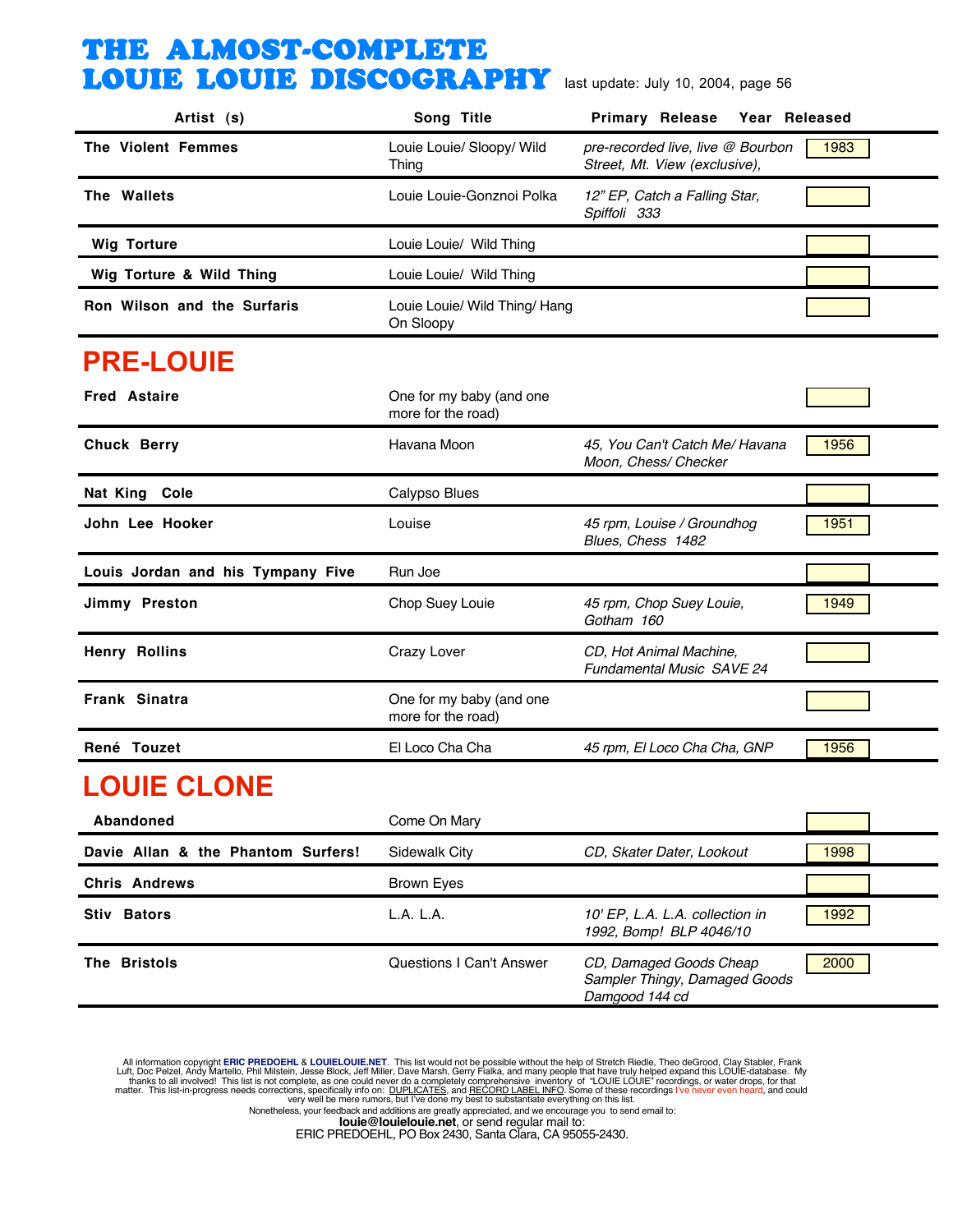# THE ALMOST-COMPLETE LOUIE LOUIE DISCOGRAPHY

last update: July 10, 2004, page 56

| Artist (s) | Song Title | Primary Release | Year Released |
|---|---|---|---|
| **The Violent Femmes** | Louie Louie/ Sloopy/ Wild Thing | *pre-recorded live, live @ Bourbon Street, Mt. View (exclusive),* | 1983 |
| **The Wallets** | Louie Louie-Gonznoi Polka | *12" EP, Catch a Falling Star, Spiffoli 333* | |
| **Wig Torture** | Louie Louie/ Wild Thing | | |
| **Wig Torture & Wild Thing** | Louie Louie/ Wild Thing | | |
| **Ron Wilson and the Surfaris** | Louie Louie/ Wild Thing/ Hang On Sloopy | | |

## PRE-LOUIE

| Artist (s) | Song Title | Primary Release | Year Released |
|---|---|---|---|
| **Fred Astaire** | One for my baby (and one more for the road) | | |
| **Chuck Berry** | Havana Moon | *45, You Can't Catch Me/ Havana Moon, Chess/ Checker* | 1956 |
| **Nat King Cole** | Calypso Blues | | |
| **John Lee Hooker** | Louise | *45 rpm, Louise / Groundhog Blues, Chess 1482* | 1951 |
| **Louis Jordan and his Tympany Five** | Run Joe | | |
| **Jimmy Preston** | Chop Suey Louie | *45 rpm, Chop Suey Louie, Gotham 160* | 1949 |
| **Henry Rollins** | Crazy Lover | *CD, Hot Animal Machine, Fundamental Music SAVE 24* | |
| **Frank Sinatra** | One for my baby (and one more for the road) | | |
| **René Touzet** | El Loco Cha Cha | *45 rpm, El Loco Cha Cha, GNP* | 1956 |

## LOUIE CLONE

| Artist (s) | Song Title | Primary Release | Year Released |
|---|---|---|---|
| **Abandoned** | Come On Mary | | |
| **Davie Allan & the Phantom Surfers!** | Sidewalk City | *CD, Skater Dater, Lookout* | 1998 |
| **Chris Andrews** | Brown Eyes | | |
| **Stiv Bators** | L.A. L.A. | *10' EP, L.A. L.A. collection in 1992, Bomp! BLP 4046/10* | 1992 |
| **The Bristols** | Questions I Can't Answer | *CD, Damaged Goods Cheap Sampler Thingy, Damaged Goods Damgood 144 cd* | 2000 |

All information copyright **ERIC PREDOEHL** & **LOUIELOUIE.NET**. This list would not be possible without the help of Stretch Riedle, Theo deGrood, Clay Stabler, Frank Luft, Doc Pelzel, Andy Martello, Phil Milstein, Jesse Block, Jeff Miller, Dave Marsh, Gerry Fialka, and many people that have truly helped expand this LOUIE-database. My thanks to all involved! This list is not complete, as one could never do a completely comprehensive inventory of "LOUIE LOUIE" recordings, or water drops, for that matter. This list-in-progress needs corrections, specifically info on: DUPLICATES, and RECORD LABEL INFO. Some of these recordings I've never even heard, and could very well be mere rumors, but I've done my best to substantiate everything on this list.
Nonetheless, your feedback and additions are greatly appreciated, and we encourage you to send email to:
**louie@louielouie.net**, or send regular mail to:
ERIC PREDOEHL, PO Box 2430, Santa Clara, CA 95055-2430.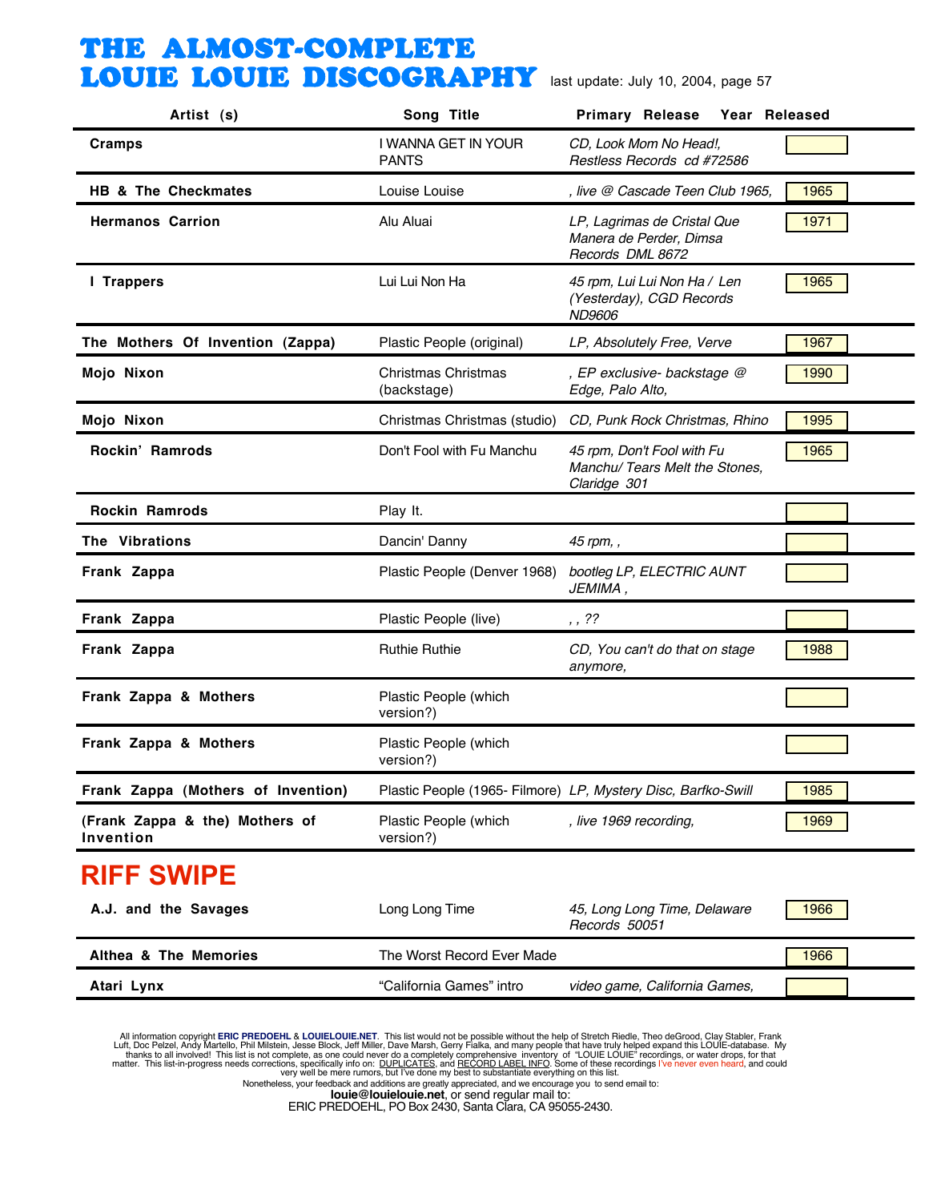# THE ALMOST-COMPLETE LOUIE LOUIE DISCOGRAPHY

last update: July 10, 2004, page 57

| Artist (s) | Song Title | Primary Release | Year Released |
|---|---|---|---|
| Cramps | I WANNA GET IN YOUR PANTS | *CD, Look Mom No Head!, Restless Records cd #72586* | |
| HB & The Checkmates | Louise Louise | *, live @ Cascade Teen Club 1965,* | 1965 |
| Hermanos Carrion | Alu Aluai | *LP, Lagrimas de Cristal Que Manera de Perder, Dimsa Records DML 8672* | 1971 |
| I Trappers | Lui Lui Non Ha | *45 rpm, Lui Lui Non Ha / Len (Yesterday), CGD Records ND9606* | 1965 |
| The Mothers Of Invention (Zappa) | Plastic People (original) | *LP, Absolutely Free, Verve* | 1967 |
| Mojo Nixon | Christmas Christmas (backstage) | *, EP exclusive- backstage @ Edge, Palo Alto,* | 1990 |
| Mojo Nixon | Christmas Christmas (studio) | *CD, Punk Rock Christmas, Rhino* | 1995 |
| Rockin' Ramrods | Don't Fool with Fu Manchu | *45 rpm, Don't Fool with Fu Manchu/ Tears Melt the Stones, Claridge 301* | 1965 |
| Rockin Ramrods | Play It. | | |
| The Vibrations | Dancin' Danny | *45 rpm, ,* | |
| Frank Zappa | Plastic People (Denver 1968) | *bootleg LP, ELECTRIC AUNT JEMIMA ,* | |
| Frank Zappa | Plastic People (live) | *, , ??* | |
| Frank Zappa | Ruthie Ruthie | *CD, You can't do that on stage anymore,* | 1988 |
| Frank Zappa & Mothers | Plastic People (which version?) | | |
| Frank Zappa & Mothers | Plastic People (which version?) | | |
| Frank Zappa (Mothers of Invention) | Plastic People (1965- Filmore) | *LP, Mystery Disc, Barfko-Swill* | 1985 |
| (Frank Zappa & the) Mothers of Invention | Plastic People (which version?) | *, live 1969 recording,* | 1969 |

## RIFF SWIPE

| Artist (s) | Song Title | Primary Release | Year Released |
|---|---|---|---|
| A.J. and the Savages | Long Long Time | *45, Long Long Time, Delaware Records 50051* | 1966 |
| Althea & The Memories | The Worst Record Ever Made | | 1966 |
| Atari Lynx | "California Games" intro | *video game, California Games,* | |

All information copyright **ERIC PREDOEHL** & **LOUIELOUIE.NET**. This list would not be possible without the help of Stretch Riedle, Theo deGrood, Clay Stabler, Frank Luft, Doc Pelzel, Andy Martello, Phil Milstein, Jesse Block, Jeff Miller, Dave Marsh, Gerry Fialka, and many people that have truly helped expand this LOUIE-database. My thanks to all involved! This list is not complete, as one could never do a completely comprehensive inventory of "LOUIE LOUIE" recordings, or water drops, for that matter. This list-in-progress needs corrections, specifically info on: DUPLICATES, and RECORD LABEL INFO. Some of these recordings I've never even heard, and could very well be mere rumors, but I've done my best to substantiate everything on this list.

Nonetheless, your feedback and additions are greatly appreciated, and we encourage you to send email to:
**louie@louielouie.net**, or send regular mail to:
ERIC PREDOEHL, PO Box 2430, Santa Clara, CA 95055-2430.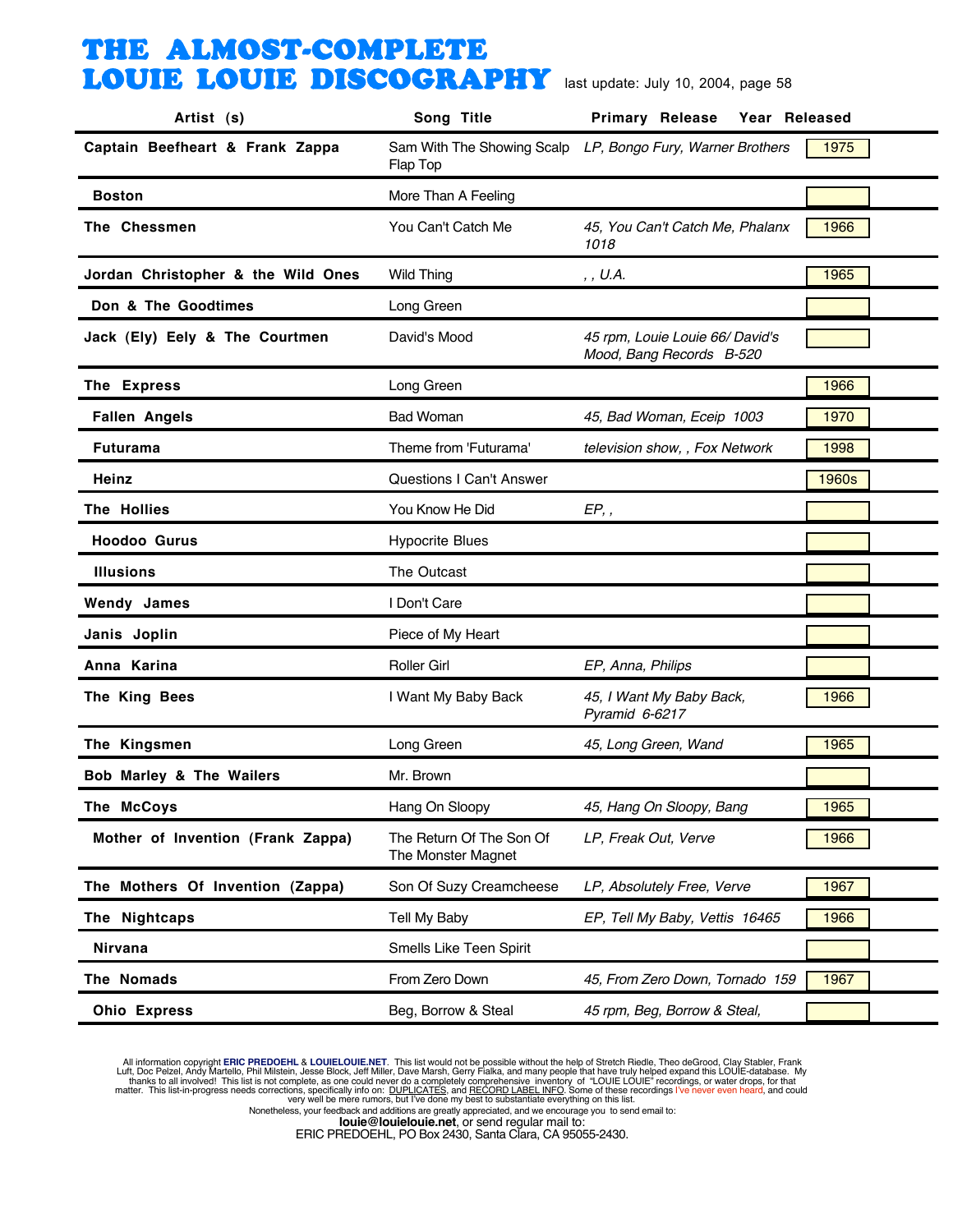# THE ALMOST-COMPLETE LOUIE LOUIE DISCOGRAPHY

last update: July 10, 2004, page 58

| Artist (s) | Song Title | Primary Release | Year Released |
|---|---|---|---|
| Captain Beefheart & Frank Zappa | Sam With The Showing Scalp Flap Top | *LP, Bongo Fury, Warner Brothers* | 1975 |
| Boston | More Than A Feeling | | |
| The Chessmen | You Can't Catch Me | *45, You Can't Catch Me, Phalanx 1018* | 1966 |
| Jordan Christopher & the Wild Ones | Wild Thing | *, , U.A.* | 1965 |
| Don & The Goodtimes | Long Green | | |
| Jack (Ely) Eely & The Courtmen | David's Mood | *45 rpm, Louie Louie 66/ David's Mood, Bang Records B-520* | |
| The Express | Long Green | | 1966 |
| Fallen Angels | Bad Woman | *45, Bad Woman, Eceip 1003* | 1970 |
| Futurama | Theme from 'Futurama' | *television show, , Fox Network* | 1998 |
| Heinz | Questions I Can't Answer | | 1960s |
| The Hollies | You Know He Did | *EP, ,* | |
| Hoodoo Gurus | Hypocrite Blues | | |
| Illusions | The Outcast | | |
| Wendy James | I Don't Care | | |
| Janis Joplin | Piece of My Heart | | |
| Anna Karina | Roller Girl | *EP, Anna, Philips* | |
| The King Bees | I Want My Baby Back | *45, I Want My Baby Back, Pyramid 6-6217* | 1966 |
| The Kingsmen | Long Green | *45, Long Green, Wand* | 1965 |
| Bob Marley & The Wailers | Mr. Brown | | |
| The McCoys | Hang On Sloopy | *45, Hang On Sloopy, Bang* | 1965 |
| Mother of Invention (Frank Zappa) | The Return Of The Son Of The Monster Magnet | *LP, Freak Out, Verve* | 1966 |
| The Mothers Of Invention (Zappa) | Son Of Suzy Creamcheese | *LP, Absolutely Free, Verve* | 1967 |
| The Nightcaps | Tell My Baby | *EP, Tell My Baby, Vettis 16465* | 1966 |
| Nirvana | Smells Like Teen Spirit | | |
| The Nomads | From Zero Down | *45, From Zero Down, Tornado 159* | 1967 |
| Ohio Express | Beg, Borrow & Steal | *45 rpm, Beg, Borrow & Steal,* | |

All information copyright **ERIC PREDOEHL** & **LOUIELOUIE.NET**. This list would not be possible without the help of Stretch Riedle, Theo deGrood, Clay Stabler, Frank Luft, Doc Pelzel, Andy Martello, Phil Milstein, Jesse Block, Jeff Miller, Dave Marsh, Gerry Fialka, and many people that have truly helped expand this LOUIE-database. My thanks to all involved! This list is not complete, as one could never do a completely comprehensive inventory of "LOUIE LOUIE" recordings, or water drops, for that matter. This list-in-progress needs corrections, specifically info on: DUPLICATES, and RECORD LABEL INFO. Some of these recordings I've never even heard, and could very well be mere rumors, but I've done my best to substantiate everything on this list.
Nonetheless, your feedback and additions are greatly appreciated, and we encourage you to send email to:
**louie@louielouie.net**, or send regular mail to:
ERIC PREDOEHL, PO Box 2430, Santa Clara, CA 95055-2430.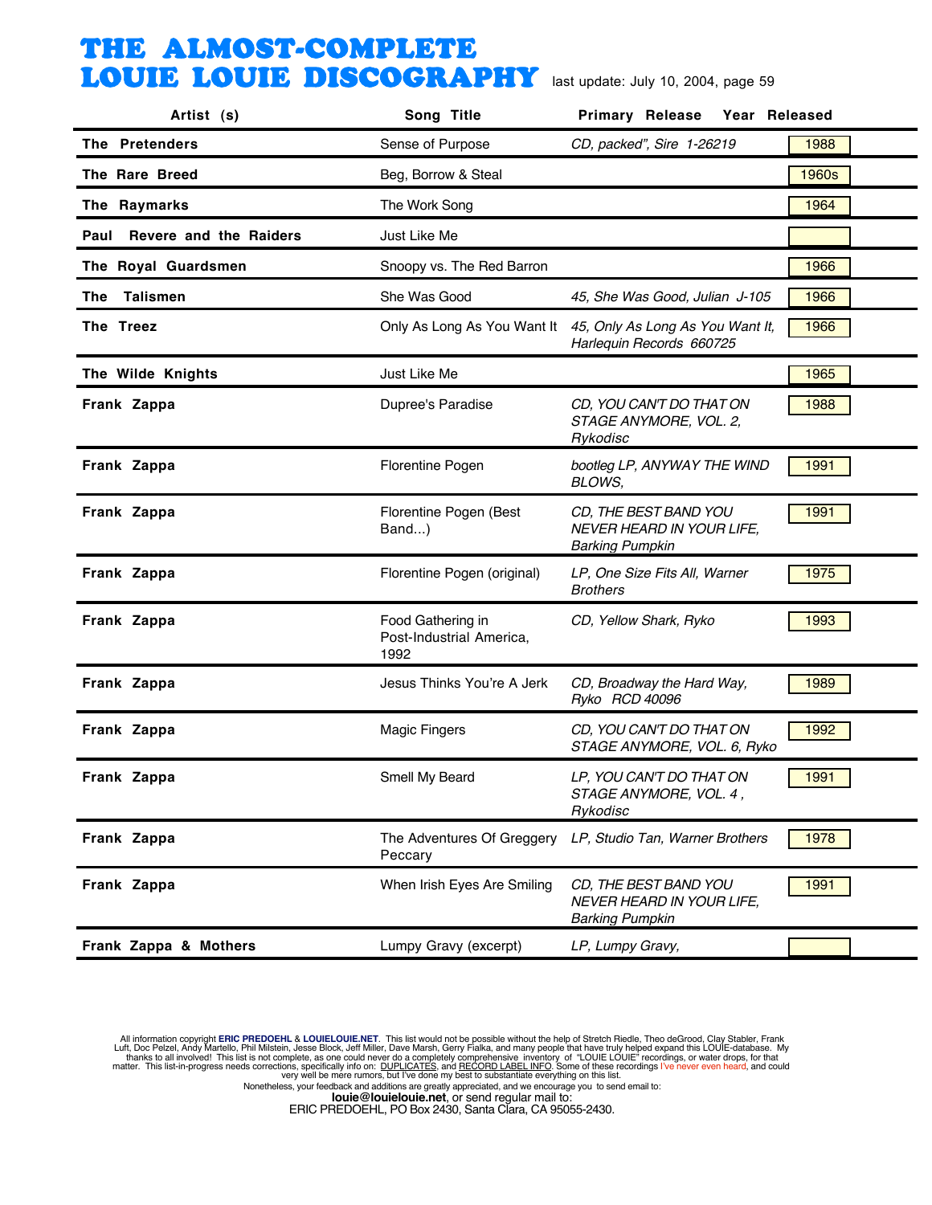# THE ALMOST-COMPLETE LOUIE LOUIE DISCOGRAPHY

last update: July 10, 2004, page 59

| Artist (s) | Song Title | Primary Release | Year Released |
|---|---|---|---|
| **The Pretenders** | Sense of Purpose | *CD, packed", Sire 1-26219* | 1988 |
| **The Rare Breed** | Beg, Borrow & Steal | | 1960s |
| **The Raymarks** | The Work Song | | 1964 |
| **Paul Revere and the Raiders** | Just Like Me | | |
| **The Royal Guardsmen** | Snoopy vs. The Red Barron | | 1966 |
| **The Talismen** | She Was Good | *45, She Was Good, Julian J-105* | 1966 |
| **The Treez** | Only As Long As You Want It | *45, Only As Long As You Want It, Harlequin Records 660725* | 1966 |
| **The Wilde Knights** | Just Like Me | | 1965 |
| **Frank Zappa** | Dupree's Paradise | *CD, YOU CAN'T DO THAT ON STAGE ANYMORE, VOL. 2, Rykodisc* | 1988 |
| **Frank Zappa** | Florentine Pogen | *bootleg LP, ANYWAY THE WIND BLOWS,* | 1991 |
| **Frank Zappa** | Florentine Pogen (Best Band...) | *CD, THE BEST BAND YOU NEVER HEARD IN YOUR LIFE, Barking Pumpkin* | 1991 |
| **Frank Zappa** | Florentine Pogen (original) | *LP, One Size Fits All, Warner Brothers* | 1975 |
| **Frank Zappa** | Food Gathering in Post-Industrial America, 1992 | *CD, Yellow Shark, Ryko* | 1993 |
| **Frank Zappa** | Jesus Thinks You're A Jerk | *CD, Broadway the Hard Way, Ryko RCD 40096* | 1989 |
| **Frank Zappa** | Magic Fingers | *CD, YOU CAN'T DO THAT ON STAGE ANYMORE, VOL. 6, Ryko* | 1992 |
| **Frank Zappa** | Smell My Beard | *LP, YOU CAN'T DO THAT ON STAGE ANYMORE, VOL. 4 , Rykodisc* | 1991 |
| **Frank Zappa** | The Adventures Of Greggery Peccary | *LP, Studio Tan, Warner Brothers* | 1978 |
| **Frank Zappa** | When Irish Eyes Are Smiling | *CD, THE BEST BAND YOU NEVER HEARD IN YOUR LIFE, Barking Pumpkin* | 1991 |
| **Frank Zappa & Mothers** | Lumpy Gravy (excerpt) | *LP, Lumpy Gravy,* | |

All information copyright **ERIC PREDOEHL** & **LOUIELOUIE.NET**. This list would not be possible without the help of Stretch Riedle, Theo deGrood, Clay Stabler, Frank Luft, Doc Pelzel, Andy Martello, Phil Milstein, Jesse Block, Jeff Miller, Dave Marsh, Gerry Fialka, and many people that have truly helped expand this LOUIE-database. My thanks to all involved! This list is not complete, as one could never do a completely comprehensive inventory of "LOUIE LOUIE" recordings, or water drops, for that matter. This list-in-progress needs corrections, specifically info on: DUPLICATES, and RECORD LABEL INFO. Some of these recordings I've never even heard, and could very well be mere rumors, but I've done my best to substantiate everything on this list.
Nonetheless, your feedback and additions are greatly appreciated, and we encourage you to send email to:
**louie@louielouie.net**, or send regular mail to:
ERIC PREDOEHL, PO Box 2430, Santa Clara, CA 95055-2430.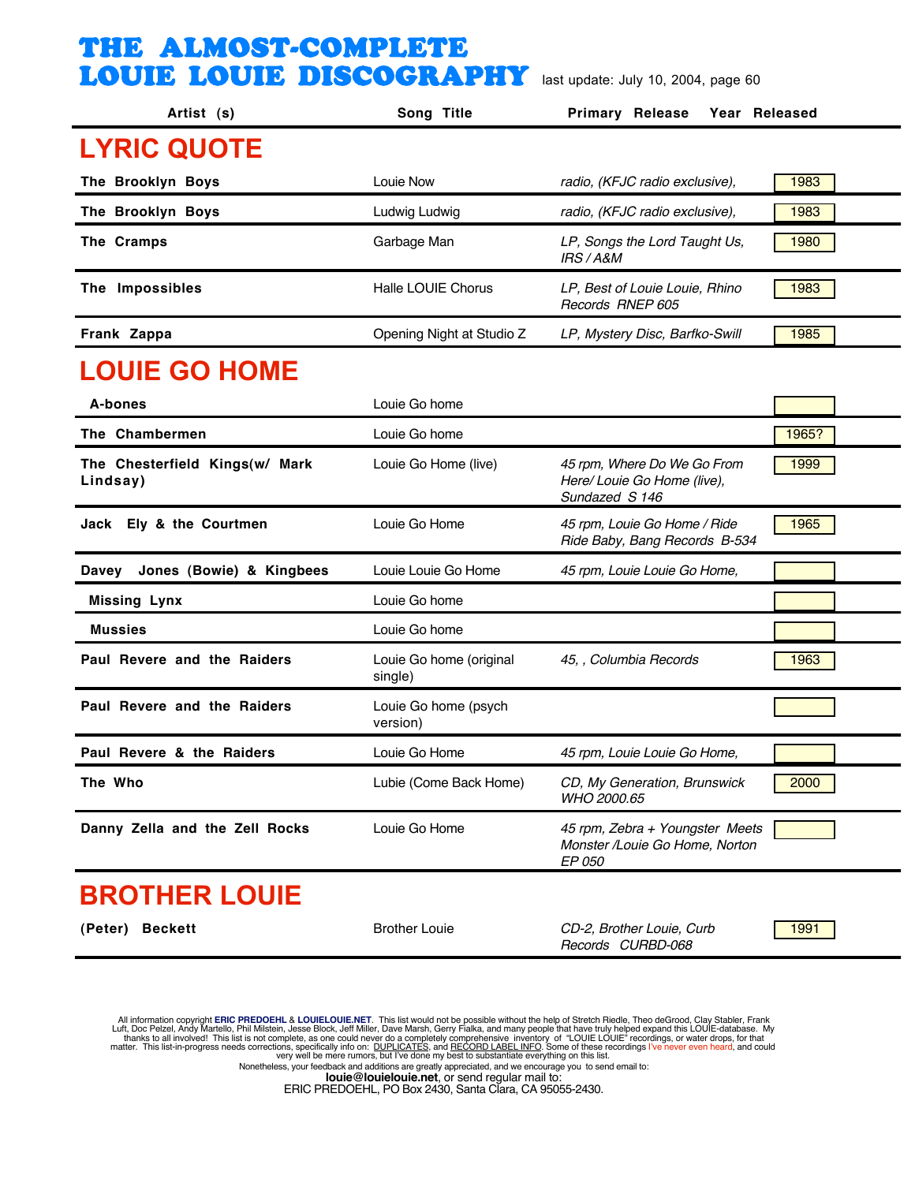# THE ALMOST-COMPLETE LOUIE LOUIE DISCOGRAPHY

last update: July 10, 2004, page 60

| Artist (s) | Song Title | Primary Release | Year Released |
|---|---|---|---|
| **LYRIC QUOTE** | | | |
| **The Brooklyn Boys** | Louie Now | *radio, (KFJC radio exclusive),* | 1983 |
| **The Brooklyn Boys** | Ludwig Ludwig | *radio, (KFJC radio exclusive),* | 1983 |
| **The Cramps** | Garbage Man | *LP, Songs the Lord Taught Us, IRS / A&M* | 1980 |
| **The Impossibles** | Halle LOUIE Chorus | *LP, Best of Louie Louie, Rhino Records RNEP 605* | 1983 |
| **Frank Zappa** | Opening Night at Studio Z | *LP, Mystery Disc, Barfko-Swill* | 1985 |
| **LOUIE GO HOME** | | | |
| **A-bones** | Louie Go home | | |
| **The Chambermen** | Louie Go home | | 1965? |
| **The Chesterfield Kings(w/ Mark Lindsay)** | Louie Go Home (live) | *45 rpm, Where Do We Go From Here/ Louie Go Home (live), Sundazed S 146* | 1999 |
| **Jack Ely & the Courtmen** | Louie Go Home | *45 rpm, Louie Go Home / Ride Ride Baby, Bang Records B-534* | 1965 |
| **Davey Jones (Bowie) & Kingbees** | Louie Louie Go Home | *45 rpm, Louie Louie Go Home,* | |
| **Missing Lynx** | Louie Go home | | |
| **Mussies** | Louie Go home | | |
| **Paul Revere and the Raiders** | Louie Go home (original single) | *45, , Columbia Records* | 1963 |
| **Paul Revere and the Raiders** | Louie Go home (psych version) | | |
| **Paul Revere & the Raiders** | Louie Go Home | *45 rpm, Louie Louie Go Home,* | |
| **The Who** | Lubie (Come Back Home) | *CD, My Generation, Brunswick WHO 2000.65* | 2000 |
| **Danny Zella and the Zell Rocks** | Louie Go Home | *45 rpm, Zebra + Youngster Meets Monster /Louie Go Home, Norton EP 050* | |
| **BROTHER LOUIE** | | | |
| **(Peter) Beckett** | Brother Louie | *CD-2, Brother Louie, Curb Records CURBD-068* | 1991 |

All information copyright **ERIC PREDOEHL** & **LOUIELOUIE.NET**. This list would not be possible without the help of Stretch Riedle, Theo deGrood, Clay Stabler, Frank Luft, Doc Pelzel, Andy Martello, Phil Milstein, Jesse Block, Jeff Miller, Dave Marsh, Gerry Fialka, and many people that have truly helped expand this LOUIE-database. My thanks to all involved! This list is not complete, as one could never do a completely comprehensive inventory of "LOUIE LOUIE" recordings, or water drops, for that matter. This list-in-progress needs corrections, specifically info on: DUPLICATES, and RECORD LABEL INFO. Some of these recordings I've never even heard, and could very well be mere rumors, but I've done my best to substantiate everything on this list.
Nonetheless, your feedback and additions are greatly appreciated, and we encourage you to send email to:
**louie@louielouie.net**, or send regular mail to:
ERIC PREDOEHL, PO Box 2430, Santa Clara, CA 95055-2430.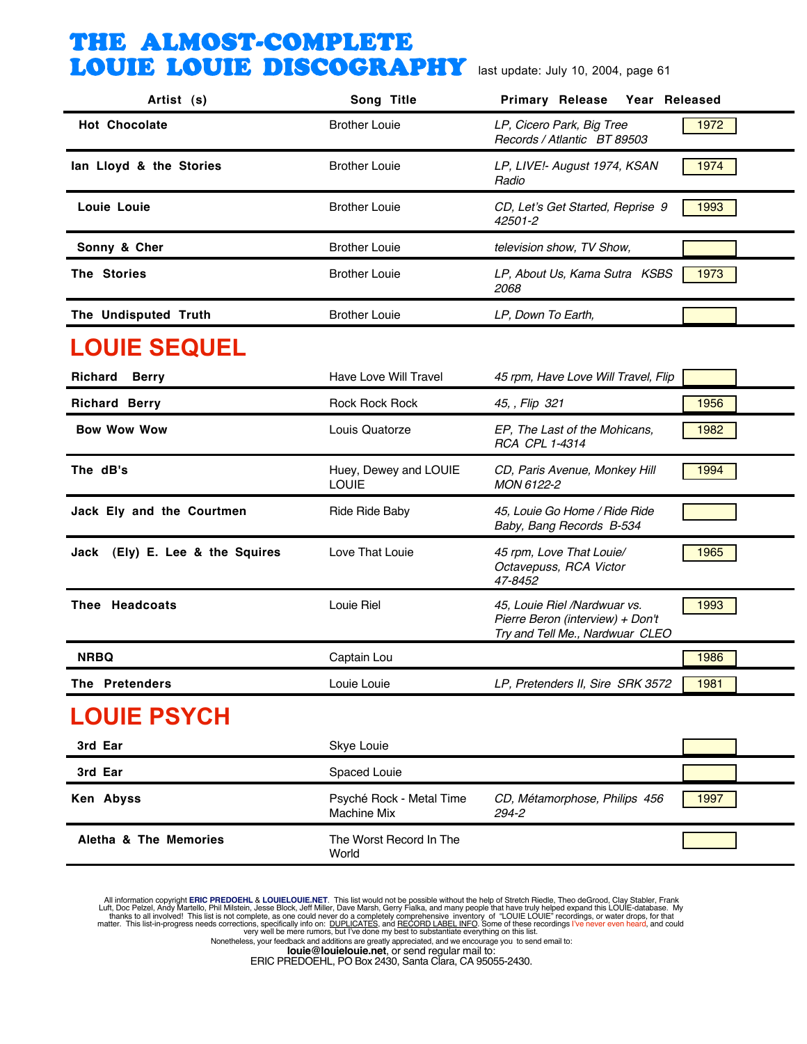# THE ALMOST-COMPLETE LOUIE LOUIE DISCOGRAPHY

last update: July 10, 2004, page 61

| Artist (s) | Song Title | Primary Release | Year Released |
|---|---|---|---|
| Hot Chocolate | Brother Louie | *LP, Cicero Park, Big Tree Records / Atlantic BT 89503* | 1972 |
| Ian Lloyd & the Stories | Brother Louie | *LP, LIVE!- August 1974, KSAN Radio* | 1974 |
| Louie Louie | Brother Louie | *CD, Let's Get Started, Reprise 9 42501-2* | 1993 |
| Sonny & Cher | Brother Louie | *television show, TV Show,* | |
| The Stories | Brother Louie | *LP, About Us, Kama Sutra KSBS 2068* | 1973 |
| The Undisputed Truth | Brother Louie | *LP, Down To Earth,* | |

## LOUIE SEQUEL

| Artist (s) | Song Title | Primary Release | Year Released |
|---|---|---|---|
| Richard Berry | Have Love Will Travel | *45 rpm, Have Love Will Travel, Flip* | |
| Richard Berry | Rock Rock Rock | *45, , Flip 321* | 1956 |
| Bow Wow Wow | Louis Quatorze | *EP, The Last of the Mohicans, RCA CPL 1-4314* | 1982 |
| The dB's | Huey, Dewey and LOUIE LOUIE | *CD, Paris Avenue, Monkey Hill MON 6122-2* | 1994 |
| Jack Ely and the Courtmen | Ride Ride Baby | *45, Louie Go Home / Ride Ride Baby, Bang Records B-534* | |
| Jack (Ely) E. Lee & the Squires | Love That Louie | *45 rpm, Love That Louie/ Octavepuss, RCA Victor 47-8452* | 1965 |
| Thee Headcoats | Louie Riel | *45, Louie Riel /Nardwuar vs. Pierre Beron (interview) + Don't Try and Tell Me., Nardwuar CLEO* | 1993 |
| NRBQ | Captain Lou | | 1986 |
| The Pretenders | Louie Louie | *LP, Pretenders II, Sire SRK 3572* | 1981 |

## LOUIE PSYCH

| Artist (s) | Song Title | Primary Release | Year Released |
|---|---|---|---|
| 3rd Ear | Skye Louie | | |
| 3rd Ear | Spaced Louie | | |
| Ken Abyss | Psyché Rock - Metal Time Machine Mix | *CD, Métamorphose, Philips 456 294-2* | 1997 |
| Aletha & The Memories | The Worst Record In The World | | |

All information copyright **ERIC PREDOEHL** & **LOUIELOUIE.NET**. This list would not be possible without the help of Stretch Riedle, Theo deGrood, Clay Stabler, Frank Luft, Doc Pelzel, Andy Martello, Phil Milstein, Jesse Block, Jeff Miller, Dave Marsh, Gerry Fialka, and many people that have truly helped expand this LOUIE-database. My thanks to all involved! This list is not complete, as one could never do a completely comprehensive inventory of "LOUIE LOUIE" recordings, or water drops, for that matter. This list-in-progress needs corrections, specifically info on: DUPLICATES, and RECORD LABEL INFO. Some of these recordings I've never even heard, and could very well be mere rumors, but I've done my best to substantiate everything on this list.

Nonetheless, your feedback and additions are greatly appreciated, and we encourage you to send email to:

**louie@louielouie.net**, or send regular mail to:

ERIC PREDOEHL, PO Box 2430, Santa Clara, CA 95055-2430.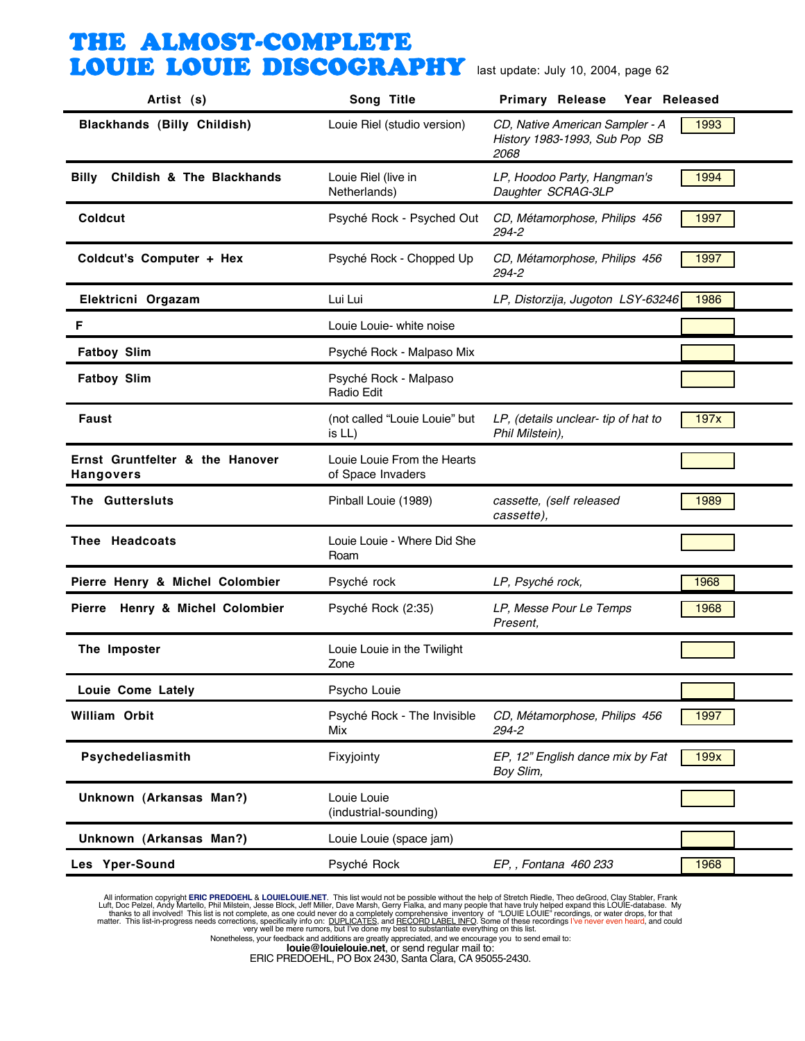# THE ALMOST-COMPLETE LOUIE LOUIE DISCOGRAPHY

last update: July 10, 2004, page 62

| Artist (s) | Song Title | Primary Release | Year Released |
|---|---|---|---|
| Blackhands (Billy Childish) | Louie Riel (studio version) | *CD, Native American Sampler - A History 1983-1993, Sub Pop SB 2068* | 1993 |
| Billy Childish & The Blackhands | Louie Riel (live in Netherlands) | *LP, Hoodoo Party, Hangman's Daughter SCRAG-3LP* | 1994 |
| Coldcut | Psyché Rock - Psyched Out | *CD, Métamorphose, Philips 456 294-2* | 1997 |
| Coldcut's Computer + Hex | Psyché Rock - Chopped Up | *CD, Métamorphose, Philips 456 294-2* | 1997 |
| Elektricni Orgazam | Lui Lui | *LP, Distorzija, Jugoton LSY-63246* | 1986 |
| F | Louie Louie- white noise | | |
| Fatboy Slim | Psyché Rock - Malpaso Mix | | |
| Fatboy Slim | Psyché Rock - Malpaso Radio Edit | | |
| Faust | (not called "Louie Louie" but is LL) | *LP, (details unclear- tip of hat to Phil Milstein),* | 197x |
| Ernst Gruntfelter & the Hanover Hangovers | Louie Louie From the Hearts of Space Invaders | | |
| The Guttersluts | Pinball Louie (1989) | *cassette, (self released cassette),* | 1989 |
| Thee Headcoats | Louie Louie - Where Did She Roam | | |
| Pierre Henry & Michel Colombier | Psyché rock | *LP, Psyché rock,* | 1968 |
| Pierre Henry & Michel Colombier | Psyché Rock (2:35) | *LP, Messe Pour Le Temps Present,* | 1968 |
| The Imposter | Louie Louie in the Twilight Zone | | |
| Louie Come Lately | Psycho Louie | | |
| William Orbit | Psyché Rock - The Invisible Mix | *CD, Métamorphose, Philips 456 294-2* | 1997 |
| Psychedeliasmith | Fixyjointy | *EP, 12" English dance mix by Fat Boy Slim,* | 199x |
| Unknown (Arkansas Man?) | Louie Louie (industrial-sounding) | | |
| Unknown (Arkansas Man?) | Louie Louie (space jam) | | |
| Les Yper-Sound | Psyché Rock | *EP, , Fontana 460 233* | 1968 |

All information copyright **ERIC PREDOEHL** & **LOUIELOUIE.NET**. This list would not be possible without the help of Stretch Riedle, Theo deGrood, Clay Stabler, Frank Luft, Doc Pelzel, Andy Martello, Phil Milstein, Jesse Block, Jeff Miller, Dave Marsh, Gerry Fialka, and many people that have truly helped expand this LOUIE-database. My thanks to all involved! This list is not complete, as one could never do a completely comprehensive inventory of "LOUIE LOUIE" recordings, or water drops, for that matter. This list-in-progress needs corrections, specifically info on: DUPLICATES, and RECORD LABEL INFO. Some of these recordings I've never even heard, and could very well be mere rumors, but I've done my best to substantiate everything on this list.
Nonetheless, your feedback and additions are greatly appreciated, and we encourage you to send email to:
**louie@louielouie.net**, or send regular mail to:
ERIC PREDOEHL, PO Box 2430, Santa Clara, CA 95055-2430.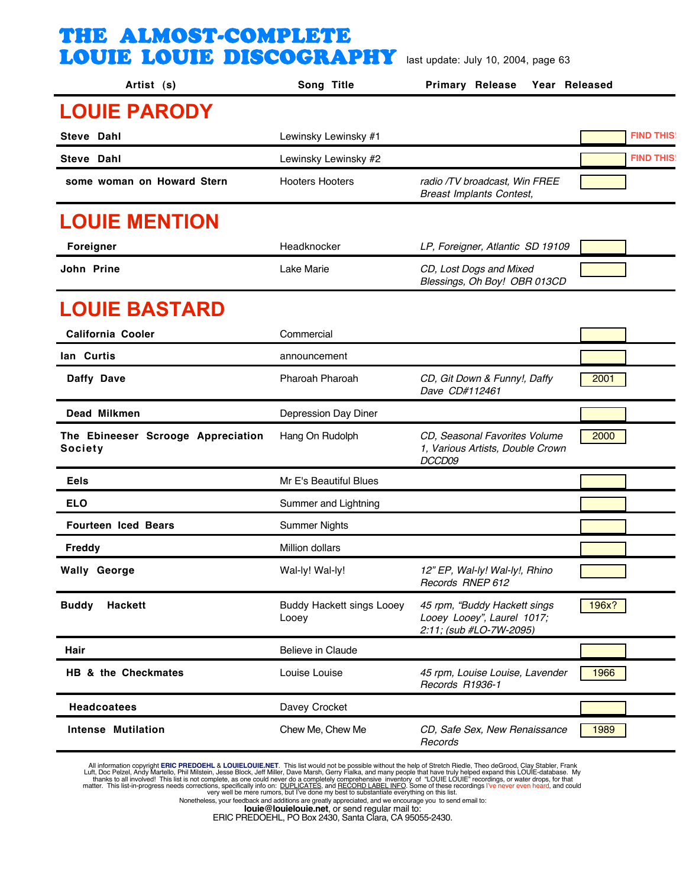# THE ALMOST-COMPLETE LOUIE LOUIE DISCOGRAPHY

last update: July 10, 2004, page 63

| Artist (s) | Song Title | Primary Release | Year Released | |
|---|---|---|---|---|
| **LOUIE PARODY** | | | | |
| **Steve Dahl** | Lewinsky Lewinsky #1 | | | FIND THIS! |
| **Steve Dahl** | Lewinsky Lewinsky #2 | | | FIND THIS! |
| **some woman on Howard Stern** | Hooters Hooters | *radio /TV broadcast, Win FREE Breast Implants Contest,* | | |
| **LOUIE MENTION** | | | | |
| **Foreigner** | Headknocker | *LP, Foreigner, Atlantic SD 19109* | | |
| **John Prine** | Lake Marie | *CD, Lost Dogs and Mixed Blessings, Oh Boy! OBR 013CD* | | |
| **LOUIE BASTARD** | | | | |
| **California Cooler** | Commercial | | | |
| **Ian Curtis** | announcement | | | |
| **Daffy Dave** | Pharoah Pharoah | *CD, Git Down & Funny!, Daffy Dave CD#112461* | 2001 | |
| **Dead Milkmen** | Depression Day Diner | | | |
| **The Ebineeser Scrooge Appreciation Society** | Hang On Rudolph | *CD, Seasonal Favorites Volume 1, Various Artists, Double Crown DCCD09* | 2000 | |
| **Eels** | Mr E's Beautiful Blues | | | |
| **ELO** | Summer and Lightning | | | |
| **Fourteen Iced Bears** | Summer Nights | | | |
| **Freddy** | Million dollars | | | |
| **Wally George** | Wal-ly! Wal-ly! | *12" EP, Wal-ly! Wal-ly!, Rhino Records RNEP 612* | | |
| **Buddy Hackett** | Buddy Hackett sings Looey Looey | *45 rpm, "Buddy Hackett sings Looey Looey", Laurel 1017; 2:11; (sub #LO-7W-2095)* | 196x? | |
| **Hair** | Believe in Claude | | | |
| **HB & the Checkmates** | Louise Louise | *45 rpm, Louise Louise, Lavender Records R1936-1* | 1966 | |
| **Headcoatees** | Davey Crocket | | | |
| **Intense Mutilation** | Chew Me, Chew Me | *CD, Safe Sex, New Renaissance Records* | 1989 | |

All information copyright ERIC PREDOEHL & LOUIELOUIE.NET. This list would not be possible without the help of Stretch Riedle, Theo deGrood, Clay Stabler, Frank Luft, Doc Pelzel, Andy Martello, Phil Milstein, Jesse Block, Jeff Miller, Dave Marsh, Gerry Fialka, and many people that have truly helped expand this LOUIE-database. My thanks to all involved! This list is not complete, as one could never do a completely comprehensive inventory of "LOUIE LOUIE" recordings, or water drops, for that matter. This list-in-progress needs corrections, specifically info on: DUPLICATES, and RECORD LABEL INFO. Some of these recordings I've never even heard, and could very well be mere rumors, but I've done my best to substantiate everything on this list.
Nonetheless, your feedback and additions are greatly appreciated, and we encourage you to send email to:
**louie@louielouie.net**, or send regular mail to:
ERIC PREDOEHL, PO Box 2430, Santa Clara, CA 95055-2430.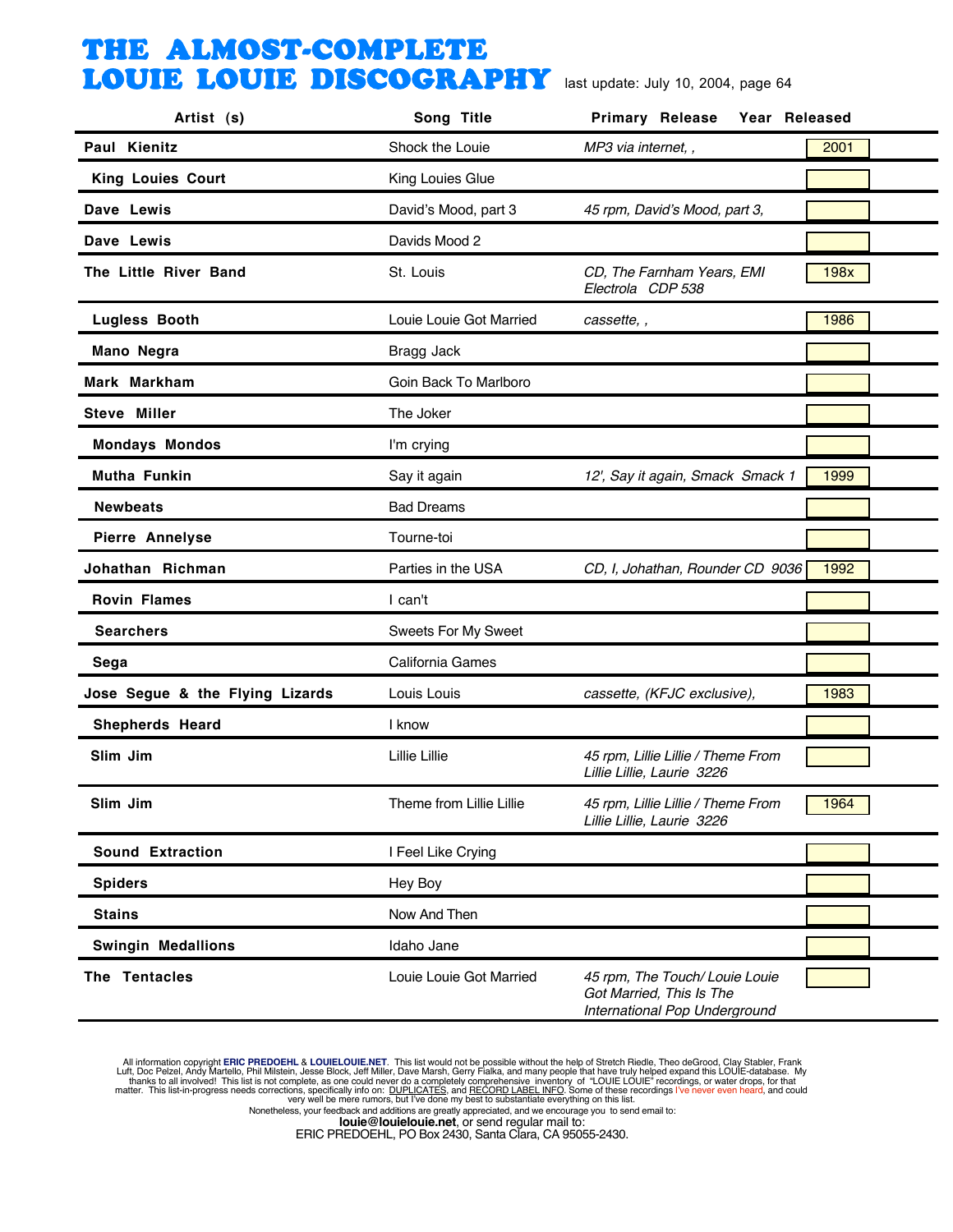# THE ALMOST-COMPLETE LOUIE LOUIE DISCOGRAPHY

last update: July 10, 2004, page 64

| Artist (s) | Song Title | Primary Release | Year Released |
|---|---|---|---|
| **Paul Kienitz** | Shock the Louie | *MP3 via internet, ,* | 2001 |
| **King Louies Court** | King Louies Glue | | |
| **Dave Lewis** | David's Mood, part 3 | *45 rpm, David's Mood, part 3,* | |
| **Dave Lewis** | Davids Mood 2 | | |
| **The Little River Band** | St. Louis | *CD, The Farnham Years, EMI Electrola CDP 538* | 198x |
| **Lugless Booth** | Louie Louie Got Married | *cassette, ,* | 1986 |
| **Mano Negra** | Bragg Jack | | |
| **Mark Markham** | Goin Back To Marlboro | | |
| **Steve Miller** | The Joker | | |
| **Mondays Mondos** | I'm crying | | |
| **Mutha Funkin** | Say it again | *12', Say it again, Smack Smack 1* | 1999 |
| **Newbeats** | Bad Dreams | | |
| **Pierre Annelyse** | Tourne-toi | | |
| **Johathan Richman** | Parties in the USA | *CD, I, Johathan, Rounder CD 9036* | 1992 |
| **Rovin Flames** | I can't | | |
| **Searchers** | Sweets For My Sweet | | |
| **Sega** | California Games | | |
| **Jose Segue & the Flying Lizards** | Louis Louis | *cassette, (KFJC exclusive),* | 1983 |
| **Shepherds Heard** | I know | | |
| **Slim Jim** | Lillie Lillie | *45 rpm, Lillie Lillie / Theme From Lillie Lillie, Laurie 3226* | |
| **Slim Jim** | Theme from Lillie Lillie | *45 rpm, Lillie Lillie / Theme From Lillie Lillie, Laurie 3226* | 1964 |
| **Sound Extraction** | I Feel Like Crying | | |
| **Spiders** | Hey Boy | | |
| **Stains** | Now And Then | | |
| **Swingin Medallions** | Idaho Jane | | |
| **The Tentacles** | Louie Louie Got Married | *45 rpm, The Touch/ Louie Louie Got Married, This Is The International Pop Underground* | |

All information copyright **ERIC PREDOEHL** & **LOUIELOUIE.NET**. This list would not be possible without the help of Stretch Riedle, Theo deGrood, Clay Stabler, Frank Luft, Doc Pelzel, Andy Martello, Phil Milstein, Jesse Block, Jeff Miller, Dave Marsh, Gerry Fialka, and many people that have truly helped expand this LOUIE-database. My thanks to all involved! This list is not complete, as one could never do a completely comprehensive inventory of "LOUIE LOUIE" recordings, or water drops, for that matter. This list-in-progress needs corrections, specifically info on: DUPLICATES, and RECORD LABEL INFO. Some of these recordings I've never even heard, and could very well be mere rumors, but I've done my best to substantiate everything on this list.
Nonetheless, your feedback and additions are greatly appreciated, and we encourage you to send email to:
**louie@louielouie.net**, or send regular mail to:
ERIC PREDOEHL, PO Box 2430, Santa Clara, CA 95055-2430.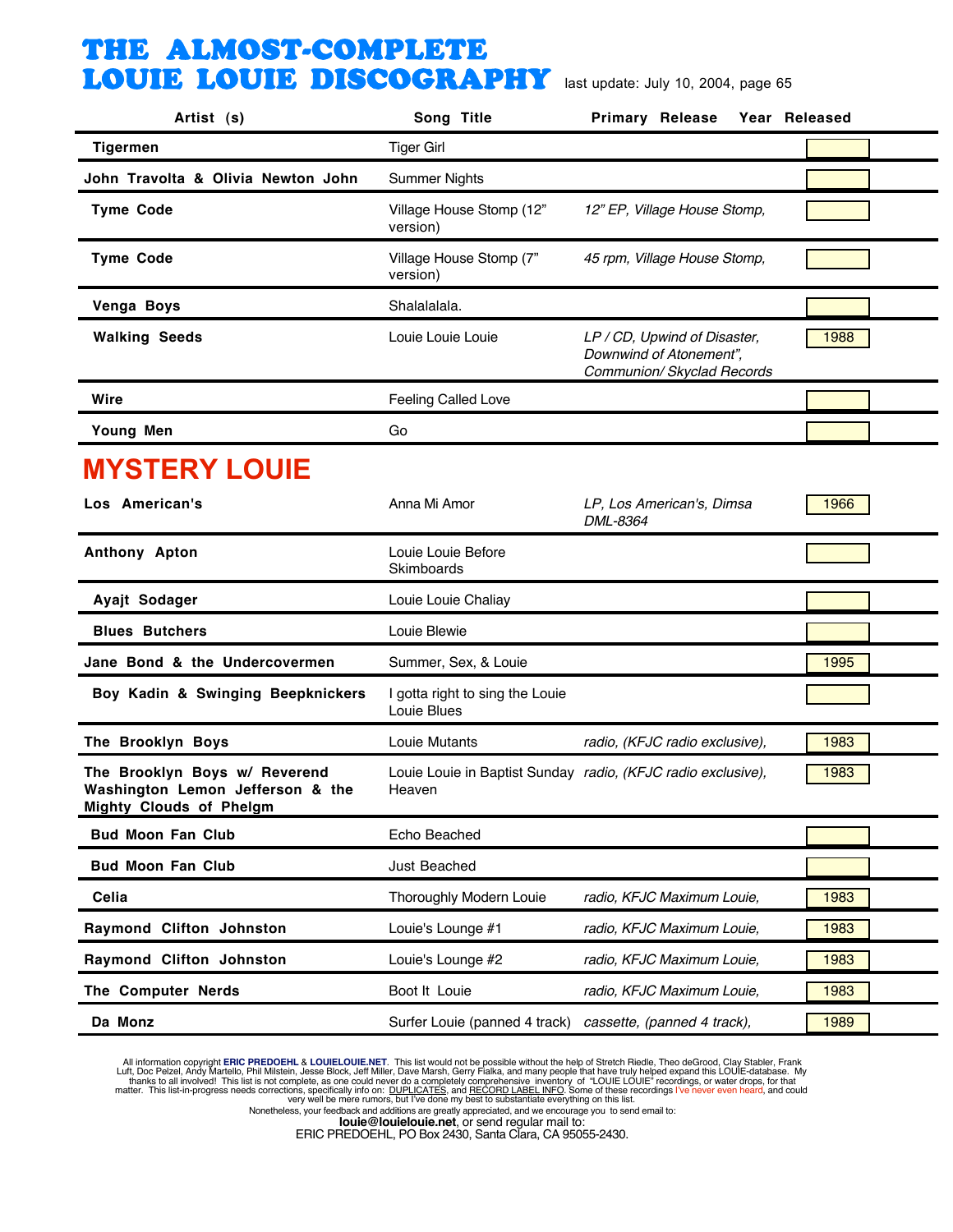# THE ALMOST-COMPLETE LOUIE LOUIE DISCOGRAPHY

last update: July 10, 2004, page 65

| Artist (s) | Song Title | Primary Release | Year Released |
|---|---|---|---|
| Tigermen | Tiger Girl | | |
| John Travolta & Olivia Newton John | Summer Nights | | |
| Tyme Code | Village House Stomp (12" version) | *12" EP, Village House Stomp,* | |
| Tyme Code | Village House Stomp (7" version) | *45 rpm, Village House Stomp,* | |
| Venga Boys | Shalalalala. | | |
| Walking Seeds | Louie Louie Louie | *LP / CD, Upwind of Disaster, Downwind of Atonement", Communion/ Skyclad Records* | 1988 |
| Wire | Feeling Called Love | | |
| Young Men | Go | | |

## MYSTERY LOUIE

| Artist (s) | Song Title | Primary Release | Year Released |
|---|---|---|---|
| Los American's | Anna Mi Amor | *LP, Los American's, Dimsa DML-8364* | 1966 |
| Anthony Apton | Louie Louie Before Skimboards | | |
| Ayajt Sodager | Louie Louie Chaliay | | |
| Blues Butchers | Louie Blewie | | |
| Jane Bond & the Undercovermen | Summer, Sex, & Louie | | 1995 |
| Boy Kadin & Swinging Beepknickers | I gotta right to sing the Louie Louie Blues | | |
| The Brooklyn Boys | Louie Mutants | *radio, (KFJC radio exclusive),* | 1983 |
| The Brooklyn Boys w/ Reverend Washington Lemon Jefferson & the Mighty Clouds of Phelgm | Louie Louie in Baptist Sunday Heaven | *radio, (KFJC radio exclusive),* | 1983 |
| Bud Moon Fan Club | Echo Beached | | |
| Bud Moon Fan Club | Just Beached | | |
| Celia | Thoroughly Modern Louie | *radio, KFJC Maximum Louie,* | 1983 |
| Raymond Clifton Johnston | Louie's Lounge #1 | *radio, KFJC Maximum Louie,* | 1983 |
| Raymond Clifton Johnston | Louie's Lounge #2 | *radio, KFJC Maximum Louie,* | 1983 |
| The Computer Nerds | Boot It Louie | *radio, KFJC Maximum Louie,* | 1983 |
| Da Monz | Surfer Louie (panned 4 track) | *cassette, (panned 4 track),* | 1989 |

All information copyright **ERIC PREDOEHL** & **LOUIELOUIE.NET**. This list would not be possible without the help of Stretch Riedle, Theo deGrood, Clay Stabler, Frank Luft, Doc Pelzel, Andy Martello, Phil Milstein, Jesse Block, Jeff Miller, Dave Marsh, Gerry Fialka, and many people that have truly helped expand this LOUIE-database. My thanks to all involved! This list is not complete, as one could never do a completely comprehensive inventory of "LOUIE LOUIE" recordings, or water drops, for that matter. This list-in-progress needs corrections, specifically info on: DUPLICATES, and RECORD LABEL INFO. Some of these recordings I've never even heard, and could very well be mere rumors, but I've done my best to substantiate everything on this list.
Nonetheless, your feedback and additions are greatly appreciated, and we encourage you to send email to:
**louie@louielouie.net**, or send regular mail to:
ERIC PREDOEHL, PO Box 2430, Santa Clara, CA 95055-2430.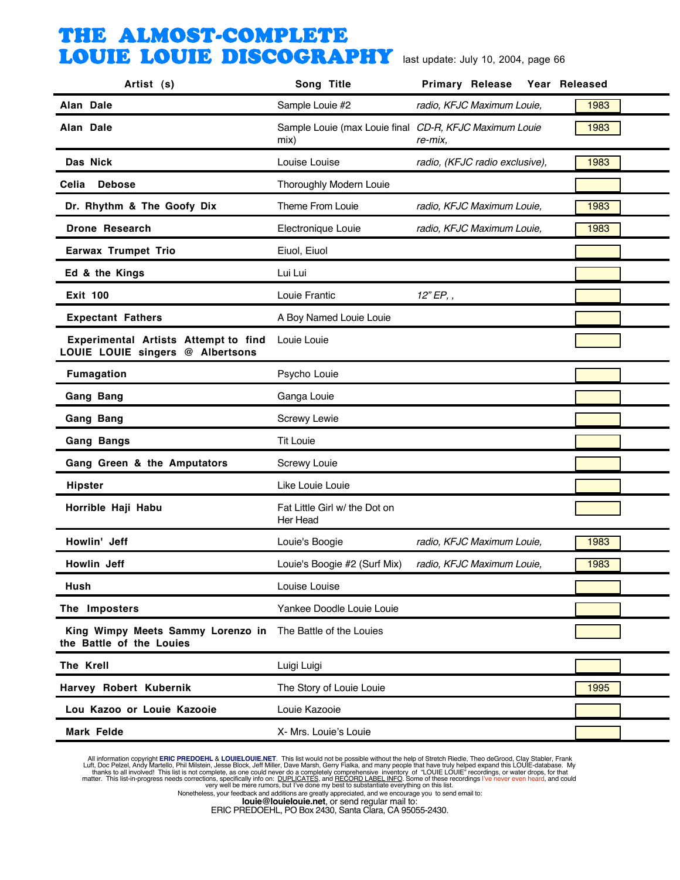# THE ALMOST-COMPLETE LOUIE LOUIE DISCOGRAPHY

last update: July 10, 2004, page 66

| Artist (s) | Song Title | Primary Release | Year Released |
|---|---|---|---|
| **Alan Dale** | Sample Louie #2 | *radio, KFJC Maximum Louie,* | 1983 |
| **Alan Dale** | Sample Louie (max Louie final mix) | *CD-R, KFJC Maximum Louie re-mix,* | 1983 |
| **Das Nick** | Louise Louise | *radio, (KFJC radio exclusive),* | 1983 |
| **Celia Debose** | Thoroughly Modern Louie | | |
| **Dr. Rhythm & The Goofy Dix** | Theme From Louie | *radio, KFJC Maximum Louie,* | 1983 |
| **Drone Research** | Electronique Louie | *radio, KFJC Maximum Louie,* | 1983 |
| **Earwax Trumpet Trio** | Eiuol, Eiuol | | |
| **Ed & the Kings** | Lui Lui | | |
| **Exit 100** | Louie Frantic | *12" EP, ,* | |
| **Expectant Fathers** | A Boy Named Louie Louie | | |
| **Experimental Artists Attempt to find LOUIE LOUIE singers @ Albertsons** | Louie Louie | | |
| **Fumagation** | Psycho Louie | | |
| **Gang Bang** | Ganga Louie | | |
| **Gang Bang** | Screwy Lewie | | |
| **Gang Bangs** | Tit Louie | | |
| **Gang Green & the Amputators** | Screwy Louie | | |
| **Hipster** | Like Louie Louie | | |
| **Horrible Haji Habu** | Fat Little Girl w/ the Dot on Her Head | | |
| **Howlin' Jeff** | Louie's Boogie | *radio, KFJC Maximum Louie,* | 1983 |
| **Howlin Jeff** | Louie's Boogie #2 (Surf Mix) | *radio, KFJC Maximum Louie,* | 1983 |
| **Hush** | Louise Louise | | |
| **The Imposters** | Yankee Doodle Louie Louie | | |
| **King Wimpy Meets Sammy Lorenzo in the Battle of the Louies** | The Battle of the Louies | | |
| **The Krell** | Luigi Luigi | | |
| **Harvey Robert Kubernik** | The Story of Louie Louie | | 1995 |
| **Lou Kazoo or Louie Kazooie** | Louie Kazooie | | |
| **Mark Felde** | X- Mrs. Louie's Loule | | |

All information copyright **ERIC PREDOEHL** & **LOUIELOUIE.NET**. This list would not be possible without the help of Stretch Riedle, Theo deGrood, Clay Stabler, Frank Luft, Doc Pelzel, Andy Martello, Phil Milstein, Jesse Block, Jeff Miller, Dave Marsh, Gerry Fialka, and many people that have truly helped expand this LOUIE-database. My thanks to all involved! This list is not complete, as one could never do a completely comprehensive inventory of "LOUIE LOUIE" recordings, or water drops, for that matter. This list-in-progress needs corrections, specifically info on: DUPLICATES, and RECORD LABEL INFO. Some of these recordings I've never even heard, and could very well be mere rumors, but I've done my best to substantiate everything on this list.

Nonetheless, your feedback and additions are greatly appreciated, and we encourage you to send email to:
**louie@louielouie.net**, or send regular mail to:
ERIC PREDOEHL, PO Box 2430, Santa Clara, CA 95055-2430.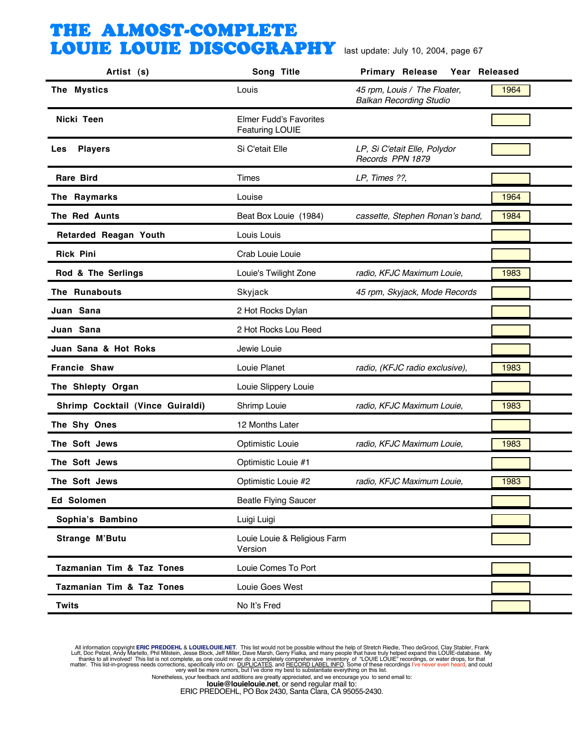# THE ALMOST-COMPLETE LOUIE LOUIE DISCOGRAPHY

last update: July 10, 2004, page 67

| Artist (s) | Song Title | Primary Release | Year Released |
|---|---|---|---|
| **The Mystics** | Louis | *45 rpm, Louis / The Floater, Balkan Recording Studio* | 1964 |
| **Nicki Teen** | Elmer Fudd's Favorites Featuring LOUIE | | |
| **Les Players** | Si C'etait Elle | *LP, Si C'etait Elle, Polydor Records PPN 1879* | |
| **Rare Bird** | Times | *LP, Times ??,* | |
| **The Raymarks** | Louise | | 1964 |
| **The Red Aunts** | Beat Box Louie (1984) | *cassette, Stephen Ronan's band,* | 1984 |
| **Retarded Reagan Youth** | Louis Louis | | |
| **Rick Pini** | Crab Louie Louie | | |
| **Rod & The Serlings** | Louie's Twilight Zone | *radio, KFJC Maximum Louie,* | 1983 |
| **The Runabouts** | Skyjack | *45 rpm, Skyjack, Mode Records* | |
| **Juan Sana** | 2 Hot Rocks Dylan | | |
| **Juan Sana** | 2 Hot Rocks Lou Reed | | |
| **Juan Sana & Hot Roks** | Jewie Louie | | |
| **Francie Shaw** | Louie Planet | *radio, (KFJC radio exclusive),* | 1983 |
| **The Shlepty Organ** | Louie Slippery Louie | | |
| **Shrimp Cocktail (Vince Guiraldi)** | Shrimp Louie | *radio, KFJC Maximum Louie,* | 1983 |
| **The Shy Ones** | 12 Months Later | | |
| **The Soft Jews** | Optimistic Louie | *radio, KFJC Maximum Louie,* | 1983 |
| **The Soft Jews** | Optimistic Louie #1 | | |
| **The Soft Jews** | Optimistic Louie #2 | *radio, KFJC Maximum Louie,* | 1983 |
| **Ed Solomen** | Beatle Flying Saucer | | |
| **Sophia's Bambino** | Luigi Luigi | | |
| **Strange M'Butu** | Louie Louie & Religious Farm Version | | |
| **Tazmanian Tim & Taz Tones** | Louie Comes To Port | | |
| **Tazmanian Tim & Taz Tones** | Louie Goes West | | |
| **Twits** | No It's Fred | | |

All information copyright **ERIC PREDOEHL** & **LOUIELOUIE.NET**. This list would not be possible without the help of Stretch Riedle, Theo deGrood, Clay Stabler, Frank Luft, Doc Pelzel, Andy Martello, Phil Milstein, Jesse Block, Jeff Miller, Dave Marsh, Gerry Fialka, and many people that have truly helped expand this LOUIE-database. My thanks to all involved! This list is not complete, as one could never do a completely comprehensive inventory of "LOUIE LOUIE" recordings, or water drops, for that matter. This list-in-progress needs corrections, specifically info on: DUPLICATES, and RECORD LABEL INFO. Some of these recordings I've never even heard, and could very well be mere rumors, but I've done my best to substantiate everything on this list.
Nonetheless, your feedback and additions are greatly appreciated, and we encourage you to send email to:
**louie@louielouie.net**, or send regular mail to:
ERIC PREDOEHL, PO Box 2430, Santa Clara, CA 95055-2430.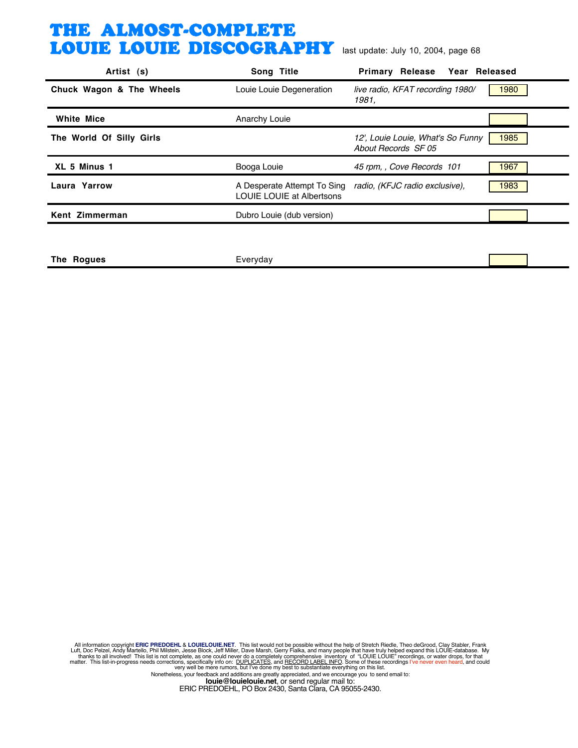# THE ALMOST-COMPLETE LOUIE LOUIE DISCOGRAPHY

last update: July 10, 2004, page 68

| Artist (s) | Song Title | Primary Release | Year Released |
|---|---|---|---|
| **Chuck Wagon & The Wheels** | Louie Louie Degeneration | *live radio, KFAT recording 1980/ 1981,* | 1980 |
| **White Mice** | Anarchy Louie | | |
| **The World Of Silly Girls** | | *12', Louie Louie, What's So Funny About Records SF 05* | 1985 |
| **XL 5 Minus 1** | Booga Louie | *45 rpm, , Cove Records 101* | 1967 |
| **Laura Yarrow** | A Desperate Attempt To Sing LOUIE LOUIE at Albertsons | *radio, (KFJC radio exclusive),* | 1983 |
| **Kent Zimmerman** | Dubro Louie (dub version) | | |
| **The Rogues** | Everyday | | |

All information copyright **ERIC PREDOEHL** & **LOUIELOUIE.NET**. This list would not be possible without the help of Stretch Riedle, Theo deGrood, Clay Stabler, Frank Luft, Doc Pelzel, Andy Martello, Phil Milstein, Jesse Block, Jeff Miller, Dave Marsh, Gerry Fialka, and many people that have truly helped expand this LOUIE-database. My thanks to all involved! This list is not complete, as one could never do a completely comprehensive inventory of "LOUIE LOUIE" recordings, or water drops, for that matter. This list-in-progress needs corrections, specifically info on: DUPLICATES, and RECORD LABEL INFO. Some of these recordings I've never even heard, and could very well be mere rumors, but I've done my best to substantiate everything on this list.

Nonetheless, your feedback and additions are greatly appreciated, and we encourage you to send email to:
**louie@louielouie.net**, or send regular mail to:
ERIC PREDOEHL, PO Box 2430, Santa Clara, CA 95055-2430.